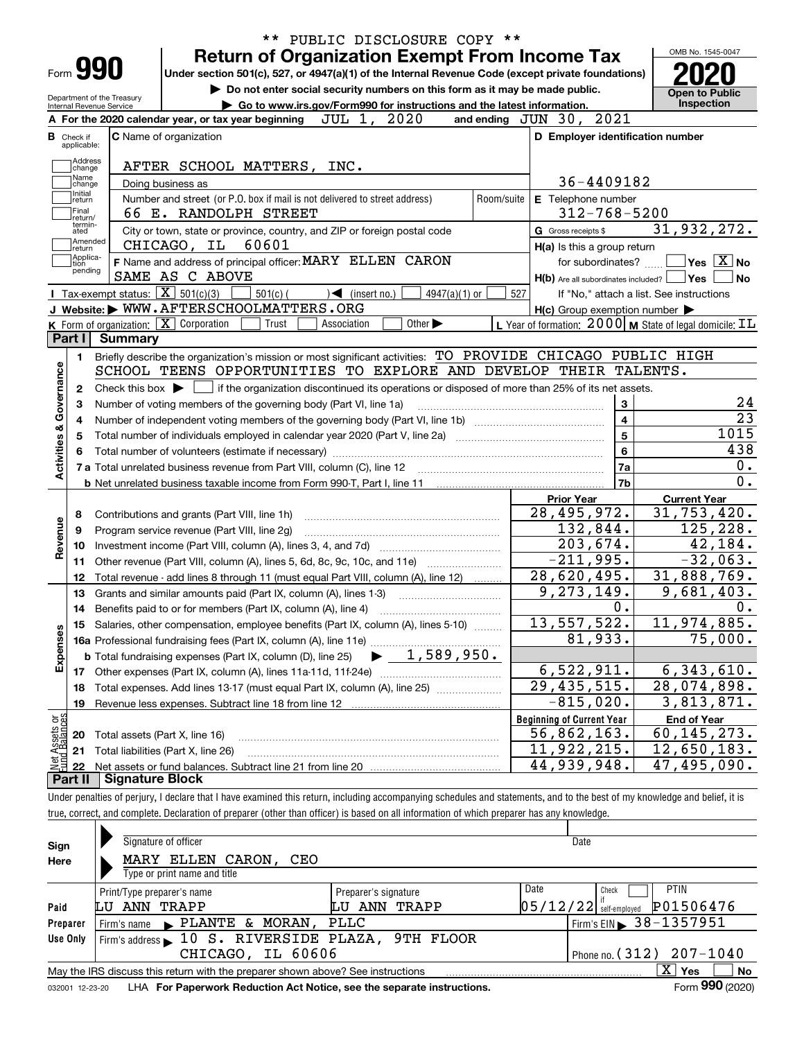** PUBLIC DISCLOSURE COPY **

# Form 990 — Return of Organization Exempt From Income Tax

Under section 501(c), 527, or 4947(a)(1) of the Internal Revenue Code (except private foundations)

▶ Do not enter social security numbers on this form as it may be made public.

▶ Go to www.irs.gov/Form990 for instructions and the latest information.

Department of the Treasury
Internal Revenue Service

OMB No. 1545-0047

**2020**

**Open to Public Inspection**

**A** For the 2020 calendar year, or tax year beginning JUL 1, 2020 and ending JUN 30, 2021

**B** Check if applicable: Address change, Name change, Initial return, Final return/terminated, Amended return, Application pending

**C** Name of organization: AFTER SCHOOL MATTERS, INC.

Doing business as

Number and street (or P.O. box if mail is not delivered to street address): 66 E. RANDOLPH STREET — Room/suite

City or town, state or province, country, and ZIP or foreign postal code: CHICAGO, IL 60601

**D** Employer identification number: 36-4409182

**E** Telephone number: 312-768-5200

**G** Gross receipts $ 31,932,272.

**F** Name and address of principal officer: MARY ELLEN CARON, SAME AS C ABOVE

**H(a)** Is this a group return for subordinates? ☐ Yes ☒ No

**H(b)** Are all subordinates included? ☐ Yes ☐ No — If "No," attach a list. See instructions

**H(c)** Group exemption number ▶

**I** Tax-exempt status: ☒ 501(c)(3) ☐ 501(c) ( ) ◀ (insert no.) ☐ 4947(a)(1) or ☐ 527

**J** Website: ▶ WWW.AFTERSCHOOLMATTERS.ORG

**K** Form of organization: ☒ Corporation ☐ Trust ☐ Association ☐ Other ▶

**L** Year of formation: 2000 **M** State of legal domicile: IL

## Part I Summary

### Activities & Governance

1. Briefly describe the organization's mission or most significant activities: TO PROVIDE CHICAGO PUBLIC HIGH SCHOOL TEENS OPPORTUNITIES TO EXPLORE AND DEVELOP THEIR TALENTS.
2. Check this box ▶ ☐ if the organization discontinued its operations or disposed of more than 25% of its net assets.

| Line | Description | | Value |
|---|---|---|---|
| 3 | Number of voting members of the governing body (Part VI, line 1a) | 3 | 24 |
| 4 | Number of independent voting members of the governing body (Part VI, line 1b) | 4 | 23 |
| 5 | Total number of individuals employed in calendar year 2020 (Part V, line 2a) | 5 | 1015 |
| 6 | Total number of volunteers (estimate if necessary) | 6 | 438 |
| 7a | Total unrelated business revenue from Part VIII, column (C), line 12 | 7a | 0. |
| 7b | Net unrelated business taxable income from Form 990-T, Part I, line 11 | 7b | 0. |

### Revenue, Expenses, and Net Assets

| Line | Description | Prior Year | Current Year |
|---|---|---|---|
| 8 | Contributions and grants (Part VIII, line 1h) | 28,495,972. | 31,753,420. |
| 9 | Program service revenue (Part VIII, line 2g) | 132,844. | 125,228. |
| 10 | Investment income (Part VIII, column (A), lines 3, 4, and 7d) | 203,674. | 42,184. |
| 11 | Other revenue (Part VIII, column (A), lines 5, 6d, 8c, 9c, 10c, and 11e) | -211,995. | -32,063. |
| 12 | Total revenue - add lines 8 through 11 (must equal Part VIII, column (A), line 12) | 28,620,495. | 31,888,769. |
| 13 | Grants and similar amounts paid (Part IX, column (A), lines 1-3) | 9,273,149. | 9,681,403. |
| 14 | Benefits paid to or for members (Part IX, column (A), line 4) | 0. | 0. |
| 15 | Salaries, other compensation, employee benefits (Part IX, column (A), lines 5-10) | 13,557,522. | 11,974,885. |
| 16a | Professional fundraising fees (Part IX, column (A), line 11e) | 81,933. | 75,000. |
| b | Total fundraising expenses (Part IX, column (D), line 25) ▶ 1,589,950. | | |
| 17 | Other expenses (Part IX, column (A), lines 11a-11d, 11f-24e) | 6,522,911. | 6,343,610. |
| 18 | Total expenses. Add lines 13-17 (must equal Part IX, column (A), line 25) | 29,435,515. | 28,074,898. |
| 19 | Revenue less expenses. Subtract line 18 from line 12 | -815,020. | 3,813,871. |

| Line | Description | Beginning of Current Year | End of Year |
|---|---|---|---|
| 20 | Total assets (Part X, line 16) | 56,862,163. | 60,145,273. |
| 21 | Total liabilities (Part X, line 26) | 11,922,215. | 12,650,183. |
| 22 | Net assets or fund balances. Subtract line 21 from line 20 | 44,939,948. | 47,495,090. |

## Part II Signature Block

Under penalties of perjury, I declare that I have examined this return, including accompanying schedules and statements, and to the best of my knowledge and belief, it is true, correct, and complete. Declaration of preparer (other than officer) is based on all information of which preparer has any knowledge.

**Sign Here**

Signature of officer — Date

MARY ELLEN CARON, CEO
Type or print name and title

**Paid Preparer Use Only**

| Print/Type preparer's name | Preparer's signature | Date | Check if self-employed | PTIN |
|---|---|---|---|---|
| LU ANN TRAPP | LU ANN TRAPP | 05/12/22 | ☐ | P01506476 |

Firm's name ▶ PLANTE & MORAN, PLLC — Firm's EIN ▶ 38-1357951

Firm's address ▶ 10 S. RIVERSIDE PLAZA, 9TH FLOOR, CHICAGO, IL 60606 — Phone no. (312) 207-1040

May the IRS discuss this return with the preparer shown above? See instructions ☒ Yes ☐ No

032001 12-23-20 LHA For Paperwork Reduction Act Notice, see the separate instructions. Form **990** (2020)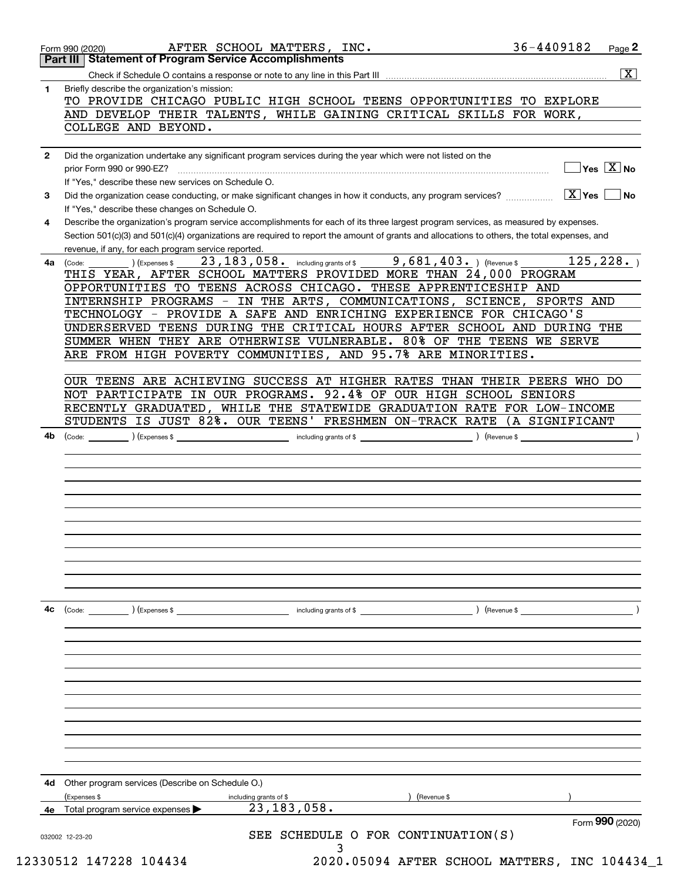Form 990 (2020) AFTER SCHOOL MATTERS, INC. 36-4409182 Page **2**

## Part III Statement of Program Service Accomplishments

Check if Schedule O contains a response or note to any line in this Part III .......... [X]

**1** Briefly describe the organization's mission:

TO PROVIDE CHICAGO PUBLIC HIGH SCHOOL TEENS OPPORTUNITIES TO EXPLORE AND DEVELOP THEIR TALENTS, WHILE GAINING CRITICAL SKILLS FOR WORK, COLLEGE AND BEYOND.

**2** Did the organization undertake any significant program services during the year which were not listed on the prior Form 990 or 990-EZ? .......... [ ] Yes [X] No

If "Yes," describe these new services on Schedule O.

**3** Did the organization cease conducting, or make significant changes in how it conducts, any program services? .......... [X] Yes [ ] No

If "Yes," describe these changes on Schedule O.

**4** Describe the organization's program service accomplishments for each of its three largest program services, as measured by expenses. Section 501(c)(3) and 501(c)(4) organizations are required to report the amount of grants and allocations to others, the total expenses, and revenue, if any, for each program service reported.

**4a** (Code: ) (Expenses $ 23,183,058. including grants of $ 9,681,403. ) (Revenue $ 125,228. )

THIS YEAR, AFTER SCHOOL MATTERS PROVIDED MORE THAN 24,000 PROGRAM OPPORTUNITIES TO TEENS ACROSS CHICAGO. THESE APPRENTICESHIP AND INTERNSHIP PROGRAMS - IN THE ARTS, COMMUNICATIONS, SCIENCE, SPORTS AND TECHNOLOGY - PROVIDE A SAFE AND ENRICHING EXPERIENCE FOR CHICAGO'S UNDERSERVED TEENS DURING THE CRITICAL HOURS AFTER SCHOOL AND DURING THE SUMMER WHEN THEY ARE OTHERWISE VULNERABLE. 80% OF THE TEENS WE SERVE ARE FROM HIGH POVERTY COMMUNITIES, AND 95.7% ARE MINORITIES.

OUR TEENS ARE ACHIEVING SUCCESS AT HIGHER RATES THAN THEIR PEERS WHO DO NOT PARTICIPATE IN OUR PROGRAMS. 92.4% OF OUR HIGH SCHOOL SENIORS RECENTLY GRADUATED, WHILE THE STATEWIDE GRADUATION RATE FOR LOW-INCOME STUDENTS IS JUST 82%. OUR TEENS' FRESHMEN ON-TRACK RATE (A SIGNIFICANT

**4b** (Code: ) (Expenses $ including grants of $ ) (Revenue $ )

**4c** (Code: ) (Expenses $ including grants of $ ) (Revenue $ )

**4d** Other program services (Describe on Schedule O.)

(Expenses $ including grants of $ ) (Revenue $ )

**4e** Total program services expenses ▶ 23,183,058.

Form **990** (2020)

SEE SCHEDULE O FOR CONTINUATION(S)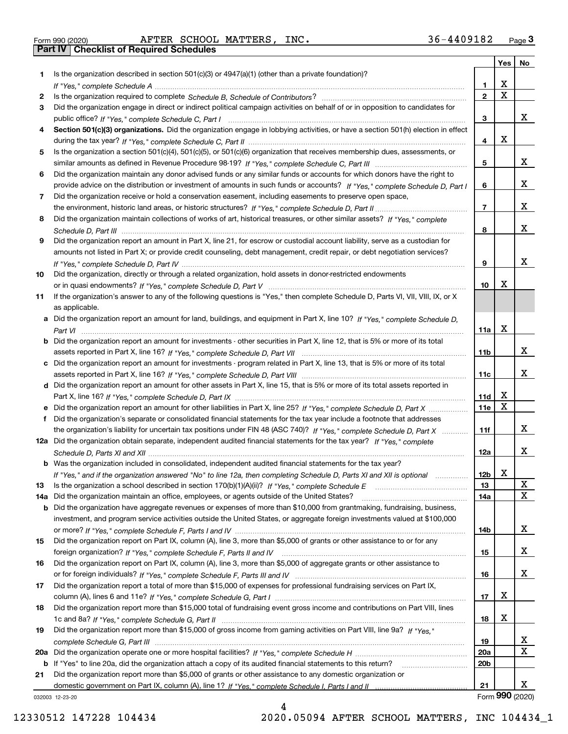Form 990 (2020) AFTER SCHOOL MATTERS, INC. 36-4409182

## Part IV Checklist of Required Schedules

| | | | Yes | No |
|---|---|---|---|---|
| 1 | Is the organization described in section 501(c)(3) or 4947(a)(1) (other than a private foundation)? *If "Yes," complete Schedule A* | 1 | X | |
| 2 | Is the organization required to complete *Schedule B, Schedule of Contributors*? | 2 | X | |
| 3 | Did the organization engage in direct or indirect political campaign activities on behalf of or in opposition to candidates for public office? *If "Yes," complete Schedule C, Part I* | 3 | | X |
| 4 | **Section 501(c)(3) organizations.** Did the organization engage in lobbying activities, or have a section 501(h) election in effect during the tax year? *If "Yes," complete Schedule C, Part II* | 4 | X | |
| 5 | Is the organization a section 501(c)(4), 501(c)(5), or 501(c)(6) organization that receives membership dues, assessments, or similar amounts as defined in Revenue Procedure 98-19? *If "Yes," complete Schedule C, Part III* | 5 | | X |
| 6 | Did the organization maintain any donor advised funds or any similar funds or accounts for which donors have the right to provide advice on the distribution or investment of amounts in such funds or accounts? *If "Yes," complete Schedule D, Part I* | 6 | | X |
| 7 | Did the organization receive or hold a conservation easement, including easements to preserve open space, the environment, historic land areas, or historic structures? *If "Yes," complete Schedule D, Part II* | 7 | | X |
| 8 | Did the organization maintain collections of works of art, historical treasures, or other similar assets? *If "Yes," complete Schedule D, Part III* | 8 | | X |
| 9 | Did the organization report an amount in Part X, line 21, for escrow or custodial account liability, serve as a custodian for amounts not listed in Part X; or provide credit counseling, debt management, credit repair, or debt negotiation services? *If "Yes," complete Schedule D, Part IV* | 9 | | X |
| 10 | Did the organization, directly or through a related organization, hold assets in donor-restricted endowments or in quasi endowments? *If "Yes," complete Schedule D, Part V* | 10 | X | |
| 11 | If the organization's answer to any of the following questions is "Yes," then complete Schedule D, Parts VI, VII, VIII, IX, or X as applicable. | | | |
| a | Did the organization report an amount for land, buildings, and equipment in Part X, line 10? *If "Yes," complete Schedule D, Part VI* | 11a | X | |
| b | Did the organization report an amount for investments - other securities in Part X, line 12, that is 5% or more of its total assets reported in Part X, line 16? *If "Yes," complete Schedule D, Part VII* | 11b | | X |
| c | Did the organization report an amount for investments - program related in Part X, line 13, that is 5% or more of its total assets reported in Part X, line 16? *If "Yes," complete Schedule D, Part VIII* | 11c | | X |
| d | Did the organization report an amount for other assets in Part X, line 15, that is 5% or more of its total assets reported in Part X, line 16? *If "Yes," complete Schedule D, Part IX* | 11d | X | |
| e | Did the organization report an amount for other liabilities in Part X, line 25? *If "Yes," complete Schedule D, Part X* | 11e | X | |
| f | Did the organization's separate or consolidated financial statements for the tax year include a footnote that addresses the organization's liability for uncertain tax positions under FIN 48 (ASC 740)? *If "Yes," complete Schedule D, Part X* | 11f | | X |
| 12a | Did the organization obtain separate, independent audited financial statements for the tax year? *If "Yes," complete Schedule D, Parts XI and XII* | 12a | | X |
| b | Was the organization included in consolidated, independent audited financial statements for the tax year? *If "Yes," and if the organization answered "No" to line 12a, then completing Schedule D, Parts XI and XII is optional* | 12b | X | |
| 13 | Is the organization a school described in section 170(b)(1)(A)(ii)? *If "Yes," complete Schedule E* | 13 | | X |
| 14a | Did the organization maintain an office, employees, or agents outside of the United States? | 14a | | X |
| b | Did the organization have aggregate revenues or expenses of more than $10,000 from grantmaking, fundraising, business, investment, and program service activities outside the United States, or aggregate foreign investments valued at $100,000 or more? *If "Yes," complete Schedule F, Parts I and IV* | 14b | | X |
| 15 | Did the organization report on Part IX, column (A), line 3, more than $5,000 of grants or other assistance to or for any foreign organization? *If "Yes," complete Schedule F, Parts II and IV* | 15 | | X |
| 16 | Did the organization report on Part IX, column (A), line 3, more than $5,000 of aggregate grants or other assistance to or for foreign individuals? *If "Yes," complete Schedule F, Parts III and IV* | 16 | | X |
| 17 | Did the organization report a total of more than $15,000 of expenses for professional fundraising services on Part IX, column (A), lines 6 and 11e? *If "Yes," complete Schedule G, Part I* | 17 | X | |
| 18 | Did the organization report more than $15,000 total of fundraising event gross income and contributions on Part VIII, lines 1c and 8a? *If "Yes," complete Schedule G, Part II* | 18 | X | |
| 19 | Did the organization report more than $15,000 of gross income from gaming activities on Part VIII, line 9a? *If "Yes," complete Schedule G, Part III* | 19 | | X |
| 20a | Did the organization operate one or more hospital facilities? *If "Yes," complete Schedule H* | 20a | | X |
| b | If "Yes" to line 20a, did the organization attach a copy of its audited financial statements to this return? | 20b | | |
| 21 | Did the organization report more than $5,000 of grants or other assistance to any domestic organization or domestic government on Part IX, column (A), line 1? *If "Yes," complete Schedule I, Parts I and II* | 21 | | X |

032003 12-23-20 Form **990** (2020)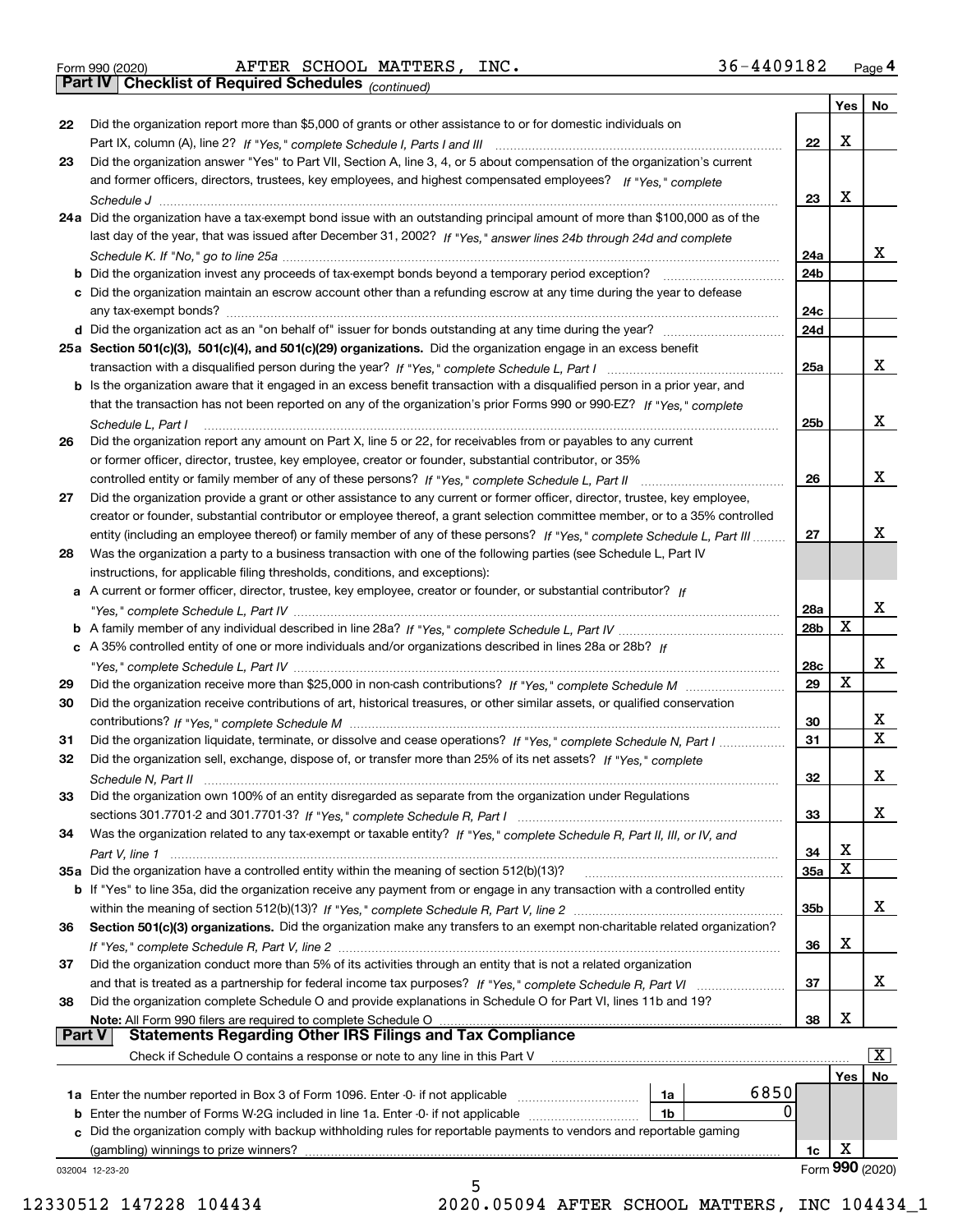Form 990 (2020) AFTER SCHOOL MATTERS, INC. 36-4409182 Page 4

## Part IV Checklist of Required Schedules *(continued)*

| | | | Yes | No |
|---|---|---|---|---|
| 22 | Did the organization report more than $5,000 of grants or other assistance to or for domestic individuals on Part IX, column (A), line 2? *If "Yes," complete Schedule I, Parts I and III* | 22 | X | |
| 23 | Did the organization answer "Yes" to Part VII, Section A, line 3, 4, or 5 about compensation of the organization's current and former officers, directors, trustees, key employees, and highest compensated employees? *If "Yes," complete Schedule J* | 23 | X | |
| 24a | Did the organization have a tax-exempt bond issue with an outstanding principal amount of more than $100,000 as of the last day of the year, that was issued after December 31, 2002? *If "Yes," answer lines 24b through 24d and complete Schedule K. If "No," go to line 25a* | 24a | | X |
| b | Did the organization invest any proceeds of tax-exempt bonds beyond a temporary period exception? | 24b | | |
| c | Did the organization maintain an escrow account other than a refunding escrow at any time during the year to defease any tax-exempt bonds? | 24c | | |
| d | Did the organization act as an "on behalf of" issuer for bonds outstanding at any time during the year? | 24d | | |
| 25a | **Section 501(c)(3), 501(c)(4), and 501(c)(29) organizations.** Did the organization engage in an excess benefit transaction with a disqualified person during the year? *If "Yes," complete Schedule L, Part I* | 25a | | X |
| b | Is the organization aware that it engaged in an excess benefit transaction with a disqualified person in a prior year, and that the transaction has not been reported on any of the organization's prior Forms 990 or 990-EZ? *If "Yes," complete Schedule L, Part I* | 25b | | X |
| 26 | Did the organization report any amount on Part X, line 5 or 22, for receivables from or payables to any current or former officer, director, trustee, key employee, creator or founder, substantial contributor, or 35% controlled entity or family member of any of these persons? *If "Yes," complete Schedule L, Part II* | 26 | | X |
| 27 | Did the organization provide a grant or other assistance to any current or former officer, director, trustee, key employee, creator or founder, substantial contributor or employee thereof, a grant selection committee member, or to a 35% controlled entity (including an employee thereof) or family member of any of these persons? *If "Yes," complete Schedule L, Part III* | 27 | | X |
| 28 | Was the organization a party to a business transaction with one of the following parties (see Schedule L, Part IV instructions, for applicable filing thresholds, conditions, and exceptions): | | | |
| a | A current or former officer, director, trustee, key employee, creator or founder, or substantial contributor? *If "Yes," complete Schedule L, Part IV* | 28a | | X |
| b | A family member of any individual described in line 28a? *If "Yes," complete Schedule L, Part IV* | 28b | X | |
| c | A 35% controlled entity of one or more individuals and/or organizations described in lines 28a or 28b? *If "Yes," complete Schedule L, Part IV* | 28c | | X |
| 29 | Did the organization receive more than $25,000 in non-cash contributions? *If "Yes," complete Schedule M* | 29 | X | |
| 30 | Did the organization receive contributions of art, historical treasures, or other similar assets, or qualified conservation contributions? *If "Yes," complete Schedule M* | 30 | | X |
| 31 | Did the organization liquidate, terminate, or dissolve and cease operations? *If "Yes," complete Schedule N, Part I* | 31 | | X |
| 32 | Did the organization sell, exchange, dispose of, or transfer more than 25% of its net assets? *If "Yes," complete Schedule N, Part II* | 32 | | X |
| 33 | Did the organization own 100% of an entity disregarded as separate from the organization under Regulations sections 301.7701-2 and 301.7701-3? *If "Yes," complete Schedule R, Part I* | 33 | | X |
| 34 | Was the organization related to any tax-exempt or taxable entity? *If "Yes," complete Schedule R, Part II, III, or IV, and Part V, line 1* | 34 | X | |
| 35a | Did the organization have a controlled entity within the meaning of section 512(b)(13)? | 35a | X | |
| b | If "Yes" to line 35a, did the organization receive any payment from or engage in any transaction with a controlled entity within the meaning of section 512(b)(13)? *If "Yes," complete Schedule R, Part V, line 2* | 35b | | X |
| 36 | **Section 501(c)(3) organizations.** Did the organization make any transfers to an exempt non-charitable related organization? *If "Yes," complete Schedule R, Part V, line 2* | 36 | X | |
| 37 | Did the organization conduct more than 5% of its activities through an entity that is not a related organization and that is treated as a partnership for federal income tax purposes? *If "Yes," complete Schedule R, Part VI* | 37 | | X |
| 38 | Did the organization complete Schedule O and provide explanations in Schedule O for Part VI, lines 11b and 19? **Note:** All Form 990 filers are required to complete Schedule O | 38 | X | |

## Part V Statements Regarding Other IRS Filings and Tax Compliance

Check if Schedule O contains a response or note to any line in this Part V [X]

| | | | | | Yes | No |
|---|---|---|---|---|---|---|
| 1a | Enter the number reported in Box 3 of Form 1096. Enter -0- if not applicable | 1a | 6850 | | | |
| b | Enter the number of Forms W-2G included in line 1a. Enter -0- if not applicable | 1b | 0 | | | |
| c | Did the organization comply with backup withholding rules for reportable payments to vendors and reportable gaming (gambling) winnings to prize winners? | | | 1c | X | |

032004 12-23-20 Form 990 (2020)

12330512 147228 104434 2020.05094 AFTER SCHOOL MATTERS, INC 104434_1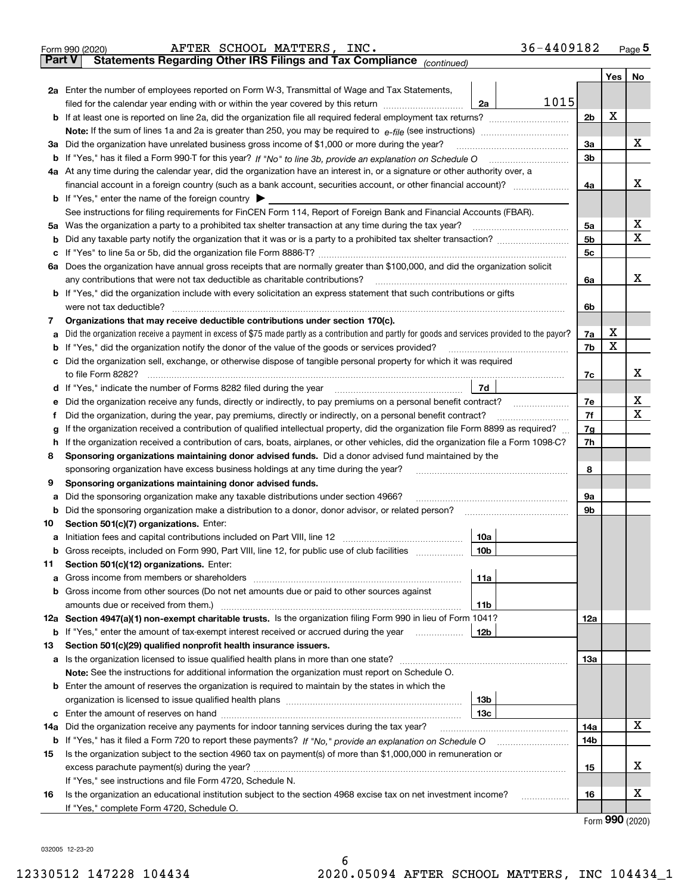Form 990 (2020) AFTER SCHOOL MATTERS, INC. 36-4409182 Page 5

**Part V Statements Regarding Other IRS Filings and Tax Compliance** *(continued)*

| | | | | | Yes | No |
|---|---|---|---|---|---|---|
| **2a** | Enter the number of employees reported on Form W-3, Transmittal of Wage and Tax Statements, filed for the calendar year ending with or within the year covered by this return | 2a | 1015 | | | |
| **b** | If at least one is reported on line 2a, did the organization file all required federal employment tax returns? | | | 2b | X | |
| | **Note:** If the sum of lines 1a and 2a is greater than 250, you may be required to *e-file* (see instructions) | | | | | |
| **3a** | Did the organization have unrelated business gross income of $1,000 or more during the year? | | | 3a | | X |
| **b** | If "Yes," has it filed a Form 990-T for this year? *If "No" to line 3b, provide an explanation on Schedule O* | | | 3b | | |
| **4a** | At any time during the calendar year, did the organization have an interest in, or a signature or other authority over, a financial account in a foreign country (such as a bank account, securities account, or other financial account)? | | | 4a | | X |
| **b** | If "Yes," enter the name of the foreign country ▶ | | | | | |
| | See instructions for filing requirements for FinCEN Form 114, Report of Foreign Bank and Financial Accounts (FBAR). | | | | | |
| **5a** | Was the organization a party to a prohibited tax shelter transaction at any time during the tax year? | | | 5a | | X |
| **b** | Did any taxable party notify the organization that it was or is a party to a prohibited tax shelter transaction? | | | 5b | | X |
| **c** | If "Yes" to line 5a or 5b, did the organization file Form 8886-T? | | | 5c | | |
| **6a** | Does the organization have annual gross receipts that are normally greater than $100,000, and did the organization solicit any contributions that were not tax deductible as charitable contributions? | | | 6a | | X |
| **b** | If "Yes," did the organization include with every solicitation an express statement that such contributions or gifts were not tax deductible? | | | 6b | | |
| **7** | **Organizations that may receive deductible contributions under section 170(c).** | | | | | |
| **a** | Did the organization receive a payment in excess of $75 made partly as a contribution and partly for goods and services provided to the payor? | | | 7a | X | |
| **b** | If "Yes," did the organization notify the donor of the value of the goods or services provided? | | | 7b | X | |
| **c** | Did the organization sell, exchange, or otherwise dispose of tangible personal property for which it was required to file Form 8282? | | | 7c | | X |
| **d** | If "Yes," indicate the number of Forms 8282 filed during the year | 7d | | | | |
| **e** | Did the organization receive any funds, directly or indirectly, to pay premiums on a personal benefit contract? | | | 7e | | X |
| **f** | Did the organization, during the year, pay premiums, directly or indirectly, on a personal benefit contract? | | | 7f | | X |
| **g** | If the organization received a contribution of qualified intellectual property, did the organization file Form 8899 as required? | | | 7g | | |
| **h** | If the organization received a contribution of cars, boats, airplanes, or other vehicles, did the organization file a Form 1098-C? | | | 7h | | |
| **8** | **Sponsoring organizations maintaining donor advised funds.** Did a donor advised fund maintained by the sponsoring organization have excess business holdings at any time during the year? | | | 8 | | |
| **9** | **Sponsoring organizations maintaining donor advised funds.** | | | | | |
| **a** | Did the sponsoring organization make any taxable distributions under section 4966? | | | 9a | | |
| **b** | Did the sponsoring organization make a distribution to a donor, donor advisor, or related person? | | | 9b | | |
| **10** | **Section 501(c)(7) organizations.** Enter: | | | | | |
| **a** | Initiation fees and capital contributions included on Part VIII, line 12 | 10a | | | | |
| **b** | Gross receipts, included on Form 990, Part VIII, line 12, for public use of club facilities | 10b | | | | |
| **11** | **Section 501(c)(12) organizations.** Enter: | | | | | |
| **a** | Gross income from members or shareholders | 11a | | | | |
| **b** | Gross income from other sources (Do not net amounts due or paid to other sources against amounts due or received from them.) | 11b | | | | |
| **12a** | **Section 4947(a)(1) non-exempt charitable trusts.** Is the organization filing Form 990 in lieu of Form 1041? | | | 12a | | |
| **b** | If "Yes," enter the amount of tax-exempt interest received or accrued during the year | 12b | | | | |
| **13** | **Section 501(c)(29) qualified nonprofit health insurance issuers.** | | | | | |
| **a** | Is the organization licensed to issue qualified health plans in more than one state? | | | 13a | | |
| | **Note:** See the instructions for additional information the organization must report on Schedule O. | | | | | |
| **b** | Enter the amount of reserves the organization is required to maintain by the states in which the organization is licensed to issue qualified health plans | 13b | | | | |
| **c** | Enter the amount of reserves on hand | 13c | | | | |
| **14a** | Did the organization receive any payments for indoor tanning services during the tax year? | | | 14a | | X |
| **b** | If "Yes," has it filed a Form 720 to report these payments? *If "No," provide an explanation on Schedule O* | | | 14b | | |
| **15** | Is the organization subject to the section 4960 tax on payment(s) of more than $1,000,000 in remuneration or excess parachute payment(s) during the year? | | | 15 | | X |
| | If "Yes," see instructions and file Form 4720, Schedule N. | | | | | |
| **16** | Is the organization an educational institution subject to the section 4968 excise tax on net investment income? | | | 16 | | X |
| | If "Yes," complete Form 4720, Schedule O. | | | | | |

Form **990** (2020)

032005 12-23-20

12330512 147228 104434 2020.05094 AFTER SCHOOL MATTERS, INC 104434_1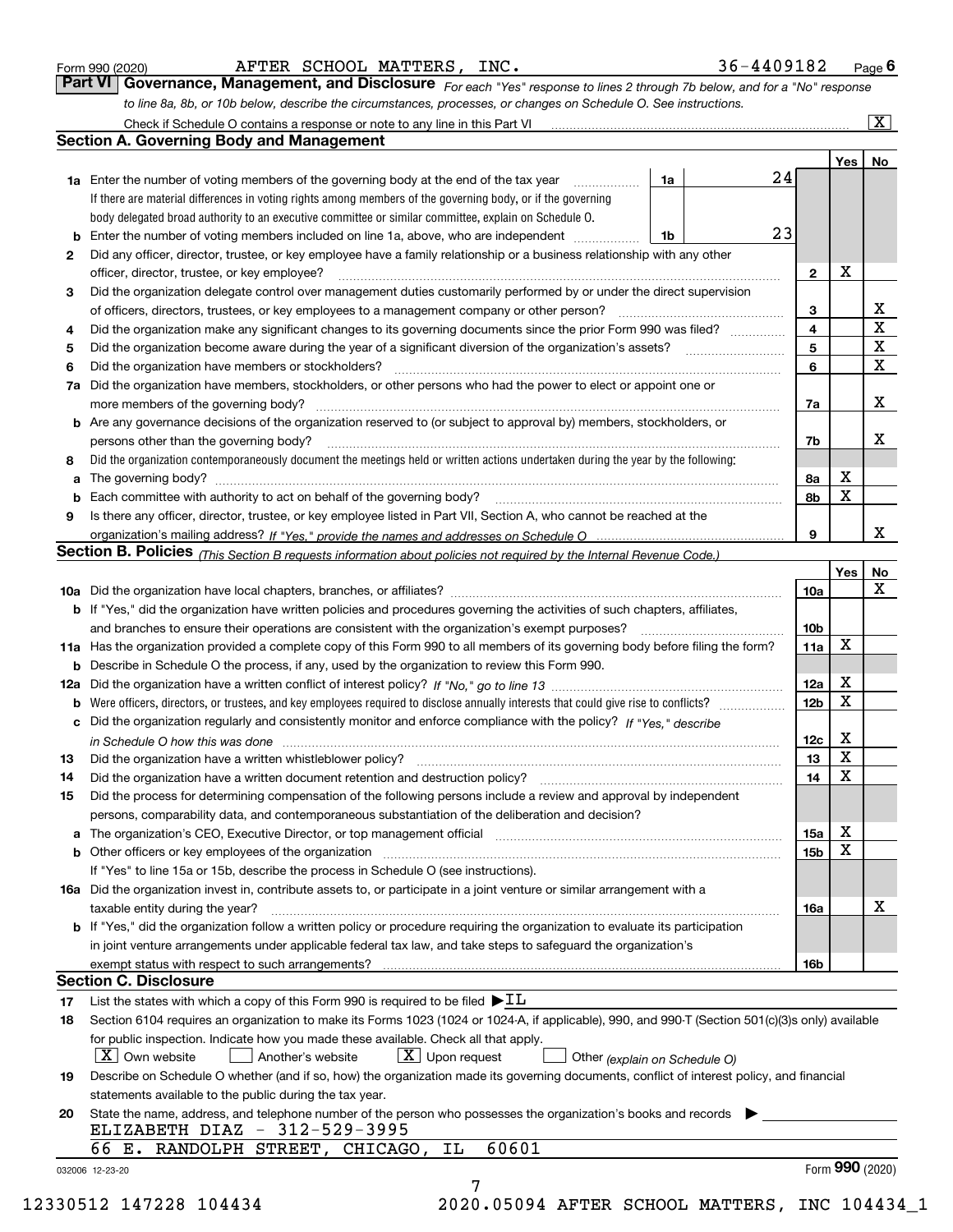Form 990 (2020) AFTER SCHOOL MATTERS, INC. 36-4409182 Page 6

**Part VI Governance, Management, and Disclosure** *For each "Yes" response to lines 2 through 7b below, and for a "No" response to line 8a, 8b, or 10b below, describe the circumstances, processes, or changes on Schedule O. See instructions.*

Check if Schedule O contains a response or note to any line in this Part VI ..... [X]

## Section A. Governing Body and Management

| | | | | | Yes | No |
|---|---|---|---|---|---|---|
| **1a** | Enter the number of voting members of the governing body at the end of the tax year. If there are material differences in voting rights among members of the governing body, or if the governing body delegated broad authority to an executive committee or similar committee, explain on Schedule O. | 1a | 24 | | | |
| **b** | Enter the number of voting members included on line 1a, above, who are independent | 1b | 23 | | | |
| **2** | Did any officer, director, trustee, or key employee have a family relationship or a business relationship with any other officer, director, trustee, or key employee? | | | 2 | X | |
| **3** | Did the organization delegate control over management duties customarily performed by or under the direct supervision of officers, directors, trustees, or key employees to a management company or other person? | | | 3 | | X |
| **4** | Did the organization make any significant changes to its governing documents since the prior Form 990 was filed? | | | 4 | | X |
| **5** | Did the organization become aware during the year of a significant diversion of the organization's assets? | | | 5 | | X |
| **6** | Did the organization have members or stockholders? | | | 6 | | X |
| **7a** | Did the organization have members, stockholders, or other persons who had the power to elect or appoint one or more members of the governing body? | | | 7a | | X |
| **b** | Are any governance decisions of the organization reserved to (or subject to approval by) members, stockholders, or persons other than the governing body? | | | 7b | | X |
| **8** | Did the organization contemporaneously document the meetings held or written actions undertaken during the year by the following: | | | | | |
| **a** | The governing body? | | | 8a | X | |
| **b** | Each committee with authority to act on behalf of the governing body? | | | 8b | X | |
| **9** | Is there any officer, director, trustee, or key employee listed in Part VII, Section A, who cannot be reached at the organization's mailing address? *If "Yes," provide the names and addresses on Schedule O* | | | 9 | | X |

## Section B. Policies *(This Section B requests information about policies not required by the Internal Revenue Code.)*

| | | | Yes | No |
|---|---|---|---|---|
| **10a** | Did the organization have local chapters, branches, or affiliates? | 10a | | X |
| **b** | If "Yes," did the organization have written policies and procedures governing the activities of such chapters, affiliates, and branches to ensure their operations are consistent with the organization's exempt purposes? | 10b | | |
| **11a** | Has the organization provided a complete copy of this Form 990 to all members of its governing body before filing the form? | 11a | X | |
| **b** | Describe in Schedule O the process, if any, used by the organization to review this Form 990. | | | |
| **12a** | Did the organization have a written conflict of interest policy? *If "No," go to line 13* | 12a | X | |
| **b** | Were officers, directors, or trustees, and key employees required to disclose annually interests that could give rise to conflicts? | 12b | X | |
| **c** | Did the organization regularly and consistently monitor and enforce compliance with the policy? *If "Yes," describe in Schedule O how this was done* | 12c | X | |
| **13** | Did the organization have a written whistleblower policy? | 13 | X | |
| **14** | Did the organization have a written document retention and destruction policy? | 14 | X | |
| **15** | Did the process for determining compensation of the following persons include a review and approval by independent persons, comparability data, and contemporaneous substantiation of the deliberation and decision? | | | |
| **a** | The organization's CEO, Executive Director, or top management official | 15a | X | |
| **b** | Other officers or key employees of the organization | 15b | X | |
| | If "Yes" to line 15a or 15b, describe the process in Schedule O (see instructions). | | | |
| **16a** | Did the organization invest in, contribute assets to, or participate in a joint venture or similar arrangement with a taxable entity during the year? | 16a | | X |
| **b** | If "Yes," did the organization follow a written policy or procedure requiring the organization to evaluate its participation in joint venture arrangements under applicable federal tax law, and take steps to safeguard the organization's exempt status with respect to such arrangements? | 16b | | |

## Section C. Disclosure

**17** List the states with which a copy of this Form 990 is required to be filed ▶ IL

**18** Section 6104 requires an organization to make its Forms 1023 (1024 or 1024-A, if applicable), 990, and 990-T (Section 501(c)(3)s only) available for public inspection. Indicate how you made these available. Check all that apply.

[X] Own website [ ] Another's website [X] Upon request [ ] Other *(explain on Schedule O)*

**19** Describe on Schedule O whether (and if so, how) the organization made its governing documents, conflict of interest policy, and financial statements available to the public during the tax year.

**20** State the name, address, and telephone number of the person who possesses the organization's books and records ▶

ELIZABETH DIAZ - 312-529-3995
66 E. RANDOLPH STREET, CHICAGO, IL 60601

032006 12-23-20 Form 990 (2020)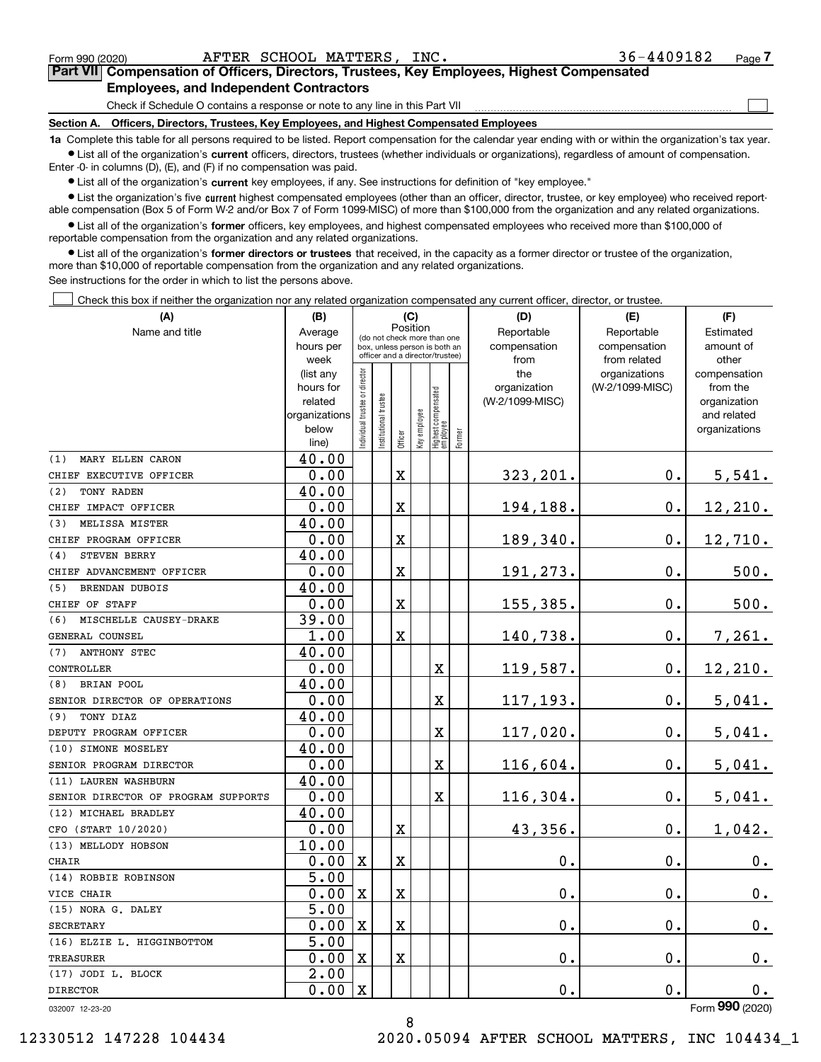Form 990 (2020) AFTER SCHOOL MATTERS, INC. 36-4409182

## Part VII Compensation of Officers, Directors, Trustees, Key Employees, Highest Compensated Employees, and Independent Contractors

Check if Schedule O contains a response or note to any line in this Part VII ☐

### Section A. Officers, Directors, Trustees, Key Employees, and Highest Compensated Employees

**1a** Complete this table for all persons required to be listed. Report compensation for the calendar year ending with or within the organization's tax year.

- List all of the organization's **current** officers, directors, trustees (whether individuals or organizations), regardless of amount of compensation. Enter -0- in columns (D), (E), and (F) if no compensation was paid.
- List all of the organization's **current** key employees, if any. See instructions for definition of "key employee."
- List the organization's five **current** highest compensated employees (other than an officer, director, trustee, or key employee) who received reportable compensation (Box 5 of Form W-2 and/or Box 7 of Form 1099-MISC) of more than $100,000 from the organization and any related organizations.
- List all of the organization's **former** officers, key employees, and highest compensated employees who received more than $100,000 of reportable compensation from the organization and any related organizations.
- List all of the organization's **former directors or trustees** that received, in the capacity as a former director or trustee of the organization, more than $10,000 of reportable compensation from the organization and any related organizations.

See instructions for the order in which to list the persons above.

☐ Check this box if neither the organization nor any related organization compensated any current officer, director, or trustee.

| (A) Name and title | (B) Average hours per week (list any hours for related organizations below line) | (C) Position: Individual trustee or director | Institutional trustee | Officer | Key employee | Highest compensated employee | Former | (D) Reportable compensation from the organization (W-2/1099-MISC) | (E) Reportable compensation from related organizations (W-2/1099-MISC) | (F) Estimated amount of other compensation from the organization and related organizations |
|---|---|---|---|---|---|---|---|---|---|---|
| (1) MARY ELLEN CARON<br>CHIEF EXECUTIVE OFFICER | 40.00<br>0.00 | | | X | | | | 323,201. | 0. | 5,541. |
| (2) TONY RADEN<br>CHIEF IMPACT OFFICER | 40.00<br>0.00 | | | X | | | | 194,188. | 0. | 12,210. |
| (3) MELISSA MISTER<br>CHIEF PROGRAM OFFICER | 40.00<br>0.00 | | | X | | | | 189,340. | 0. | 12,710. |
| (4) STEVEN BERRY<br>CHIEF ADVANCEMENT OFFICER | 40.00<br>0.00 | | | X | | | | 191,273. | 0. | 500. |
| (5) BRENDAN DUBOIS<br>CHIEF OF STAFF | 40.00<br>0.00 | | | X | | | | 155,385. | 0. | 500. |
| (6) MISCHELLE CAUSEY-DRAKE<br>GENERAL COUNSEL | 39.00<br>1.00 | | | X | | | | 140,738. | 0. | 7,261. |
| (7) ANTHONY STEC<br>CONTROLLER | 40.00<br>0.00 | | | | | X | | 119,587. | 0. | 12,210. |
| (8) BRIAN POOL<br>SENIOR DIRECTOR OF OPERATIONS | 40.00<br>0.00 | | | | | X | | 117,193. | 0. | 5,041. |
| (9) TONY DIAZ<br>DEPUTY PROGRAM OFFICER | 40.00<br>0.00 | | | | | X | | 117,020. | 0. | 5,041. |
| (10) SIMONE MOSELEY<br>SENIOR PROGRAM DIRECTOR | 40.00<br>0.00 | | | | | X | | 116,604. | 0. | 5,041. |
| (11) LAUREN WASHBURN<br>SENIOR DIRECTOR OF PROGRAM SUPPORTS | 40.00<br>0.00 | | | | | X | | 116,304. | 0. | 5,041. |
| (12) MICHAEL BRADLEY<br>CFO (START 10/2020) | 40.00<br>0.00 | | | X | | | | 43,356. | 0. | 1,042. |
| (13) MELLODY HOBSON<br>CHAIR | 10.00<br>0.00 | X | | X | | | | 0. | 0. | 0. |
| (14) ROBBIE ROBINSON<br>VICE CHAIR | 5.00<br>0.00 | X | | X | | | | 0. | 0. | 0. |
| (15) NORA G. DALEY<br>SECRETARY | 5.00<br>0.00 | X | | X | | | | 0. | 0. | 0. |
| (16) ELZIE L. HIGGINBOTTOM<br>TREASURER | 5.00<br>0.00 | X | | X | | | | 0. | 0. | 0. |
| (17) JODI L. BLOCK<br>DIRECTOR | 2.00<br>0.00 | X | | | | | | 0. | 0. | 0. |

Form **990** (2020)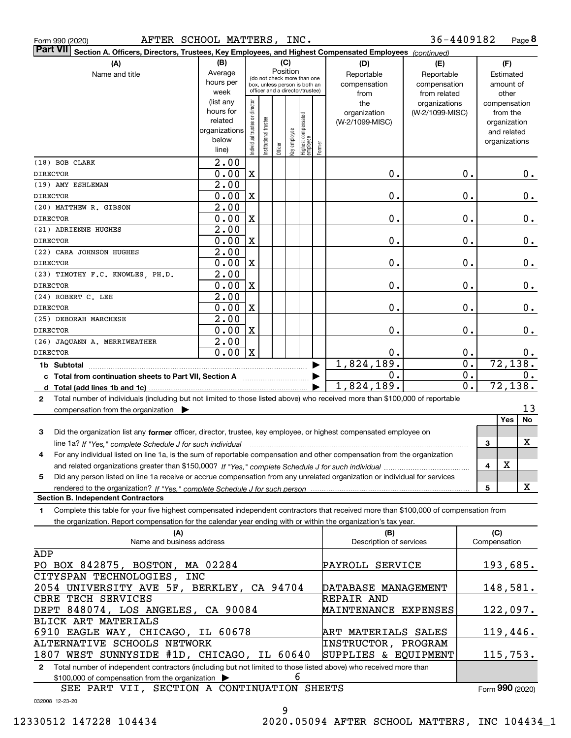Form 990 (2020) AFTER SCHOOL MATTERS, INC. 36-4409182 Page 8

**Part VII Section A. Officers, Directors, Trustees, Key Employees, and Highest Compensated Employees** *(continued)*

| (A) Name and title | (B) Average hours per week (list any hours for related organizations below line) | (C) Position: Individual trustee or director | Institutional trustee | Officer | Key employee | Highest compensated employee | Former | (D) Reportable compensation from the organization (W-2/1099-MISC) | (E) Reportable compensation from related organizations (W-2/1099-MISC) | (F) Estimated amount of other compensation from the organization and related organizations |
|---|---|---|---|---|---|---|---|---|---|---|
| (18) BOB CLARK<br>DIRECTOR | 2.00<br>0.00 | X | | | | | | 0. | 0. | 0. |
| (19) AMY ESHLEMAN<br>DIRECTOR | 2.00<br>0.00 | X | | | | | | 0. | 0. | 0. |
| (20) MATTHEW R. GIBSON<br>DIRECTOR | 2.00<br>0.00 | X | | | | | | 0. | 0. | 0. |
| (21) ADRIENNE HUGHES<br>DIRECTOR | 2.00<br>0.00 | X | | | | | | 0. | 0. | 0. |
| (22) CARA JOHNSON HUGHES<br>DIRECTOR | 2.00<br>0.00 | X | | | | | | 0. | 0. | 0. |
| (23) TIMOTHY F.C. KNOWLES, PH.D.<br>DIRECTOR | 2.00<br>0.00 | X | | | | | | 0. | 0. | 0. |
| (24) ROBERT C. LEE<br>DIRECTOR | 2.00<br>0.00 | X | | | | | | 0. | 0. | 0. |
| (25) DEBORAH MARCHESE<br>DIRECTOR | 2.00<br>0.00 | X | | | | | | 0. | 0. | 0. |
| (26) JAQUANN A. MERRIWEATHER<br>DIRECTOR | 2.00<br>0.00 | X | | | | | | 0. | 0. | 0. |
| **1b Subtotal** | | | | | | | | 1,824,189. | 0. | 72,138. |
| **c Total from continuation sheets to Part VII, Section A** | | | | | | | | 0. | 0. | 0. |
| **d Total (add lines 1b and 1c)** | | | | | | | | 1,824,189. | 0. | 72,138. |

2 Total number of individuals (including but not limited to those listed above) who received more than $100,000 of reportable compensation from the organization ▶ 13

| | | Yes | No |
|---|---|---|---|
| 3 Did the organization list any **former** officer, director, trustee, key employee, or highest compensated employee on line 1a? *If "Yes," complete Schedule J for such individual* | 3 | | X |
| 4 For any individual listed on line 1a, is the sum of reportable compensation and other compensation from the organization and related organizations greater than $150,000? *If "Yes," complete Schedule J for such individual* | 4 | X | |
| 5 Did any person listed on line 1a receive or accrue compensation from any unrelated organization or individual for services rendered to the organization? *If "Yes," complete Schedule J for such person* | 5 | | X |

**Section B. Independent Contractors**

1 Complete this table for your five highest compensated independent contractors that received more than $100,000 of compensation from the organization. Report compensation for the calendar year ending with or within the organization's tax year.

| (A) Name and business address | (B) Description of services | (C) Compensation |
|---|---|---|
| ADP<br>PO BOX 842875, BOSTON, MA 02284 | PAYROLL SERVICE | 193,685. |
| CITYSPAN TECHNOLOGIES, INC<br>2054 UNIVERSITY AVE 5F, BERKLEY, CA 94704 | DATABASE MANAGEMENT | 148,581. |
| CBRE TECH SERVICES<br>DEPT 848074, LOS ANGELES, CA 90084 | REPAIR AND MAINTENANCE EXPENSES | 122,097. |
| BLICK ART MATERIALS<br>6910 EAGLE WAY, CHICAGO, IL 60678 | ART MATERIALS SALES | 119,446. |
| ALTERNATIVE SCHOOLS NETWORK<br>1807 WEST SUNNYSIDE #1D, CHICAGO, IL 60640 | INSTRUCTOR, PROGRAM SUPPLIES & EQUIPMENT | 115,753. |

2 Total number of independent contractors (including but not limited to those listed above) who received more than $100,000 of compensation from the organization ▶ 6

SEE PART VII, SECTION A CONTINUATION SHEETS

Form 990 (2020)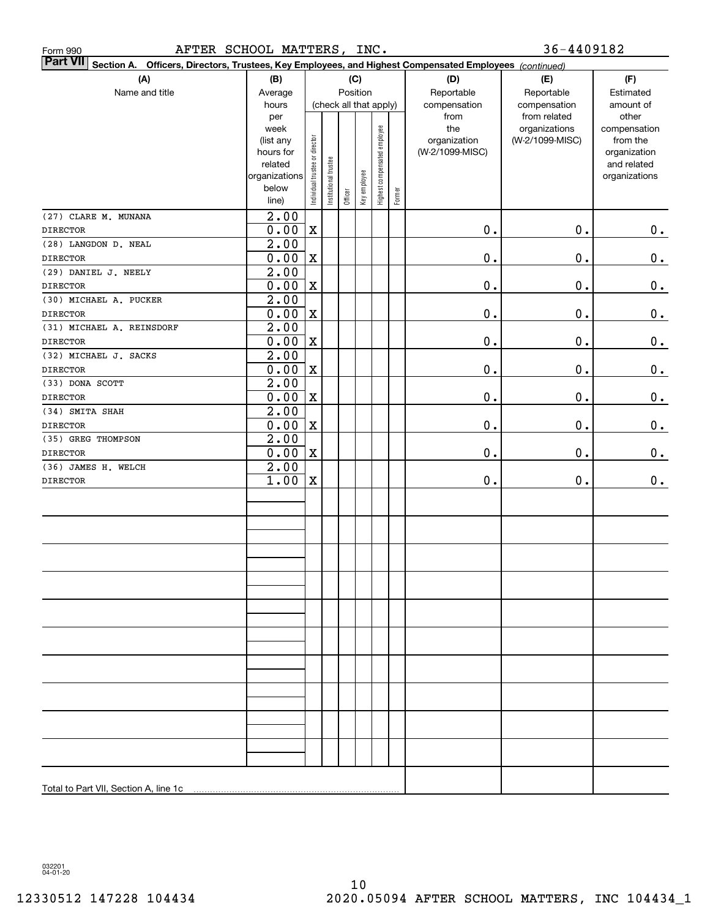Form 990 AFTER SCHOOL MATTERS, INC. 36-4409182

**Part VII** Section A. Officers, Directors, Trustees, Key Employees, and Highest Compensated Employees *(continued)*

| (A) Name and title | (B) Average hours per week (list any hours for related organizations below line) | (C) Position: Individual trustee or director | Institutional trustee | Officer | Key employee | Highest compensated employee | Former | (D) Reportable compensation from the organization (W-2/1099-MISC) | (E) Reportable compensation from related organizations (W-2/1099-MISC) | (F) Estimated amount of other compensation from the organization and related organizations |
|---|---|---|---|---|---|---|---|---|---|---|
| (27) CLARE M. MUNANA<br>DIRECTOR | 2.00<br>0.00 | X | | | | | | 0. | 0. | 0. |
| (28) LANGDON D. NEAL<br>DIRECTOR | 2.00<br>0.00 | X | | | | | | 0. | 0. | 0. |
| (29) DANIEL J. NEELY<br>DIRECTOR | 2.00<br>0.00 | X | | | | | | 0. | 0. | 0. |
| (30) MICHAEL A. PUCKER<br>DIRECTOR | 2.00<br>0.00 | X | | | | | | 0. | 0. | 0. |
| (31) MICHAEL A. REINSDORF<br>DIRECTOR | 2.00<br>0.00 | X | | | | | | 0. | 0. | 0. |
| (32) MICHAEL J. SACKS<br>DIRECTOR | 2.00<br>0.00 | X | | | | | | 0. | 0. | 0. |
| (33) DONA SCOTT<br>DIRECTOR | 2.00<br>0.00 | X | | | | | | 0. | 0. | 0. |
| (34) SMITA SHAH<br>DIRECTOR | 2.00<br>0.00 | X | | | | | | 0. | 0. | 0. |
| (35) GREG THOMPSON<br>DIRECTOR | 2.00<br>0.00 | X | | | | | | 0. | 0. | 0. |
| (36) JAMES H. WELCH<br>DIRECTOR | 2.00<br>1.00 | X | | | | | | 0. | 0. | 0. |
| | | | | | | | | | | |
| | | | | | | | | | | |
| | | | | | | | | | | |
| | | | | | | | | | | |
| | | | | | | | | | | |
| | | | | | | | | | | |
| | | | | | | | | | | |
| | | | | | | | | | | |
| | | | | | | | | | | |
| | | | | | | | | | | |
| Total to Part VII, Section A, line 1c | | | | | | | | | | |

032201 04-01-20

12330512 147228 104434 2020.05094 AFTER SCHOOL MATTERS, INC 104434_1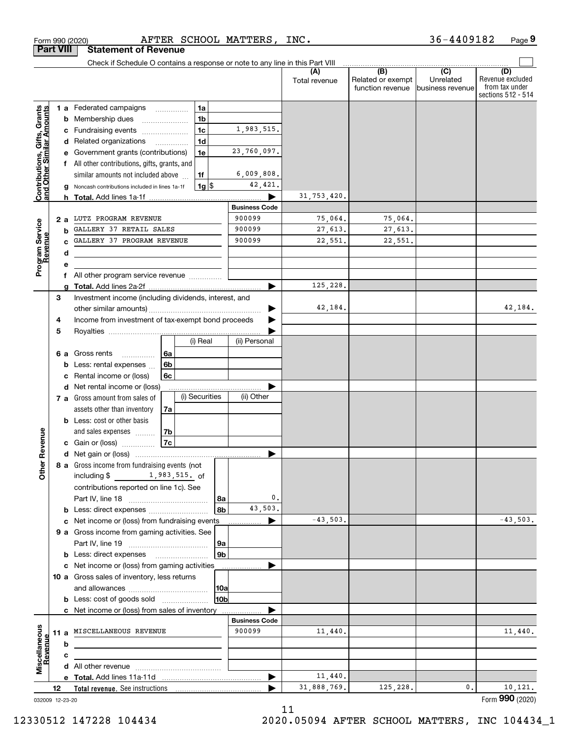Form 990 (2020) AFTER SCHOOL MATTERS, INC. 36-4409182 Page 9

## Part VIII Statement of Revenue

Check if Schedule O contains a response or note to any line in this Part VIII

| | | | | (A) Total revenue | (B) Related or exempt function revenue | (C) Unrelated business revenue | (D) Revenue excluded from tax under sections 512 - 514 |
|---|---|---|---|---|---|---|---|
| **Contributions, Gifts, Grants and Other Similar Amounts** | 1 a | Federated campaigns | 1a | | | | |
| | b | Membership dues | 1b | | | | |
| | c | Fundraising events | 1c 1,983,515. | | | | |
| | d | Related organizations | 1d | | | | |
| | e | Government grants (contributions) | 1e 23,760,097. | | | | |
| | f | All other contributions, gifts, grants, and similar amounts not included above | 1f 6,009,808. | | | | |
| | g | Noncash contributions included in lines 1a-1f | 1g $ 42,421. | | | | |
| | h | **Total.** Add lines 1a-1f | | 31,753,420. | | | |
| **Program Service Revenue** | | | **Business Code** | | | | |
| | 2 a | LUTZ PROGRAM REVENUE | 900099 | 75,064. | 75,064. | | |
| | b | GALLERY 37 RETAIL SALES | 900099 | 27,613. | 27,613. | | |
| | c | GALLERY 37 PROGRAM REVENUE | 900099 | 22,551. | 22,551. | | |
| | d | | | | | | |
| | e | | | | | | |
| | f | All other program service revenue | | | | | |
| | g | **Total.** Add lines 2a-2f | | 125,228. | | | |
| **Other Revenue** | 3 | Investment income (including dividends, interest, and other similar amounts) | | 42,184. | | | 42,184. |
| | 4 | Income from investment of tax-exempt bond proceeds | | | | | |
| | 5 | Royalties | | | | | |
| | | | (i) Real / (ii) Personal | | | | |
| | 6 a | Gross rents | 6a | | | | |
| | b | Less: rental expenses | 6b | | | | |
| | c | Rental income or (loss) | 6c | | | | |
| | d | Net rental income or (loss) | | | | | |
| | | | (i) Securities / (ii) Other | | | | |
| | 7 a | Gross amount from sales of assets other than inventory | 7a | | | | |
| | b | Less: cost or other basis and sales expenses | 7b | | | | |
| | c | Gain or (loss) | 7c | | | | |
| | d | Net gain or (loss) | | | | | |
| | 8 a | Gross income from fundraising events (not including $ 1,983,515. of contributions reported on line 1c). See Part IV, line 18 | 8a 0. | | | | |
| | b | Less: direct expenses | 8b 43,503. | | | | |
| | c | Net income or (loss) from fundraising events | | -43,503. | | | -43,503. |
| | 9 a | Gross income from gaming activities. See Part IV, line 19 | 9a | | | | |
| | b | Less: direct expenses | 9b | | | | |
| | c | Net income or (loss) from gaming activities | | | | | |
| | 10 a | Gross sales of inventory, less returns and allowances | 10a | | | | |
| | b | Less: cost of goods sold | 10b | | | | |
| | c | Net income or (loss) from sales of inventory | | | | | |
| **Miscellaneous Revenue** | | | **Business Code** | | | | |
| | 11 a | MISCELLANEOUS REVENUE | 900099 | 11,440. | | | 11,440. |
| | b | | | | | | |
| | c | | | | | | |
| | d | All other revenue | | | | | |
| | e | **Total.** Add lines 11a-11d | | 11,440. | | | |
| | 12 | **Total revenue.** See instructions | | 31,888,769. | 125,228. | 0. | 10,121. |

032009 12-23-20 Form **990** (2020)

12330512 147228 104434 2020.05094 AFTER SCHOOL MATTERS, INC 104434_1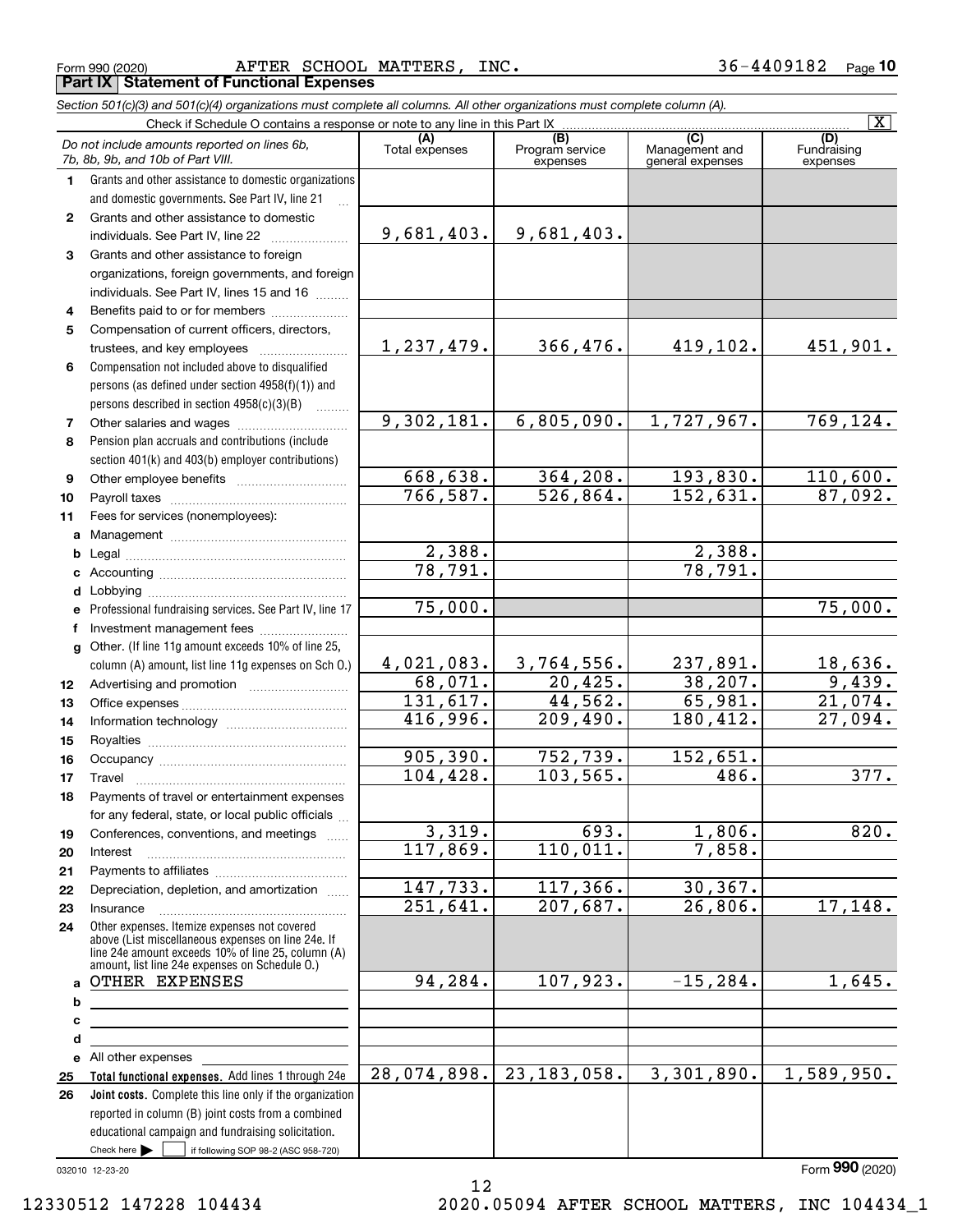Form 990 (2020) AFTER SCHOOL MATTERS, INC. 36-4409182 Page 10

## Part IX Statement of Functional Expenses

*Section 501(c)(3) and 501(c)(4) organizations must complete all columns. All other organizations must complete column (A).*

Check if Schedule O contains a response or note to any line in this Part IX [X]

| | *Do not include amounts reported on lines 6b, 7b, 8b, 9b, and 10b of Part VIII.* | (A) Total expenses | (B) Program service expenses | (C) Management and general expenses | (D) Fundraising expenses |
|---|---|---|---|---|---|
| 1 | Grants and other assistance to domestic organizations and domestic governments. See Part IV, line 21 | | | | |
| 2 | Grants and other assistance to domestic individuals. See Part IV, line 22 | 9,681,403. | 9,681,403. | | |
| 3 | Grants and other assistance to foreign organizations, foreign governments, and foreign individuals. See Part IV, lines 15 and 16 | | | | |
| 4 | Benefits paid to or for members | | | | |
| 5 | Compensation of current officers, directors, trustees, and key employees | 1,237,479. | 366,476. | 419,102. | 451,901. |
| 6 | Compensation not included above to disqualified persons (as defined under section 4958(f)(1)) and persons described in section 4958(c)(3)(B) | | | | |
| 7 | Other salaries and wages | 9,302,181. | 6,805,090. | 1,727,967. | 769,124. |
| 8 | Pension plan accruals and contributions (include section 401(k) and 403(b) employer contributions) | | | | |
| 9 | Other employee benefits | 668,638. | 364,208. | 193,830. | 110,600. |
| 10 | Payroll taxes | 766,587. | 526,864. | 152,631. | 87,092. |
| 11 | Fees for services (nonemployees): | | | | |
| a | Management | | | | |
| b | Legal | 2,388. | | 2,388. | |
| c | Accounting | 78,791. | | 78,791. | |
| d | Lobbying | | | | |
| e | Professional fundraising services. See Part IV, line 17 | 75,000. | | | 75,000. |
| f | Investment management fees | | | | |
| g | Other. (If line 11g amount exceeds 10% of line 25, column (A) amount, list line 11g expenses on Sch O.) | 4,021,083. | 3,764,556. | 237,891. | 18,636. |
| 12 | Advertising and promotion | 68,071. | 20,425. | 38,207. | 9,439. |
| 13 | Office expenses | 131,617. | 44,562. | 65,981. | 21,074. |
| 14 | Information technology | 416,996. | 209,490. | 180,412. | 27,094. |
| 15 | Royalties | | | | |
| 16 | Occupancy | 905,390. | 752,739. | 152,651. | |
| 17 | Travel | 104,428. | 103,565. | 486. | 377. |
| 18 | Payments of travel or entertainment expenses for any federal, state, or local public officials | | | | |
| 19 | Conferences, conventions, and meetings | 3,319. | 693. | 1,806. | 820. |
| 20 | Interest | 117,869. | 110,011. | 7,858. | |
| 21 | Payments to affiliates | | | | |
| 22 | Depreciation, depletion, and amortization | 147,733. | 117,366. | 30,367. | |
| 23 | Insurance | 251,641. | 207,687. | 26,806. | 17,148. |
| 24 | Other expenses. Itemize expenses not covered above (List miscellaneous expenses on line 24e. If line 24e amount exceeds 10% of line 25, column (A) amount, list line 24e expenses on Schedule O.) | | | | |
| a | OTHER EXPENSES | 94,284. | 107,923. | -15,284. | 1,645. |
| b | | | | | |
| c | | | | | |
| d | | | | | |
| e | All other expenses | | | | |
| 25 | **Total functional expenses.** Add lines 1 through 24e | 28,074,898. | 23,183,058. | 3,301,890. | 1,589,950. |
| 26 | **Joint costs.** Complete this line only if the organization reported in column (B) joint costs from a combined educational campaign and fundraising solicitation. Check here [ ] if following SOP 98-2 (ASC 958-720) | | | | |

032010 12-23-20

Form 990 (2020)

12330512 147228 104434 2020.05094 AFTER SCHOOL MATTERS, INC 104434_1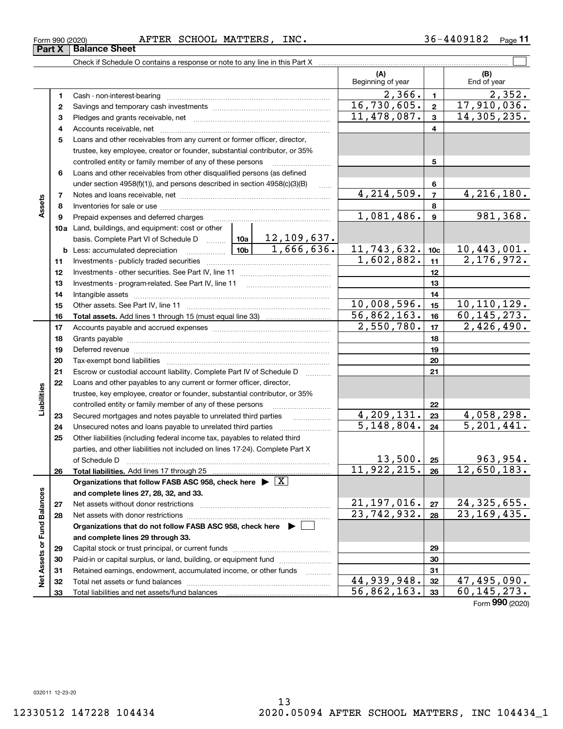Form 990 (2020) AFTER SCHOOL MATTERS, INC. 36-4409182 Page 11

## Part X Balance Sheet

Check if Schedule O contains a response or note to any line in this Part X

| | | | | | (A) Beginning of year | | (B) End of year |
|---|---|---|---|---|---|---|---|
| Assets | 1 | Cash - non-interest-bearing | | | 2,366. | 1 | 2,352. |
| | 2 | Savings and temporary cash investments | | | 16,730,605. | 2 | 17,910,036. |
| | 3 | Pledges and grants receivable, net | | | 11,478,087. | 3 | 14,305,235. |
| | 4 | Accounts receivable, net | | | | 4 | |
| | 5 | Loans and other receivables from any current or former officer, director, trustee, key employee, creator or founder, substantial contributor, or 35% controlled entity or family member of any of these persons | | | | 5 | |
| | 6 | Loans and other receivables from other disqualified persons (as defined under section 4958(f)(1)), and persons described in section 4958(c)(3)(B) | | | | 6 | |
| | 7 | Notes and loans receivable, net | | | 4,214,509. | 7 | 4,216,180. |
| | 8 | Inventories for sale or use | | | | 8 | |
| | 9 | Prepaid expenses and deferred charges | | | 1,081,486. | 9 | 981,368. |
| | 10a | Land, buildings, and equipment: cost or other basis. Complete Part VI of Schedule D | 10a | 12,109,637. | | | |
| | b | Less: accumulated depreciation | 10b | 1,666,636. | 11,743,632. | 10c | 10,443,001. |
| | 11 | Investments - publicly traded securities | | | 1,602,882. | 11 | 2,176,972. |
| | 12 | Investments - other securities. See Part IV, line 11 | | | | 12 | |
| | 13 | Investments - program-related. See Part IV, line 11 | | | | 13 | |
| | 14 | Intangible assets | | | | 14 | |
| | 15 | Other assets. See Part IV, line 11 | | | 10,008,596. | 15 | 10,110,129. |
| | 16 | **Total assets.** Add lines 1 through 15 (must equal line 33) | | | 56,862,163. | 16 | 60,145,273. |
| Liabilities | 17 | Accounts payable and accrued expenses | | | 2,550,780. | 17 | 2,426,490. |
| | 18 | Grants payable | | | | 18 | |
| | 19 | Deferred revenue | | | | 19 | |
| | 20 | Tax-exempt bond liabilities | | | | 20 | |
| | 21 | Escrow or custodial account liability. Complete Part IV of Schedule D | | | | 21 | |
| | 22 | Loans and other payables to any current or former officer, director, trustee, key employee, creator or founder, substantial contributor, or 35% controlled entity or family member of any of these persons | | | | 22 | |
| | 23 | Secured mortgages and notes payable to unrelated third parties | | | 4,209,131. | 23 | 4,058,298. |
| | 24 | Unsecured notes and loans payable to unrelated third parties | | | 5,148,804. | 24 | 5,201,441. |
| | 25 | Other liabilities (including federal income tax, payables to related third parties, and other liabilities not included on lines 17-24). Complete Part X of Schedule D | | | 13,500. | 25 | 963,954. |
| | 26 | **Total liabilities.** Add lines 17 through 25 | | | 11,922,215. | 26 | 12,650,183. |
| Net Assets or Fund Balances | | **Organizations that follow FASB ASC 958, check here** ▶ [X] **and complete lines 27, 28, 32, and 33.** | | | | | |
| | 27 | Net assets without donor restrictions | | | 21,197,016. | 27 | 24,325,655. |
| | 28 | Net assets with donor restrictions | | | 23,742,932. | 28 | 23,169,435. |
| | | **Organizations that do not follow FASB ASC 958, check here** ▶ [ ] **and complete lines 29 through 33.** | | | | | |
| | 29 | Capital stock or trust principal, or current funds | | | | 29 | |
| | 30 | Paid-in or capital surplus, or land, building, or equipment fund | | | | 30 | |
| | 31 | Retained earnings, endowment, accumulated income, or other funds | | | | 31 | |
| | 32 | Total net assets or fund balances | | | 44,939,948. | 32 | 47,495,090. |
| | 33 | Total liabilities and net assets/fund balances | | | 56,862,163. | 33 | 60,145,273. |

Form **990** (2020)

032011 12-23-20

12330512 147228 104434 2020.05094 AFTER SCHOOL MATTERS, INC 104434_1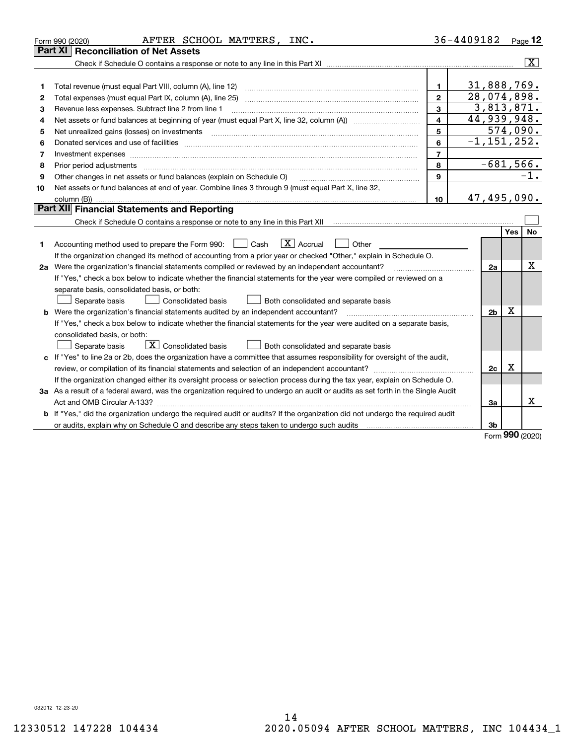Form 990 (2020) AFTER SCHOOL MATTERS, INC. 36-4409182 Page 12

## Part XI Reconciliation of Net Assets

Check if Schedule O contains a response or note to any line in this Part XI .......... [X]

| | | | |
|---|---|---|---|
| 1 | Total revenue (must equal Part VIII, column (A), line 12) | 1 | 31,888,769. |
| 2 | Total expenses (must equal Part IX, column (A), line 25) | 2 | 28,074,898. |
| 3 | Revenue less expenses. Subtract line 2 from line 1 | 3 | 3,813,871. |
| 4 | Net assets or fund balances at beginning of year (must equal Part X, line 32, column (A)) | 4 | 44,939,948. |
| 5 | Net unrealized gains (losses) on investments | 5 | 574,090. |
| 6 | Donated services and use of facilities | 6 | -1,151,252. |
| 7 | Investment expenses | 7 | |
| 8 | Prior period adjustments | 8 | -681,566. |
| 9 | Other changes in net assets or fund balances (explain on Schedule O) | 9 | -1. |
| 10 | Net assets or fund balances at end of year. Combine lines 3 through 9 (must equal Part X, line 32, column (B)) | 10 | 47,495,090. |

## Part XII Financial Statements and Reporting

Check if Schedule O contains a response or note to any line in this Part XII .......... [ ]

| | | | Yes | No |
|---|---|---|---|---|
| 1 | Accounting method used to prepare the Form 990: [ ] Cash [X] Accrual [ ] Other<br>If the organization changed its method of accounting from a prior year or checked "Other," explain in Schedule O. | | | |
| 2a | Were the organization's financial statements compiled or reviewed by an independent accountant?<br>If "Yes," check a box below to indicate whether the financial statements for the year were compiled or reviewed on a separate basis, consolidated basis, or both:<br>[ ] Separate basis [ ] Consolidated basis [ ] Both consolidated and separate basis | 2a | | X |
| b | Were the organization's financial statements audited by an independent accountant?<br>If "Yes," check a box below to indicate whether the financial statements for the year were audited on a separate basis, consolidated basis, or both:<br>[ ] Separate basis [X] Consolidated basis [ ] Both consolidated and separate basis | 2b | X | |
| c | If "Yes" to line 2a or 2b, does the organization have a committee that assumes responsibility for oversight of the audit, review, or compilation of its financial statements and selection of an independent accountant?<br>If the organization changed either its oversight process or selection process during the tax year, explain on Schedule O. | 2c | X | |
| 3a | As a result of a federal award, was the organization required to undergo an audit or audits as set forth in the Single Audit Act and OMB Circular A-133? | 3a | | X |
| b | If "Yes," did the organization undergo the required audit or audits? If the organization did not undergo the required audit or audits, explain why on Schedule O and describe any steps taken to undergo such audits | 3b | | |

Form 990 (2020)

032012 12-23-20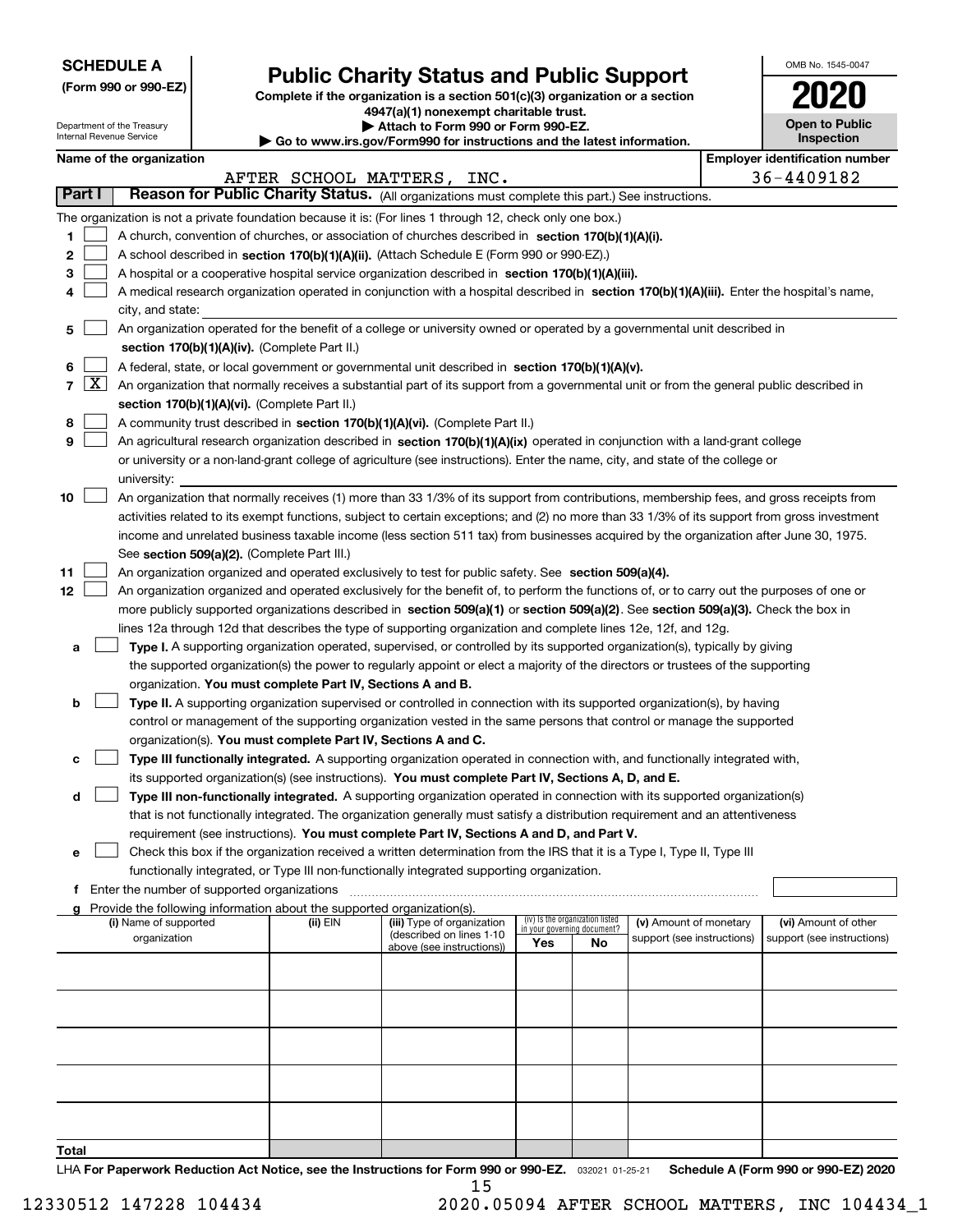**SCHEDULE A**
**(Form 990 or 990-EZ)**

Department of the Treasury
Internal Revenue Service

# Public Charity Status and Public Support

**Complete if the organization is a section 501(c)(3) organization or a section 4947(a)(1) nonexempt charitable trust.**
**▶ Attach to Form 990 or Form 990-EZ.**
**▶ Go to www.irs.gov/Form990 for instructions and the latest information.**

OMB No. 1545-0047
**2020**
**Open to Public Inspection**

**Name of the organization:** AFTER SCHOOL MATTERS, INC.
**Employer identification number:** 36-4409182

## Part I — Reason for Public Charity Status. (All organizations must complete this part.) See instructions.

The organization is not a private foundation because it is: (For lines 1 through 12, check only one box.)

1. ☐ A church, convention of churches, or association of churches described in **section 170(b)(1)(A)(i).**
2. ☐ A school described in **section 170(b)(1)(A)(ii).** (Attach Schedule E (Form 990 or 990-EZ).)
3. ☐ A hospital or a cooperative hospital service organization described in **section 170(b)(1)(A)(iii).**
4. ☐ A medical research organization operated in conjunction with a hospital described in **section 170(b)(1)(A)(iii).** Enter the hospital's name, city, and state:
5. ☐ An organization operated for the benefit of a college or university owned or operated by a governmental unit described in **section 170(b)(1)(A)(iv).** (Complete Part II.)
6. ☐ A federal, state, or local government or governmental unit described in **section 170(b)(1)(A)(v).**
7. ☒ An organization that normally receives a substantial part of its support from a governmental unit or from the general public described in **section 170(b)(1)(A)(vi).** (Complete Part II.)
8. ☐ A community trust described in **section 170(b)(1)(A)(vi).** (Complete Part II.)
9. ☐ An agricultural research organization described in **section 170(b)(1)(A)(ix)** operated in conjunction with a land-grant college or university or a non-land-grant college of agriculture (see instructions). Enter the name, city, and state of the college or university:
10. ☐ An organization that normally receives (1) more than 33 1/3% of its support from contributions, membership fees, and gross receipts from activities related to its exempt functions, subject to certain exceptions; and (2) no more than 33 1/3% of its support from gross investment income and unrelated business taxable income (less section 511 tax) from businesses acquired by the organization after June 30, 1975. See **section 509(a)(2).** (Complete Part III.)
11. ☐ An organization organized and operated exclusively to test for public safety. See **section 509(a)(4).**
12. ☐ An organization organized and operated exclusively for the benefit of, to perform the functions of, or to carry out the purposes of one or more publicly supported organizations described in **section 509(a)(1)** or **section 509(a)(2)**. See **section 509(a)(3).** Check the box in lines 12a through 12d that describes the type of supporting organization and complete lines 12e, 12f, and 12g.
   - **a** ☐ **Type I.** A supporting organization operated, supervised, or controlled by its supported organization(s), typically by giving the supported organization(s) the power to regularly appoint or elect a majority of the directors or trustees of the supporting organization. **You must complete Part IV, Sections A and B.**
   - **b** ☐ **Type II.** A supporting organization supervised or controlled in connection with its supported organization(s), by having control or management of the supporting organization vested in the same persons that control or manage the supported organization(s). **You must complete Part IV, Sections A and C.**
   - **c** ☐ **Type III functionally integrated.** A supporting organization operated in connection with, and functionally integrated with, its supported organization(s) (see instructions). **You must complete Part IV, Sections A, D, and E.**
   - **d** ☐ **Type III non-functionally integrated.** A supporting organization operated in connection with its supported organization(s) that is not functionally integrated. The organization generally must satisfy a distribution requirement and an attentiveness requirement (see instructions). **You must complete Part IV, Sections A and D, and Part V.**
   - **e** ☐ Check this box if the organization received a written determination from the IRS that it is a Type I, Type II, Type III functionally integrated, or Type III non-functionally integrated supporting organization.
   - **f** Enter the number of supported organizations
   - **g** Provide the following information about the supported organization(s).

| (i) Name of supported organization | (ii) EIN | (iii) Type of organization (described on lines 1-10 above (see instructions)) | (iv) Is the organization listed in your governing document? Yes | No | (v) Amount of monetary support (see instructions) | (vi) Amount of other support (see instructions) |
|---|---|---|---|---|---|---|
| | | | | | | |
| | | | | | | |
| | | | | | | |
| | | | | | | |
| | | | | | | |
| **Total** | | | | | | |

LHA **For Paperwork Reduction Act Notice, see the Instructions for Form 990 or 990-EZ.** 032021 01-25-21 **Schedule A (Form 990 or 990-EZ) 2020**

12330512 147228 104434 2020.05094 AFTER SCHOOL MATTERS, INC 104434_1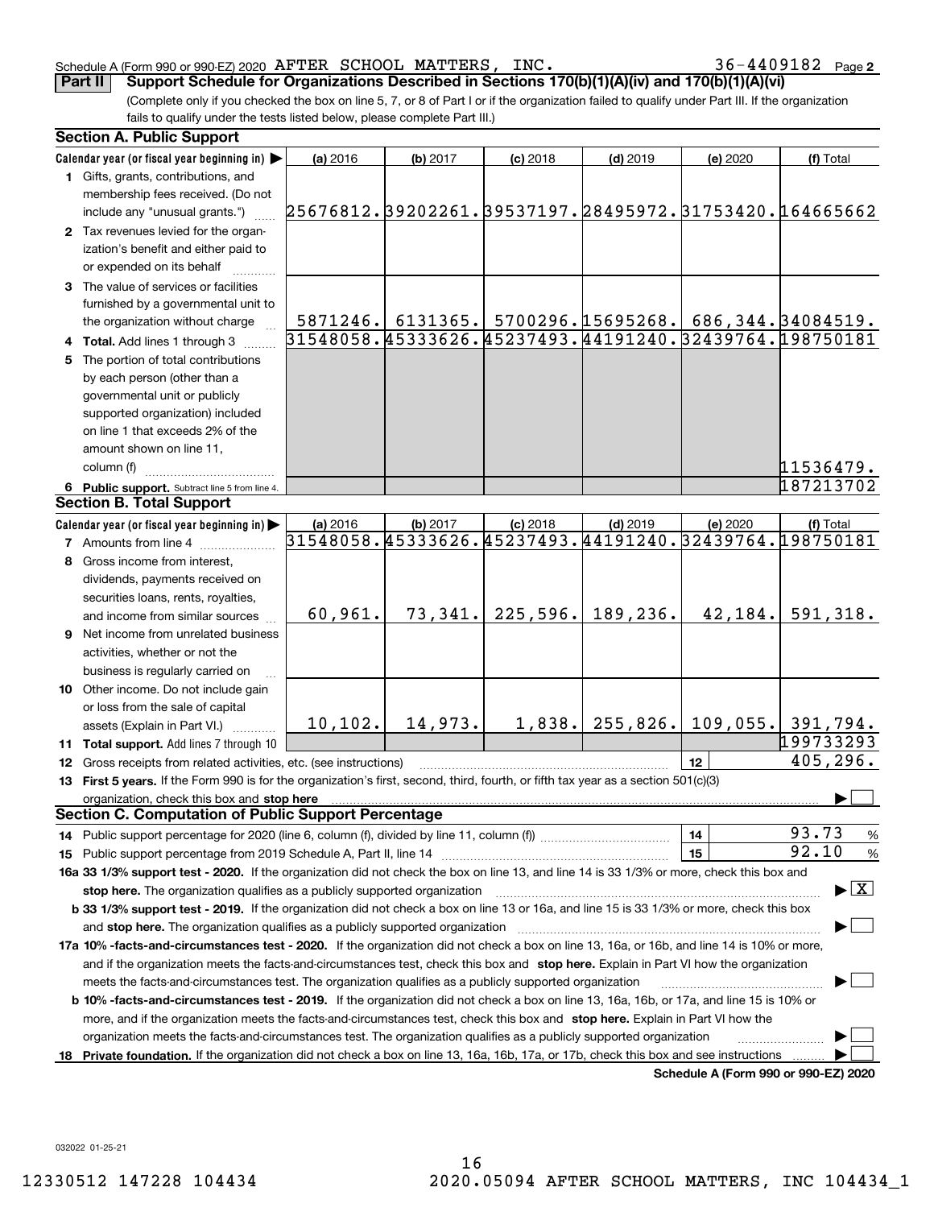Schedule A (Form 990 or 990-EZ) 2020 AFTER SCHOOL MATTERS, INC. 36-4409182 Page **2**

**Part II** **Support Schedule for Organizations Described in Sections 170(b)(1)(A)(iv) and 170(b)(1)(A)(vi)**

(Complete only if you checked the box on line 5, 7, or 8 of Part I or if the organization failed to qualify under Part III. If the organization fails to qualify under the tests listed below, please complete Part III.)

### Section A. Public Support

| Calendar year (or fiscal year beginning in) ▶ | (a) 2016 | (b) 2017 | (c) 2018 | (d) 2019 | (e) 2020 | (f) Total |
|---|---|---|---|---|---|---|
| **1** Gifts, grants, contributions, and membership fees received. (Do not include any "unusual grants.") | 25676812. | 39202261. | 39537197. | 28495972. | 31753420. | 164665662 |
| **2** Tax revenues levied for the organization's benefit and either paid to or expended on its behalf | | | | | | |
| **3** The value of services or facilities furnished by a governmental unit to the organization without charge | 5871246. | 6131365. | 5700296. | 15695268. | 686,344. | 34084519. |
| **4** **Total.** Add lines 1 through 3 | 31548058. | 45333626. | 45237493. | 44191240. | 32439764. | 198750181 |
| **5** The portion of total contributions by each person (other than a governmental unit or publicly supported organization) included on line 1 that exceeds 2% of the amount shown on line 11, column (f) | | | | | | 11536479. |
| **6** **Public support.** Subtract line 5 from line 4. | | | | | | 187213702 |

### Section B. Total Support

| Calendar year (or fiscal year beginning in) ▶ | (a) 2016 | (b) 2017 | (c) 2018 | (d) 2019 | (e) 2020 | (f) Total |
|---|---|---|---|---|---|---|
| **7** Amounts from line 4 | 31548058. | 45333626. | 45237493. | 44191240. | 32439764. | 198750181 |
| **8** Gross income from interest, dividends, payments received on securities loans, rents, royalties, and income from similar sources | 60,961. | 73,341. | 225,596. | 189,236. | 42,184. | 591,318. |
| **9** Net income from unrelated business activities, whether or not the business is regularly carried on | | | | | | |
| **10** Other income. Do not include gain or loss from the sale of capital assets (Explain in Part VI.) | 10,102. | 14,973. | 1,838. | 255,826. | 109,055. | 391,794. |
| **11** **Total support.** Add lines 7 through 10 | | | | | | 199733293 |
| **12** Gross receipts from related activities, etc. (see instructions) | | | | | **12** | 405,296. |

**13** **First 5 years.** If the Form 990 is for the organization's first, second, third, fourth, or fifth tax year as a section 501(c)(3) organization, check this box and **stop here** ▶ ☐

### Section C. Computation of Public Support Percentage

**14** Public support percentage for 2020 (line 6, column (f), divided by line 11, column (f)) **14** 93.73 %

**15** Public support percentage from 2019 Schedule A, Part II, line 14 **15** 92.10 %

**16a 33 1/3% support test - 2020.** If the organization did not check the box on line 13, and line 14 is 33 1/3% or more, check this box and **stop here.** The organization qualifies as a publicly supported organization ▶ ☒

**b 33 1/3% support test - 2019.** If the organization did not check a box on line 13 or 16a, and line 15 is 33 1/3% or more, check this box and **stop here.** The organization qualifies as a publicly supported organization ▶ ☐

**17a 10% -facts-and-circumstances test - 2020.** If the organization did not check a box on line 13, 16a, or 16b, and line 14 is 10% or more, and if the organization meets the facts-and-circumstances test, check this box and **stop here.** Explain in Part VI how the organization meets the facts-and-circumstances test. The organization qualifies as a publicly supported organization ▶ ☐

**b 10% -facts-and-circumstances test - 2019.** If the organization did not check a box on line 13, 16a, 16b, or 17a, and line 15 is 10% or more, and if the organization meets the facts-and-circumstances test, check this box and **stop here.** Explain in Part VI how the organization meets the facts-and-circumstances test. The organization qualifies as a publicly supported organization ▶ ☐

**18** **Private foundation.** If the organization did not check a box on line 13, 16a, 16b, 17a, or 17b, check this box and see instructions ▶ ☐

**Schedule A (Form 990 or 990-EZ) 2020**

032022 01-25-21

12330512 147228 104434 2020.05094 AFTER SCHOOL MATTERS, INC 104434_1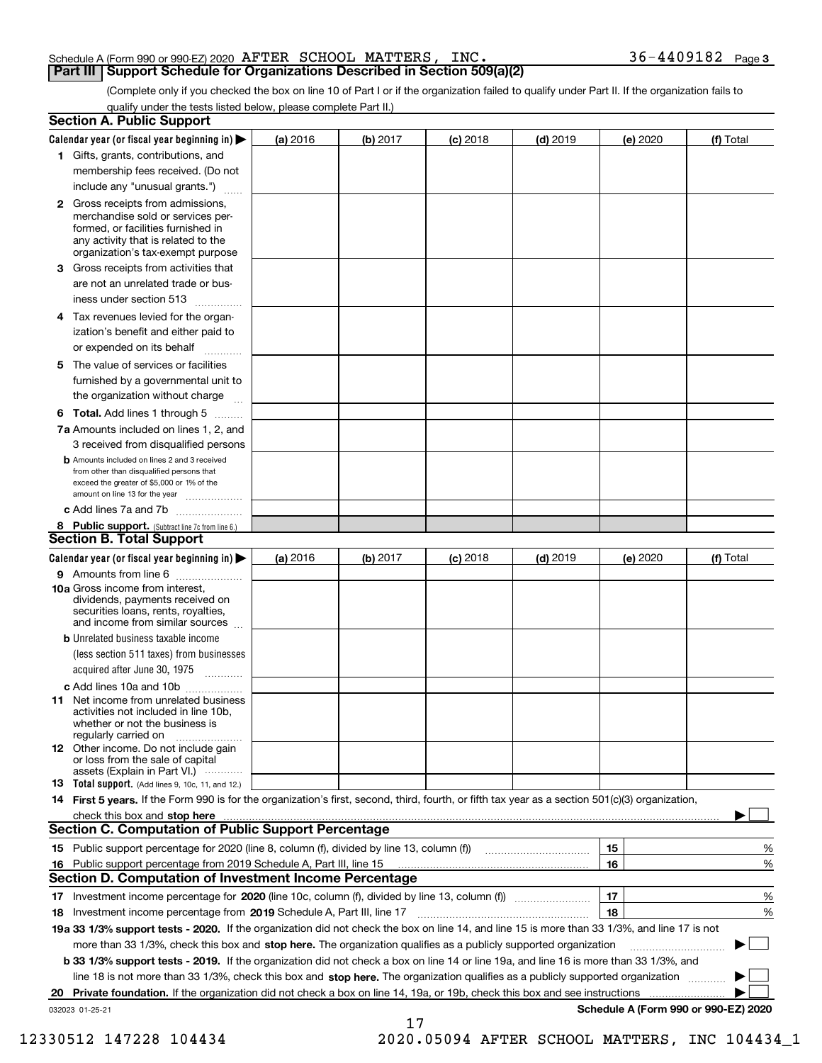Schedule A (Form 990 or 990-EZ) 2020 AFTER SCHOOL MATTERS, INC. 36-4409182 Page 3

## Part III Support Schedule for Organizations Described in Section 509(a)(2)

(Complete only if you checked the box on line 10 of Part I or if the organization failed to qualify under Part II. If the organization fails to qualify under the tests listed below, please complete Part II.)

### Section A. Public Support

| Calendar year (or fiscal year beginning in) ▶ | (a) 2016 | (b) 2017 | (c) 2018 | (d) 2019 | (e) 2020 | (f) Total |
|---|---|---|---|---|---|---|
| 1 Gifts, grants, contributions, and membership fees received. (Do not include any "unusual grants.") | | | | | | |
| 2 Gross receipts from admissions, merchandise sold or services performed, or facilities furnished in any activity that is related to the organization's tax-exempt purpose | | | | | | |
| 3 Gross receipts from activities that are not an unrelated trade or business under section 513 | | | | | | |
| 4 Tax revenues levied for the organization's benefit and either paid to or expended on its behalf | | | | | | |
| 5 The value of services or facilities furnished by a governmental unit to the organization without charge | | | | | | |
| 6 Total. Add lines 1 through 5 | | | | | | |
| 7a Amounts included on lines 1, 2, and 3 received from disqualified persons | | | | | | |
| b Amounts included on lines 2 and 3 received from other than disqualified persons that exceed the greater of $5,000 or 1% of the amount on line 13 for the year | | | | | | |
| c Add lines 7a and 7b | | | | | | |
| 8 Public support. (Subtract line 7c from line 6.) | | | | | | |

### Section B. Total Support

| Calendar year (or fiscal year beginning in) ▶ | (a) 2016 | (b) 2017 | (c) 2018 | (d) 2019 | (e) 2020 | (f) Total |
|---|---|---|---|---|---|---|
| 9 Amounts from line 6 | | | | | | |
| 10a Gross income from interest, dividends, payments received on securities loans, rents, royalties, and income from similar sources | | | | | | |
| b Unrelated business taxable income (less section 511 taxes) from businesses acquired after June 30, 1975 | | | | | | |
| c Add lines 10a and 10b | | | | | | |
| 11 Net income from unrelated business activities not included in line 10b, whether or not the business is regularly carried on | | | | | | |
| 12 Other income. Do not include gain or loss from the sale of capital assets (Explain in Part VI.) | | | | | | |
| 13 Total support. (Add lines 9, 10c, 11, and 12.) | | | | | | |

14 First 5 years. If the Form 990 is for the organization's first, second, third, fourth, or fifth tax year as a section 501(c)(3) organization, check this box and stop here ▶ ☐

### Section C. Computation of Public Support Percentage

| | | |
|---|---|---|
| 15 Public support percentage for 2020 (line 8, column (f), divided by line 13, column (f)) | 15 | % |
| 16 Public support percentage from 2019 Schedule A, Part III, line 15 | 16 | % |

### Section D. Computation of Investment Income Percentage

| | | |
|---|---|---|
| 17 Investment income percentage for 2020 (line 10c, column (f), divided by line 13, column (f)) | 17 | % |
| 18 Investment income percentage from 2019 Schedule A, Part III, line 17 | 18 | % |

19a 33 1/3% support tests - 2020. If the organization did not check the box on line 14, and line 15 is more than 33 1/3%, and line 17 is not more than 33 1/3%, check this box and stop here. The organization qualifies as a publicly supported organization ▶ ☐

b 33 1/3% support tests - 2019. If the organization did not check a box on line 14 or line 19a, and line 16 is more than 33 1/3%, and line 18 is not more than 33 1/3%, check this box and stop here. The organization qualifies as a publicly supported organization ▶ ☐

20 Private foundation. If the organization did not check a box on line 14, 19a, or 19b, check this box and see instructions ▶ ☐

032023 01-25-21 Schedule A (Form 990 or 990-EZ) 2020

12330512 147228 104434 2020.05094 AFTER SCHOOL MATTERS, INC 104434_1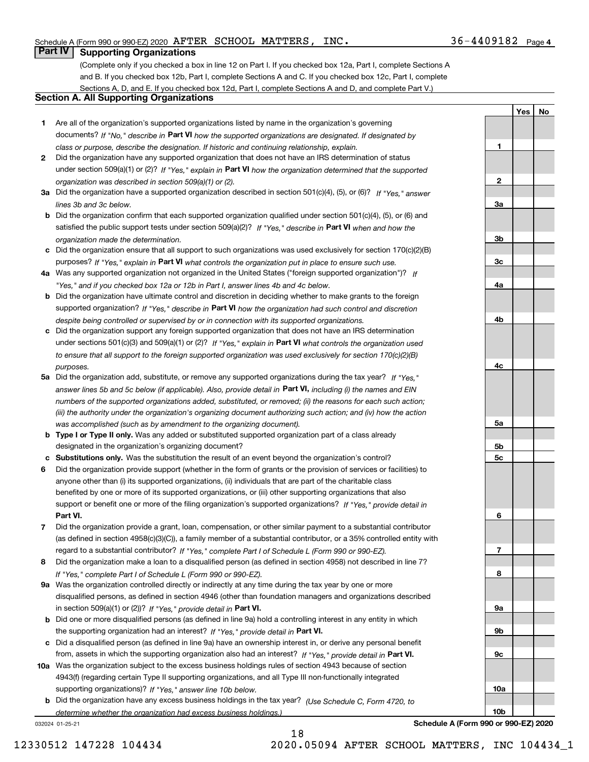Schedule A (Form 990 or 990-EZ) 2020 AFTER SCHOOL MATTERS, INC. 36-4409182 Page 4

## Part IV Supporting Organizations

(Complete only if you checked a box in line 12 on Part I. If you checked box 12a, Part I, complete Sections A and B. If you checked box 12b, Part I, complete Sections A and C. If you checked box 12c, Part I, complete Sections A, D, and E. If you checked box 12d, Part I, complete Sections A and D, and complete Part V.)

### Section A. All Supporting Organizations

| | | | Yes | No |
|---|---|---|---|---|
| **1** | Are all of the organization's supported organizations listed by name in the organization's governing documents? *If "No," describe in* **Part VI** *how the supported organizations are designated. If designated by class or purpose, describe the designation. If historic and continuing relationship, explain.* | **1** | | |
| **2** | Did the organization have any supported organization that does not have an IRS determination of status under section 509(a)(1) or (2)? *If "Yes," explain in* **Part VI** *how the organization determined that the supported organization was described in section 509(a)(1) or (2).* | **2** | | |
| **3a** | Did the organization have a supported organization described in section 501(c)(4), (5), or (6)? *If "Yes," answer lines 3b and 3c below.* | **3a** | | |
| **b** | Did the organization confirm that each supported organization qualified under section 501(c)(4), (5), or (6) and satisfied the public support tests under section 509(a)(2)? *If "Yes," describe in* **Part VI** *when and how the organization made the determination.* | **3b** | | |
| **c** | Did the organization ensure that all support to such organizations was used exclusively for section 170(c)(2)(B) purposes? *If "Yes," explain in* **Part VI** *what controls the organization put in place to ensure such use.* | **3c** | | |
| **4a** | Was any supported organization not organized in the United States ("foreign supported organization")? *If "Yes," and if you checked box 12a or 12b in Part I, answer lines 4b and 4c below.* | **4a** | | |
| **b** | Did the organization have ultimate control and discretion in deciding whether to make grants to the foreign supported organization? *If "Yes," describe in* **Part VI** *how the organization had such control and discretion despite being controlled or supervised by or in connection with its supported organizations.* | **4b** | | |
| **c** | Did the organization support any foreign supported organization that does not have an IRS determination under sections 501(c)(3) and 509(a)(1) or (2)? *If "Yes," explain in* **Part VI** *what controls the organization used to ensure that all support to the foreign supported organization was used exclusively for section 170(c)(2)(B) purposes.* | **4c** | | |
| **5a** | Did the organization add, substitute, or remove any supported organizations during the tax year? *If "Yes," answer lines 5b and 5c below (if applicable). Also, provide detail in* **Part VI,** *including (i) the names and EIN numbers of the supported organizations added, substituted, or removed; (ii) the reasons for each such action; (iii) the authority under the organization's organizing document authorizing such action; and (iv) how the action was accomplished (such as by amendment to the organizing document).* | **5a** | | |
| **b** | **Type I or Type II only.** Was any added or substituted supported organization part of a class already designated in the organization's organizing document? | **5b** | | |
| **c** | **Substitutions only.** Was the substitution the result of an event beyond the organization's control? | **5c** | | |
| **6** | Did the organization provide support (whether in the form of grants or the provision of services or facilities) to anyone other than (i) its supported organizations, (ii) individuals that are part of the charitable class benefited by one or more of its supported organizations, or (iii) other supporting organizations that also support or benefit one or more of the filing organization's supported organizations? *If "Yes," provide detail in* **Part VI.** | **6** | | |
| **7** | Did the organization provide a grant, loan, compensation, or other similar payment to a substantial contributor (as defined in section 4958(c)(3)(C)), a family member of a substantial contributor, or a 35% controlled entity with regard to a substantial contributor? *If "Yes," complete Part I of Schedule L (Form 990 or 990-EZ).* | **7** | | |
| **8** | Did the organization make a loan to a disqualified person (as defined in section 4958) not described in line 7? *If "Yes," complete Part I of Schedule L (Form 990 or 990-EZ).* | **8** | | |
| **9a** | Was the organization controlled directly or indirectly at any time during the tax year by one or more disqualified persons, as defined in section 4946 (other than foundation managers and organizations described in section 509(a)(1) or (2))? *If "Yes," provide detail in* **Part VI.** | **9a** | | |
| **b** | Did one or more disqualified persons (as defined in line 9a) hold a controlling interest in any entity in which the supporting organization had an interest? *If "Yes," provide detail in* **Part VI.** | **9b** | | |
| **c** | Did a disqualified person (as defined in line 9a) have an ownership interest in, or derive any personal benefit from, assets in which the supporting organization also had an interest? *If "Yes," provide detail in* **Part VI.** | **9c** | | |
| **10a** | Was the organization subject to the excess business holdings rules of section 4943 because of section 4943(f) (regarding certain Type II supporting organizations, and all Type III non-functionally integrated supporting organizations)? *If "Yes," answer line 10b below.* | **10a** | | |
| **b** | Did the organization have any excess business holdings in the tax year? *(Use Schedule C, Form 4720, to determine whether the organization had excess business holdings.)* | **10b** | | |

032024 01-25-21 **Schedule A (Form 990 or 990-EZ) 2020**

12330512 147228 104434 2020.05094 AFTER SCHOOL MATTERS, INC 104434_1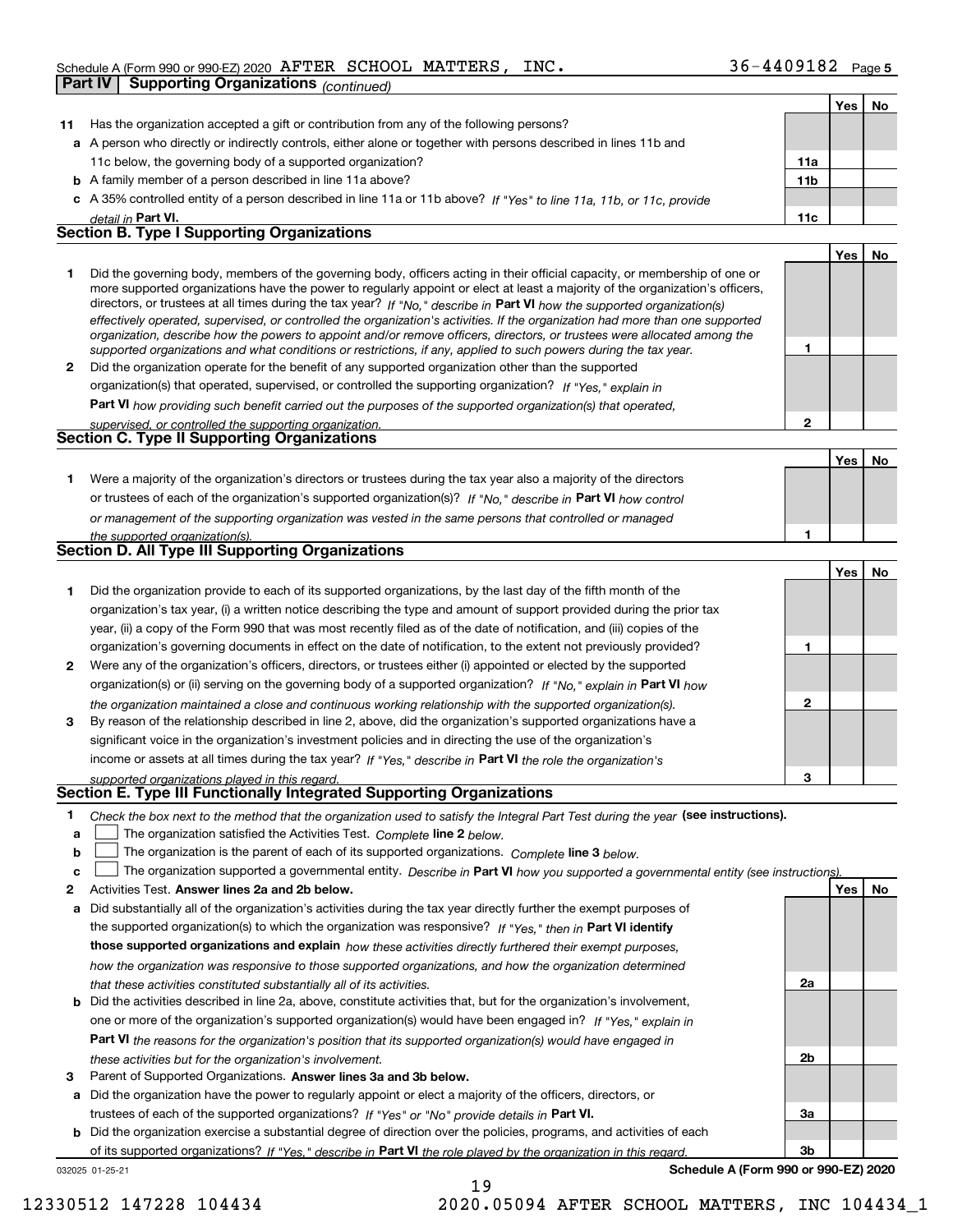Schedule A (Form 990 or 990-EZ) 2020 AFTER SCHOOL MATTERS, INC. 36-4409182 Page 5

## Part IV Supporting Organizations *(continued)*

| | | | Yes | No |
|---|---|---|---|---|
| **11** | Has the organization accepted a gift or contribution from any of the following persons? | | | |
| **a** | A person who directly or indirectly controls, either alone or together with persons described in lines 11b and 11c below, the governing body of a supported organization? | 11a | | |
| **b** | A family member of a person described in line 11a above? | 11b | | |
| **c** | A 35% controlled entity of a person described in line 11a or 11b above? *If "Yes" to line 11a, 11b, or 11c, provide detail in* **Part VI.** | 11c | | |

### Section B. Type I Supporting Organizations

| | | | Yes | No |
|---|---|---|---|---|
| **1** | Did the governing body, members of the governing body, officers acting in their official capacity, or membership of one or more supported organizations have the power to regularly appoint or elect at least a majority of the organization's officers, directors, or trustees at all times during the tax year? *If "No," describe in* **Part VI** *how the supported organization(s) effectively operated, supervised, or controlled the organization's activities. If the organization had more than one supported organization, describe how the powers to appoint and/or remove officers, directors, or trustees were allocated among the supported organizations and what conditions or restrictions, if any, applied to such powers during the tax year.* | 1 | | |
| **2** | Did the organization operate for the benefit of any supported organization other than the supported organization(s) that operated, supervised, or controlled the supporting organization? *If "Yes," explain in* **Part VI** *how providing such benefit carried out the purposes of the supported organization(s) that operated, supervised, or controlled the supporting organization.* | 2 | | |

### Section C. Type II Supporting Organizations

| | | | Yes | No |
|---|---|---|---|---|
| **1** | Were a majority of the organization's directors or trustees during the tax year also a majority of the directors or trustees of each of the organization's supported organization(s)? *If "No," describe in* **Part VI** *how control or management of the supporting organization was vested in the same persons that controlled or managed the supported organization(s).* | 1 | | |

### Section D. All Type III Supporting Organizations

| | | | Yes | No |
|---|---|---|---|---|
| **1** | Did the organization provide to each of its supported organizations, by the last day of the fifth month of the organization's tax year, (i) a written notice describing the type and amount of support provided during the prior tax year, (ii) a copy of the Form 990 that was most recently filed as of the date of notification, and (iii) copies of the organization's governing documents in effect on the date of notification, to the extent not previously provided? | 1 | | |
| **2** | Were any of the organization's officers, directors, or trustees either (i) appointed or elected by the supported organization(s) or (ii) serving on the governing body of a supported organization? *If "No," explain in* **Part VI** *how the organization maintained a close and continuous working relationship with the supported organization(s).* | 2 | | |
| **3** | By reason of the relationship described in line 2, above, did the organization's supported organizations have a significant voice in the organization's investment policies and in directing the use of the organization's income or assets at all times during the tax year? *If "Yes," describe in* **Part VI** *the role the organization's supported organizations played in this regard.* | 3 | | |

### Section E. Type III Functionally Integrated Supporting Organizations

**1** *Check the box next to the method that the organization used to satisfy the Integral Part Test during the year* **(see instructions).**

**a** ☐ The organization satisfied the Activities Test. *Complete* **line 2** *below.*

**b** ☐ The organization is the parent of each of its supported organizations. *Complete* **line 3** *below.*

**c** ☐ The organization supported a governmental entity. *Describe in* **Part VI** *how you supported a governmental entity (see instructions).*

| | | | Yes | No |
|---|---|---|---|---|
| **2** | Activities Test. **Answer lines 2a and 2b below.** | | | |
| **a** | Did substantially all of the organization's activities during the tax year directly further the exempt purposes of the supported organization(s) to which the organization was responsive? *If "Yes," then in* **Part VI identify those supported organizations and explain** *how these activities directly furthered their exempt purposes, how the organization was responsive to those supported organizations, and how the organization determined that these activities constituted substantially all of its activities.* | 2a | | |
| **b** | Did the activities described in line 2a, above, constitute activities that, but for the organization's involvement, one or more of the organization's supported organization(s) would have been engaged in? *If "Yes," explain in* **Part VI** *the reasons for the organization's position that its supported organization(s) would have engaged in these activities but for the organization's involvement.* | 2b | | |
| **3** | Parent of Supported Organizations. **Answer lines 3a and 3b below.** | | | |
| **a** | Did the organization have the power to regularly appoint or elect a majority of the officers, directors, or trustees of each of the supported organizations? *If "Yes" or "No" provide details in* **Part VI.** | 3a | | |
| **b** | Did the organization exercise a substantial degree of direction over the policies, programs, and activities of each of its supported organizations? *If "Yes," describe in* **Part VI** *the role played by the organization in this regard.* | 3b | | |

032025 01-25-21 **Schedule A (Form 990 or 990-EZ) 2020**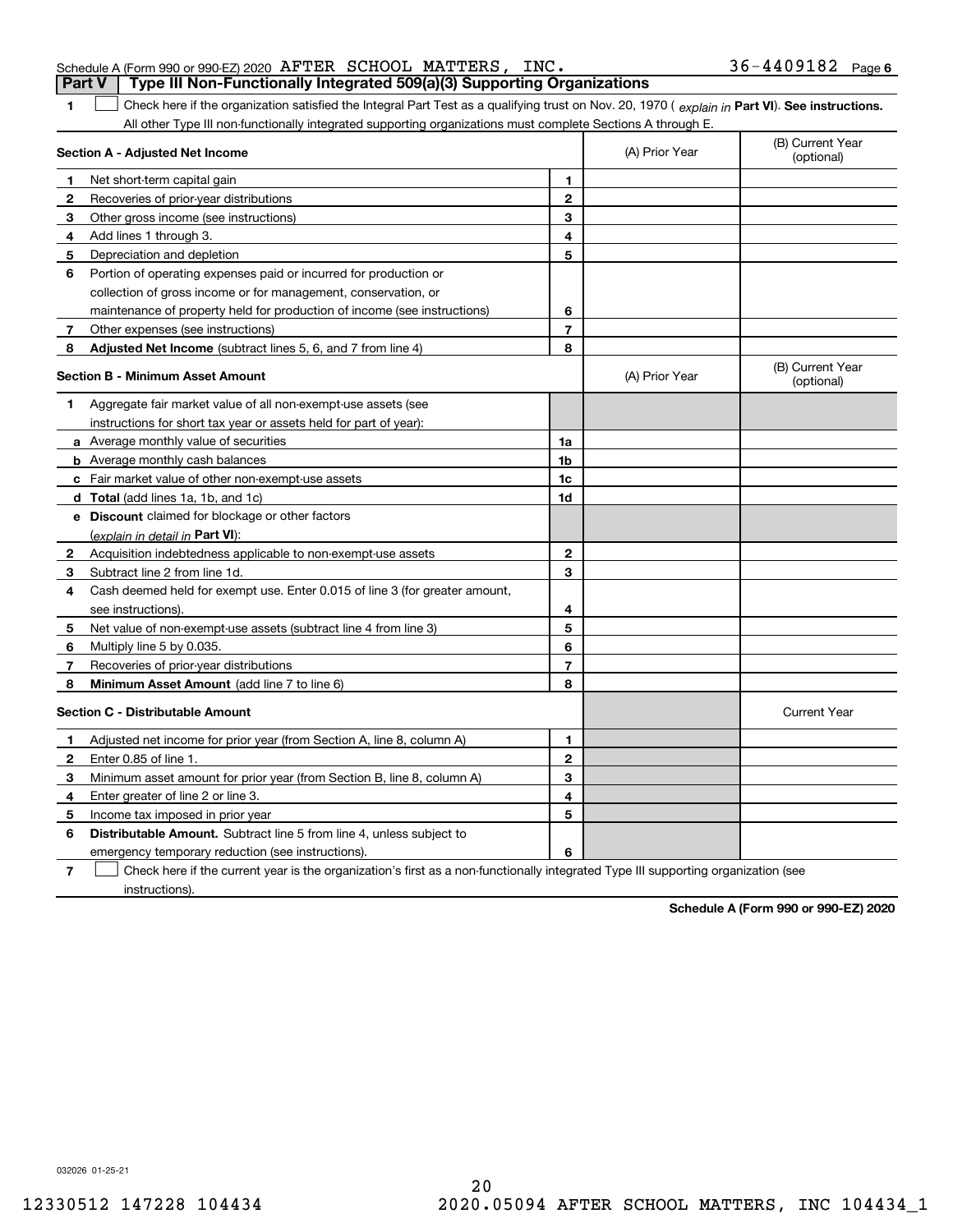Schedule A (Form 990 or 990-EZ) 2020 AFTER SCHOOL MATTERS, INC. 36-4409182 Page 6

## Part V | Type III Non-Functionally Integrated 509(a)(3) Supporting Organizations

**1** ☐ Check here if the organization satisfied the Integral Part Test as a qualifying trust on Nov. 20, 1970 ( *explain in* **Part VI**). **See instructions.** All other Type III non-functionally integrated supporting organizations must complete Sections A through E.

| **Section A - Adjusted Net Income** | | | (A) Prior Year | (B) Current Year (optional) |
|---|---|---|---|---|
| **1** | Net short-term capital gain | **1** | | |
| **2** | Recoveries of prior-year distributions | **2** | | |
| **3** | Other gross income (see instructions) | **3** | | |
| **4** | Add lines 1 through 3. | **4** | | |
| **5** | Depreciation and depletion | **5** | | |
| **6** | Portion of operating expenses paid or incurred for production or collection of gross income or for management, conservation, or maintenance of property held for production of income (see instructions) | **6** | | |
| **7** | Other expenses (see instructions) | **7** | | |
| **8** | **Adjusted Net Income** (subtract lines 5, 6, and 7 from line 4) | **8** | | |

| **Section B - Minimum Asset Amount** | | | (A) Prior Year | (B) Current Year (optional) |
|---|---|---|---|---|
| **1** | Aggregate fair market value of all non-exempt-use assets (see instructions for short tax year or assets held for part of year): | | | |
| **a** | Average monthly value of securities | **1a** | | |
| **b** | Average monthly cash balances | **1b** | | |
| **c** | Fair market value of other non-exempt-use assets | **1c** | | |
| **d** | **Total** (add lines 1a, 1b, and 1c) | **1d** | | |
| **e** | **Discount** claimed for blockage or other factors (*explain in detail in* **Part VI**): | | | |
| **2** | Acquisition indebtedness applicable to non-exempt-use assets | **2** | | |
| **3** | Subtract line 2 from line 1d. | **3** | | |
| **4** | Cash deemed held for exempt use. Enter 0.015 of line 3 (for greater amount, see instructions). | **4** | | |
| **5** | Net value of non-exempt-use assets (subtract line 4 from line 3) | **5** | | |
| **6** | Multiply line 5 by 0.035. | **6** | | |
| **7** | Recoveries of prior-year distributions | **7** | | |
| **8** | **Minimum Asset Amount** (add line 7 to line 6) | **8** | | |

| **Section C - Distributable Amount** | | | | Current Year |
|---|---|---|---|---|
| **1** | Adjusted net income for prior year (from Section A, line 8, column A) | **1** | | |
| **2** | Enter 0.85 of line 1. | **2** | | |
| **3** | Minimum asset amount for prior year (from Section B, line 8, column A) | **3** | | |
| **4** | Enter greater of line 2 or line 3. | **4** | | |
| **5** | Income tax imposed in prior year | **5** | | |
| **6** | **Distributable Amount.** Subtract line 5 from line 4, unless subject to emergency temporary reduction (see instructions). | **6** | | |

**7** ☐ Check here if the current year is the organization's first as a non-functionally integrated Type III supporting organization (see instructions).

**Schedule A (Form 990 or 990-EZ) 2020**

032026 01-25-21

12330512 147228 104434 2020.05094 AFTER SCHOOL MATTERS, INC 104434_1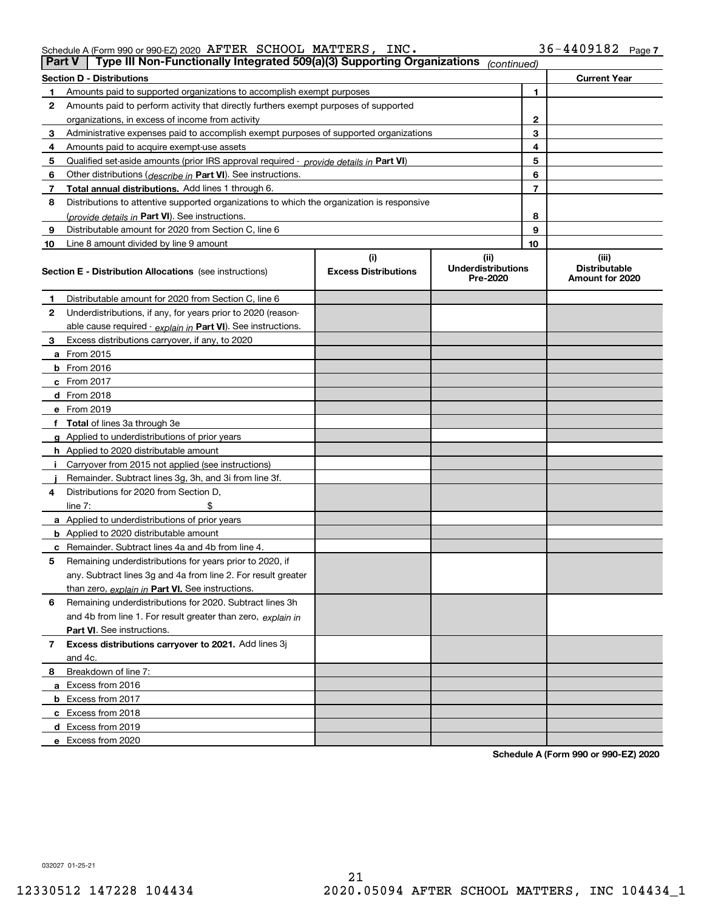Schedule A (Form 990 or 990-EZ) 2020 AFTER SCHOOL MATTERS, INC. 36-4409182 Page 7

**Part V** | **Type III Non-Functionally Integrated 509(a)(3) Supporting Organizations** *(continued)*

| **Section D - Distributions** | | | **Current Year** |
|---|---|---|---|
| **1** | Amounts paid to supported organizations to accomplish exempt purposes | **1** | |
| **2** | Amounts paid to perform activity that directly furthers exempt purposes of supported organizations, in excess of income from activity | **2** | |
| **3** | Administrative expenses paid to accomplish exempt purposes of supported organizations | **3** | |
| **4** | Amounts paid to acquire exempt-use assets | **4** | |
| **5** | Qualified set-aside amounts (prior IRS approval required - *provide details in* **Part VI**) | **5** | |
| **6** | Other distributions (*describe in* **Part VI**). See instructions. | **6** | |
| **7** | **Total annual distributions.** Add lines 1 through 6. | **7** | |
| **8** | Distributions to attentive supported organizations to which the organization is responsive (*provide details in* **Part VI**). See instructions. | **8** | |
| **9** | Distributable amount for 2020 from Section C, line 6 | **9** | |
| **10** | Line 8 amount divided by line 9 amount | **10** | |

| **Section E - Distribution Allocations** (see instructions) | **(i)** **Excess Distributions** | **(ii)** **Underdistributions Pre-2020** | **(iii)** **Distributable Amount for 2020** |
|---|---|---|---|
| **1** Distributable amount for 2020 from Section C, line 6 | | | |
| **2** Underdistributions, if any, for years prior to 2020 (reasonable cause required - *explain in* **Part VI**). See instructions. | | | |
| **3** Excess distributions carryover, if any, to 2020 | | | |
| **a** From 2015 | | | |
| **b** From 2016 | | | |
| **c** From 2017 | | | |
| **d** From 2018 | | | |
| **e** From 2019 | | | |
| **f** **Total** of lines 3a through 3e | | | |
| **g** Applied to underdistributions of prior years | | | |
| **h** Applied to 2020 distributable amount | | | |
| **i** Carryover from 2015 not applied (see instructions) | | | |
| **j** Remainder. Subtract lines 3g, 3h, and 3i from line 3f. | | | |
| **4** Distributions for 2020 from Section D, line 7: $ | | | |
| **a** Applied to underdistributions of prior years | | | |
| **b** Applied to 2020 distributable amount | | | |
| **c** Remainder. Subtract lines 4a and 4b from line 4. | | | |
| **5** Remaining underdistributions for years prior to 2020, if any. Subtract lines 3g and 4a from line 2. For result greater than zero, *explain in* **Part VI.** See instructions. | | | |
| **6** Remaining underdistributions for 2020. Subtract lines 3h and 4b from line 1. For result greater than zero, *explain in* **Part VI**. See instructions. | | | |
| **7** **Excess distributions carryover to 2021.** Add lines 3j and 4c. | | | |
| **8** Breakdown of line 7: | | | |
| **a** Excess from 2016 | | | |
| **b** Excess from 2017 | | | |
| **c** Excess from 2018 | | | |
| **d** Excess from 2019 | | | |
| **e** Excess from 2020 | | | |

**Schedule A (Form 990 or 990-EZ) 2020**

032027 01-25-21

12330512 147228 104434 2020.05094 AFTER SCHOOL MATTERS, INC 104434_1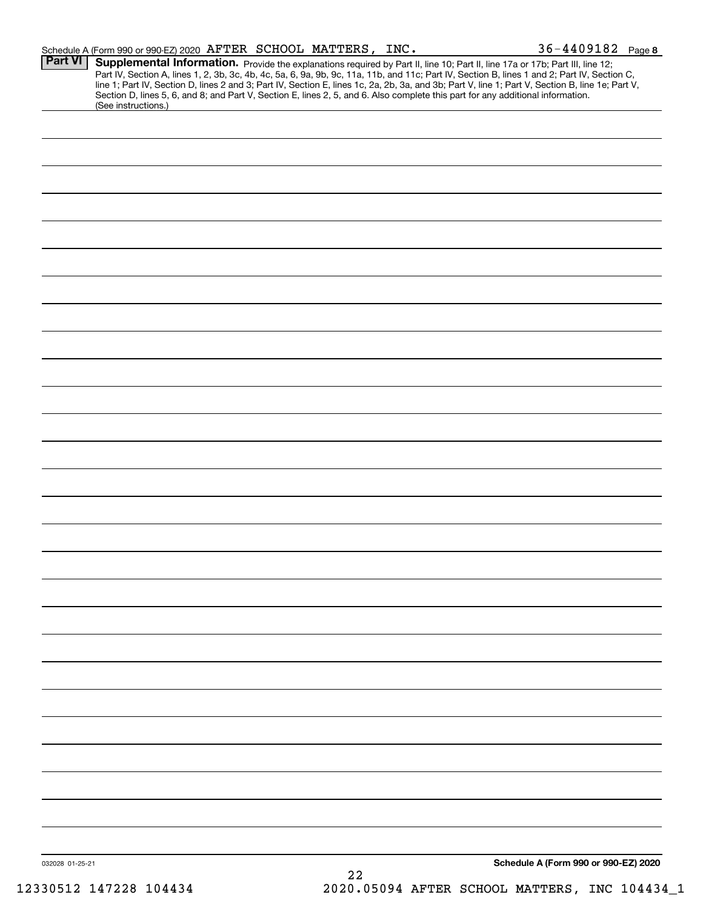Schedule A (Form 990 or 990-EZ) 2020 AFTER SCHOOL MATTERS, INC. 36-4409182 Page **8**

**Part VI** **Supplemental Information.** Provide the explanations required by Part II, line 10; Part II, line 17a or 17b; Part III, line 12; Part IV, Section A, lines 1, 2, 3b, 3c, 4b, 4c, 5a, 6, 9a, 9b, 9c, 11a, 11b, and 11c; Part IV, Section B, lines 1 and 2; Part IV, Section C, line 1; Part IV, Section D, lines 2 and 3; Part IV, Section E, lines 1c, 2a, 2b, 3a, and 3b; Part V, line 1; Part V, Section B, line 1e; Part V, Section D, lines 5, 6, and 8; and Part V, Section E, lines 2, 5, and 6. Also complete this part for any additional information. (See instructions.)

032028 01-25-21

**Schedule A (Form 990 or 990-EZ) 2020**

12330512 147228 104434 2020.05094 AFTER SCHOOL MATTERS, INC 104434_1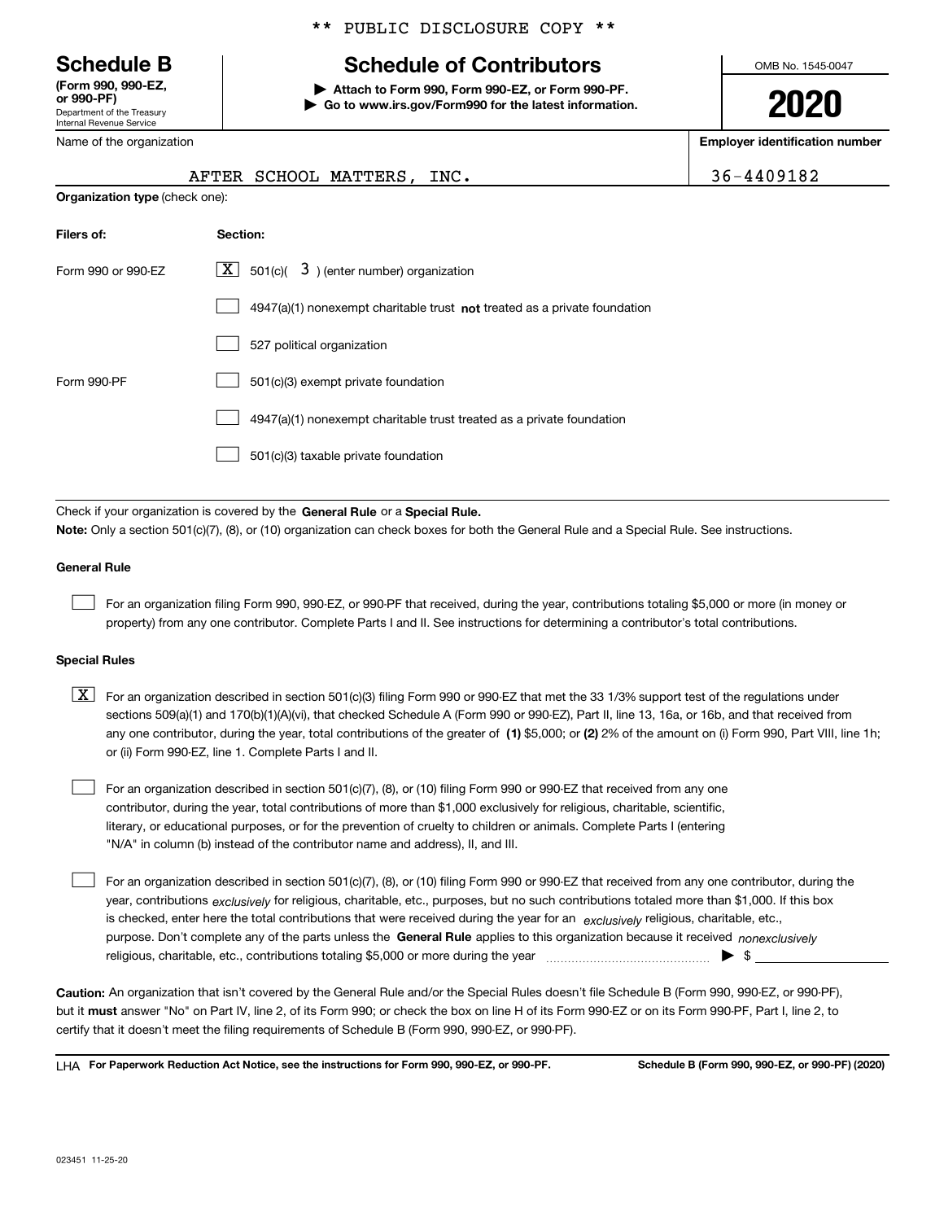** PUBLIC DISCLOSURE COPY **

# Schedule B

**(Form 990, 990-EZ, or 990-PF)**
Department of the Treasury
Internal Revenue Service

## Schedule of Contributors

**▶ Attach to Form 990, Form 990-EZ, or Form 990-PF.**
**▶ Go to www.irs.gov/Form990 for the latest information.**

OMB No. 1545-0047

**2020**

Name of the organization: AFTER SCHOOL MATTERS, INC.

**Employer identification number**: 36-4409182

**Organization type** (check one):

| Filers of: | Section: |
|---|---|
| Form 990 or 990-EZ | [X] 501(c)( 3 ) (enter number) organization |
| | [ ] 4947(a)(1) nonexempt charitable trust **not** treated as a private foundation |
| | [ ] 527 political organization |
| Form 990-PF | [ ] 501(c)(3) exempt private foundation |
| | [ ] 4947(a)(1) nonexempt charitable trust treated as a private foundation |
| | [ ] 501(c)(3) taxable private foundation |

Check if your organization is covered by the **General Rule** or a **Special Rule.**

**Note:** Only a section 501(c)(7), (8), or (10) organization can check boxes for both the General Rule and a Special Rule. See instructions.

**General Rule**

[ ] For an organization filing Form 990, 990-EZ, or 990-PF that received, during the year, contributions totaling $5,000 or more (in money or property) from any one contributor. Complete Parts I and II. See instructions for determining a contributor's total contributions.

**Special Rules**

[X] For an organization described in section 501(c)(3) filing Form 990 or 990-EZ that met the 33 1/3% support test of the regulations under sections 509(a)(1) and 170(b)(1)(A)(vi), that checked Schedule A (Form 990 or 990-EZ), Part II, line 13, 16a, or 16b, and that received from any one contributor, during the year, total contributions of the greater of **(1)** $5,000; or **(2)** 2% of the amount on (i) Form 990, Part VIII, line 1h; or (ii) Form 990-EZ, line 1. Complete Parts I and II.

[ ] For an organization described in section 501(c)(7), (8), or (10) filing Form 990 or 990-EZ that received from any one contributor, during the year, total contributions of more than $1,000 exclusively for religious, charitable, scientific, literary, or educational purposes, or for the prevention of cruelty to children or animals. Complete Parts I (entering "N/A" in column (b) instead of the contributor name and address), II, and III.

[ ] For an organization described in section 501(c)(7), (8), or (10) filing Form 990 or 990-EZ that received from any one contributor, during the year, contributions *exclusively* for religious, charitable, etc., purposes, but no such contributions totaled more than $1,000. If this box is checked, enter here the total contributions that were received during the year for an *exclusively* religious, charitable, etc., purpose. Don't complete any of the parts unless the **General Rule** applies to this organization because it received *nonexclusively* religious, charitable, etc., contributions totaling $5,000 or more during the year ▶ $ ____________

**Caution:** An organization that isn't covered by the General Rule and/or the Special Rules doesn't file Schedule B (Form 990, 990-EZ, or 990-PF), but it **must** answer "No" on Part IV, line 2, of its Form 990; or check the box on line H of its Form 990-EZ or on its Form 990-PF, Part I, line 2, to certify that it doesn't meet the filing requirements of Schedule B (Form 990, 990-EZ, or 990-PF).

LHA **For Paperwork Reduction Act Notice, see the instructions for Form 990, 990-EZ, or 990-PF.** **Schedule B (Form 990, 990-EZ, or 990-PF) (2020)**

023451 11-25-20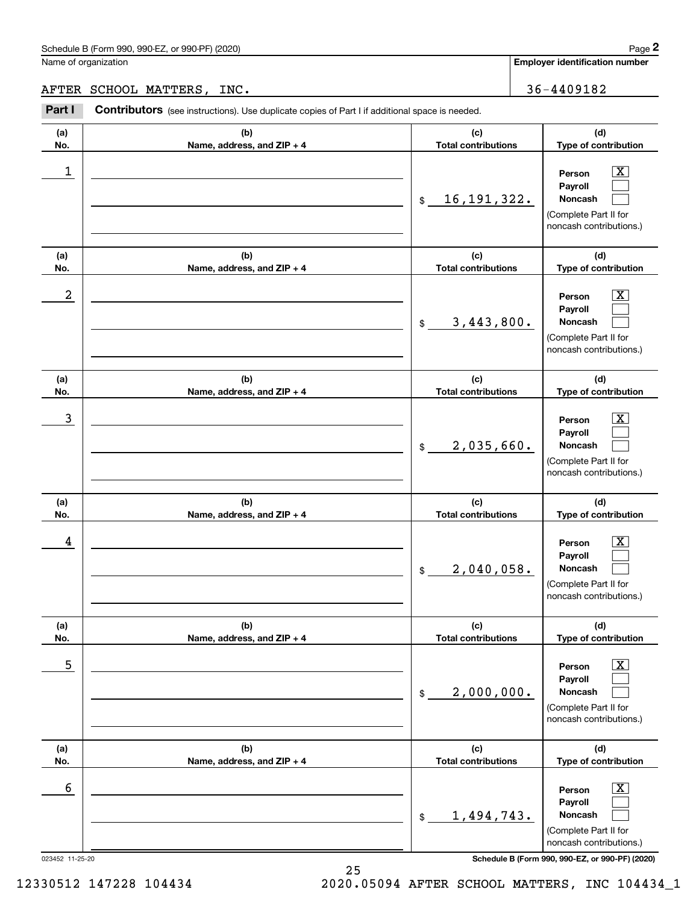Schedule B (Form 990, 990-EZ, or 990-PF) (2020)

Name of organization: AFTER SCHOOL MATTERS, INC.

Employer identification number: 36-4409182

**Part I** **Contributors** (see instructions). Use duplicate copies of Part I if additional space is needed.

| (a) No. | (b) Name, address, and ZIP + 4 | (c) Total contributions | (d) Type of contribution |
|---|---|---|---|
| 1 | | $ 16,191,322. | Person [X] Payroll [ ] Noncash [ ] (Complete Part II for noncash contributions.) |
| 2 | | $ 3,443,800. | Person [X] Payroll [ ] Noncash [ ] (Complete Part II for noncash contributions.) |
| 3 | | $ 2,035,660. | Person [X] Payroll [ ] Noncash [ ] (Complete Part II for noncash contributions.) |
| 4 | | $ 2,040,058. | Person [X] Payroll [ ] Noncash [ ] (Complete Part II for noncash contributions.) |
| 5 | | $ 2,000,000. | Person [X] Payroll [ ] Noncash [ ] (Complete Part II for noncash contributions.) |
| 6 | | $ 1,494,743. | Person [X] Payroll [ ] Noncash [ ] (Complete Part II for noncash contributions.) |

023452 11-25-20 **Schedule B (Form 990, 990-EZ, or 990-PF) (2020)**

12330512 147228 104434 2020.05094 AFTER SCHOOL MATTERS, INC 104434_1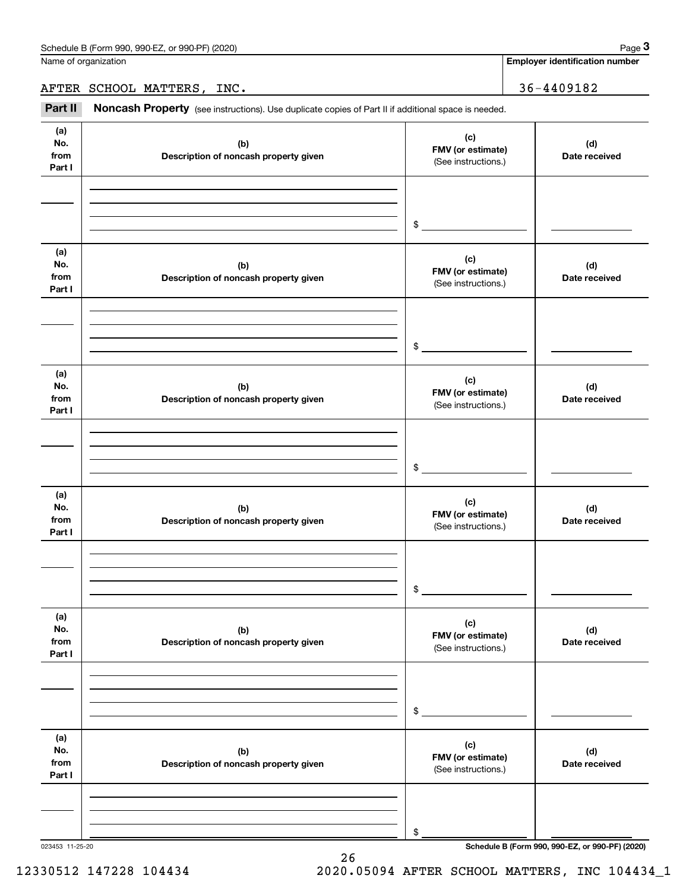Name of organization

AFTER SCHOOL MATTERS, INC.

**Employer identification number**

36-4409182

## Part II Noncash Property

(see instructions). Use duplicate copies of Part II if additional space is needed.

| (a) No. from Part I | (b) Description of noncash property given | (c) FMV (or estimate) (See instructions.) | (d) Date received |
|---|---|---|---|
| | | $ | |

| (a) No. from Part I | (b) Description of noncash property given | (c) FMV (or estimate) (See instructions.) | (d) Date received |
|---|---|---|---|
| | | $ | |

| (a) No. from Part I | (b) Description of noncash property given | (c) FMV (or estimate) (See instructions.) | (d) Date received |
|---|---|---|---|
| | | $ | |

| (a) No. from Part I | (b) Description of noncash property given | (c) FMV (or estimate) (See instructions.) | (d) Date received |
|---|---|---|---|
| | | $ | |

| (a) No. from Part I | (b) Description of noncash property given | (c) FMV (or estimate) (See instructions.) | (d) Date received |
|---|---|---|---|
| | | $ | |

| (a) No. from Part I | (b) Description of noncash property given | (c) FMV (or estimate) (See instructions.) | (d) Date received |
|---|---|---|---|
| | | $ | |

023453 11-25-20

**Schedule B (Form 990, 990-EZ, or 990-PF) (2020)**

12330512 147228 104434 2020.05094 AFTER SCHOOL MATTERS, INC 104434_1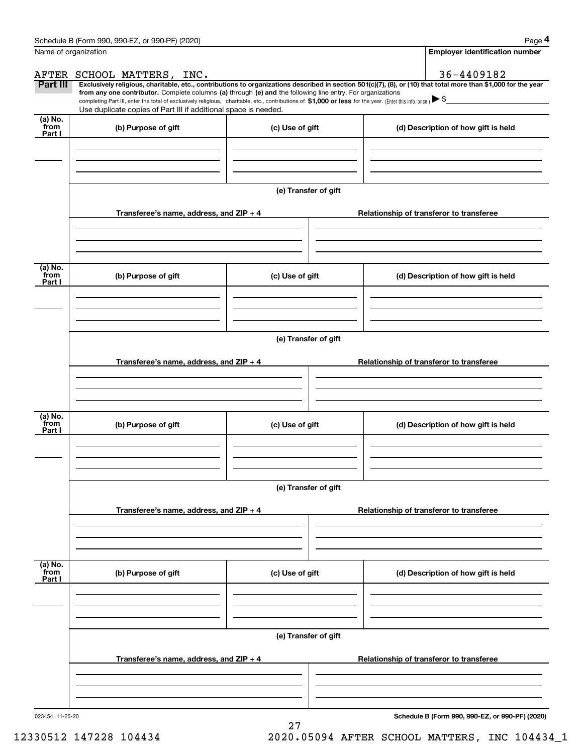Schedule B (Form 990, 990-EZ, or 990-PF) (2020) Page **4**

Name of organization | **Employer identification number**

AFTER SCHOOL MATTERS, INC. | 36-4409182

**Part III** **Exclusively religious, charitable, etc., contributions to organizations described in section 501(c)(7), (8), or (10) that total more than $1,000 for the year from any one contributor.** Complete columns **(a)** through **(e) and** the following line entry. For organizations completing Part III, enter the total of exclusively religious, charitable, etc., contributions of **$1,000 or less** for the year. (Enter this info. once.) ▶ $

Use duplicate copies of Part III if additional space is needed.

| (a) No. from Part I | (b) Purpose of gift | (c) Use of gift | (d) Description of how gift is held |
| --- | --- | --- | --- |
| | | | |

(e) Transfer of gift

| Transferee's name, address, and ZIP + 4 | Relationship of transferor to transferee |
| --- | --- |
| | |

| (a) No. from Part I | (b) Purpose of gift | (c) Use of gift | (d) Description of how gift is held |
| --- | --- | --- | --- |
| | | | |

(e) Transfer of gift

| Transferee's name, address, and ZIP + 4 | Relationship of transferor to transferee |
| --- | --- |
| | |

| (a) No. from Part I | (b) Purpose of gift | (c) Use of gift | (d) Description of how gift is held |
| --- | --- | --- | --- |
| | | | |

(e) Transfer of gift

| Transferee's name, address, and ZIP + 4 | Relationship of transferor to transferee |
| --- | --- |
| | |

| (a) No. from Part I | (b) Purpose of gift | (c) Use of gift | (d) Description of how gift is held |
| --- | --- | --- | --- |
| | | | |

(e) Transfer of gift

| Transferee's name, address, and ZIP + 4 | Relationship of transferor to transferee |
| --- | --- |
| | |

023454 11-25-20 **Schedule B (Form 990, 990-EZ, or 990-PF) (2020)**

12330512 147228 104434 2020.05094 AFTER SCHOOL MATTERS, INC 104434_1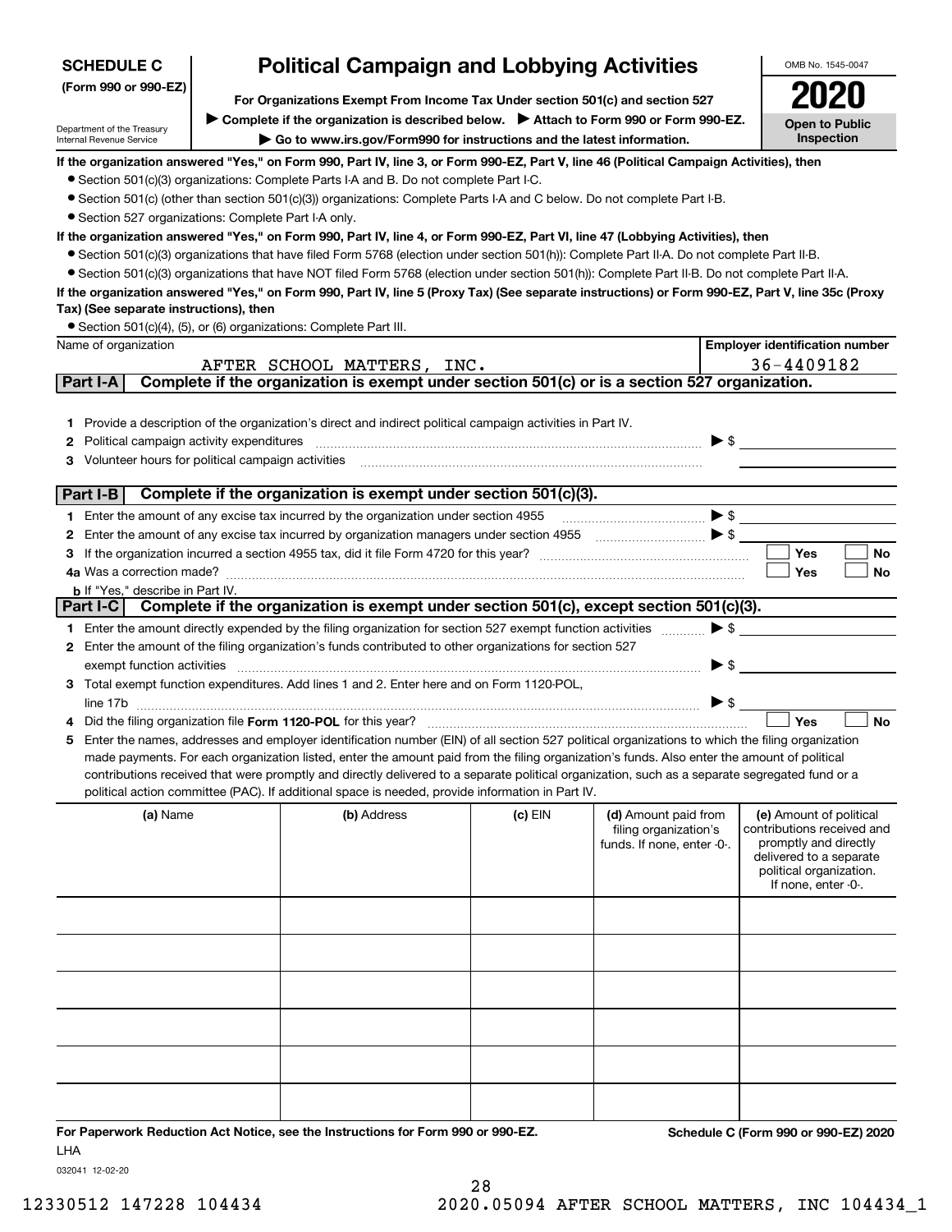**SCHEDULE C** (Form 990 or 990-EZ)

Department of the Treasury
Internal Revenue Service

# Political Campaign and Lobbying Activities

**For Organizations Exempt From Income Tax Under section 501(c) and section 527**

▶ **Complete if the organization is described below.** ▶ **Attach to Form 990 or Form 990-EZ.**

▶ **Go to www.irs.gov/Form990 for instructions and the latest information.**

OMB No. 1545-0047

**2020**

**Open to Public Inspection**

**If the organization answered "Yes," on Form 990, Part IV, line 3, or Form 990-EZ, Part V, line 46 (Political Campaign Activities), then**

- Section 501(c)(3) organizations: Complete Parts I-A and B. Do not complete Part I-C.
- Section 501(c) (other than section 501(c)(3)) organizations: Complete Parts I-A and C below. Do not complete Part I-B.
- Section 527 organizations: Complete Part I-A only.

**If the organization answered "Yes," on Form 990, Part IV, line 4, or Form 990-EZ, Part VI, line 47 (Lobbying Activities), then**

- Section 501(c)(3) organizations that have filed Form 5768 (election under section 501(h)): Complete Part II-A. Do not complete Part II-B.
- Section 501(c)(3) organizations that have NOT filed Form 5768 (election under section 501(h)): Complete Part II-B. Do not complete Part II-A.

**If the organization answered "Yes," on Form 990, Part IV, line 5 (Proxy Tax) (See separate instructions) or Form 990-EZ, Part V, line 35c (Proxy Tax) (See separate instructions), then**

- Section 501(c)(4), (5), or (6) organizations: Complete Part III.

| Name of organization | Employer identification number |
|---|---|
| AFTER SCHOOL MATTERS, INC. | 36-4409182 |

## Part I-A Complete if the organization is exempt under section 501(c) or is a section 527 organization.

1. Provide a description of the organization's direct and indirect political campaign activities in Part IV.
2. Political campaign activity expenditures ▶ $
3. Volunteer hours for political campaign activities

## Part I-B Complete if the organization is exempt under section 501(c)(3).

1. Enter the amount of any excise tax incurred by the organization under section 4955 ▶ $
2. Enter the amount of any excise tax incurred by organization managers under section 4955 ▶ $
3. If the organization incurred a section 4955 tax, did it file Form 4720 for this year? ☐ Yes ☐ No
4. a Was a correction made? ☐ Yes ☐ No
   b If "Yes," describe in Part IV.

## Part I-C Complete if the organization is exempt under section 501(c), except section 501(c)(3).

1. Enter the amount directly expended by the filing organization for section 527 exempt function activities ▶ $
2. Enter the amount of the filing organization's funds contributed to other organizations for section 527 exempt function activities ▶ $
3. Total exempt function expenditures. Add lines 1 and 2. Enter here and on Form 1120-POL, line 17b ▶ $
4. Did the filing organization file **Form 1120-POL** for this year? ☐ Yes ☐ No
5. Enter the names, addresses and employer identification number (EIN) of all section 527 political organizations to which the filing organization made payments. For each organization listed, enter the amount paid from the filing organization's funds. Also enter the amount of political contributions received that were promptly and directly delivered to a separate political organization, such as a separate segregated fund or a political action committee (PAC). If additional space is needed, provide information in Part IV.

| (a) Name | (b) Address | (c) EIN | (d) Amount paid from filing organization's funds. If none, enter -0-. | (e) Amount of political contributions received and promptly and directly delivered to a separate political organization. If none, enter -0-. |
|---|---|---|---|---|
| | | | | |
| | | | | |
| | | | | |
| | | | | |
| | | | | |
| | | | | |

**For Paperwork Reduction Act Notice, see the Instructions for Form 990 or 990-EZ.** **Schedule C (Form 990 or 990-EZ) 2020**

LHA

032041 12-02-20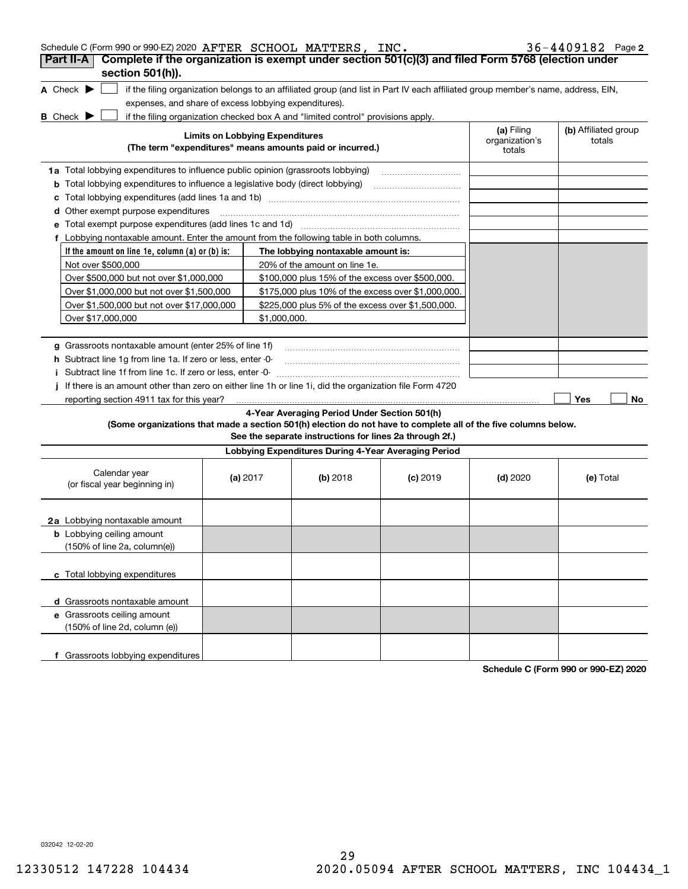Schedule C (Form 990 or 990-EZ) 2020 AFTER SCHOOL MATTERS, INC. 36-4409182 Page 2

**Part II-A** **Complete if the organization is exempt under section 501(c)(3) and filed Form 5768 (election under section 501(h)).**

**A** Check ▶ ☐ if the filing organization belongs to an affiliated group (and list in Part IV each affiliated group member's name, address, EIN, expenses, and share of excess lobbying expenditures).

**B** Check ▶ ☐ if the filing organization checked box A and "limited control" provisions apply.

| **Limits on Lobbying Expenditures** (The term "expenditures" means amounts paid or incurred.) | **(a)** Filing organization's totals | **(b)** Affiliated group totals |
|---|---|---|
| **1a** Total lobbying expenditures to influence public opinion (grassroots lobbying) | | |
| **b** Total lobbying expenditures to influence a legislative body (direct lobbying) | | |
| **c** Total lobbying expenditures (add lines 1a and 1b) | | |
| **d** Other exempt purpose expenditures | | |
| **e** Total exempt purpose expenditures (add lines 1c and 1d) | | |
| **f** Lobbying nontaxable amount. Enter the amount from the following table in both columns. | | |

| If the amount on line 1e, column (a) or (b) is: | The lobbying nontaxable amount is: |
|---|---|
| Not over $500,000 | 20% of the amount on line 1e. |
| Over $500,000 but not over $1,000,000 | $100,000 plus 15% of the excess over $500,000. |
| Over $1,000,000 but not over $1,500,000 | $175,000 plus 10% of the excess over $1,000,000. |
| Over $1,500,000 but not over $17,000,000 | $225,000 plus 5% of the excess over $1,500,000. |
| Over $17,000,000 | $1,000,000. |

| | (a) | (b) |
|---|---|---|
| **g** Grassroots nontaxable amount (enter 25% of line 1f) | | |
| **h** Subtract line 1g from line 1a. If zero or less, enter -0- | | |
| **i** Subtract line 1f from line 1c. If zero or less, enter -0- | | |
| **j** If there is an amount other than zero on either line 1h or line 1i, did the organization file Form 4720 reporting section 4911 tax for this year? | ☐ Yes | ☐ No |

**4-Year Averaging Period Under Section 501(h)**

**(Some organizations that made a section 501(h) election do not have to complete all of the five columns below. See the separate instructions for lines 2a through 2f.)**

**Lobbying Expenditures During 4-Year Averaging Period**

| Calendar year (or fiscal year beginning in) | **(a)** 2017 | **(b)** 2018 | **(c)** 2019 | **(d)** 2020 | **(e)** Total |
|---|---|---|---|---|---|
| **2a** Lobbying nontaxable amount | | | | | |
| **b** Lobbying ceiling amount (150% of line 2a, column(e)) | | | | | |
| **c** Total lobbying expenditures | | | | | |
| **d** Grassroots nontaxable amount | | | | | |
| **e** Grassroots ceiling amount (150% of line 2d, column (e)) | | | | | |
| **f** Grassroots lobbying expenditures | | | | | |

**Schedule C (Form 990 or 990-EZ) 2020**

032042 12-02-20

12330512 147228 104434 2020.05094 AFTER SCHOOL MATTERS, INC 104434_1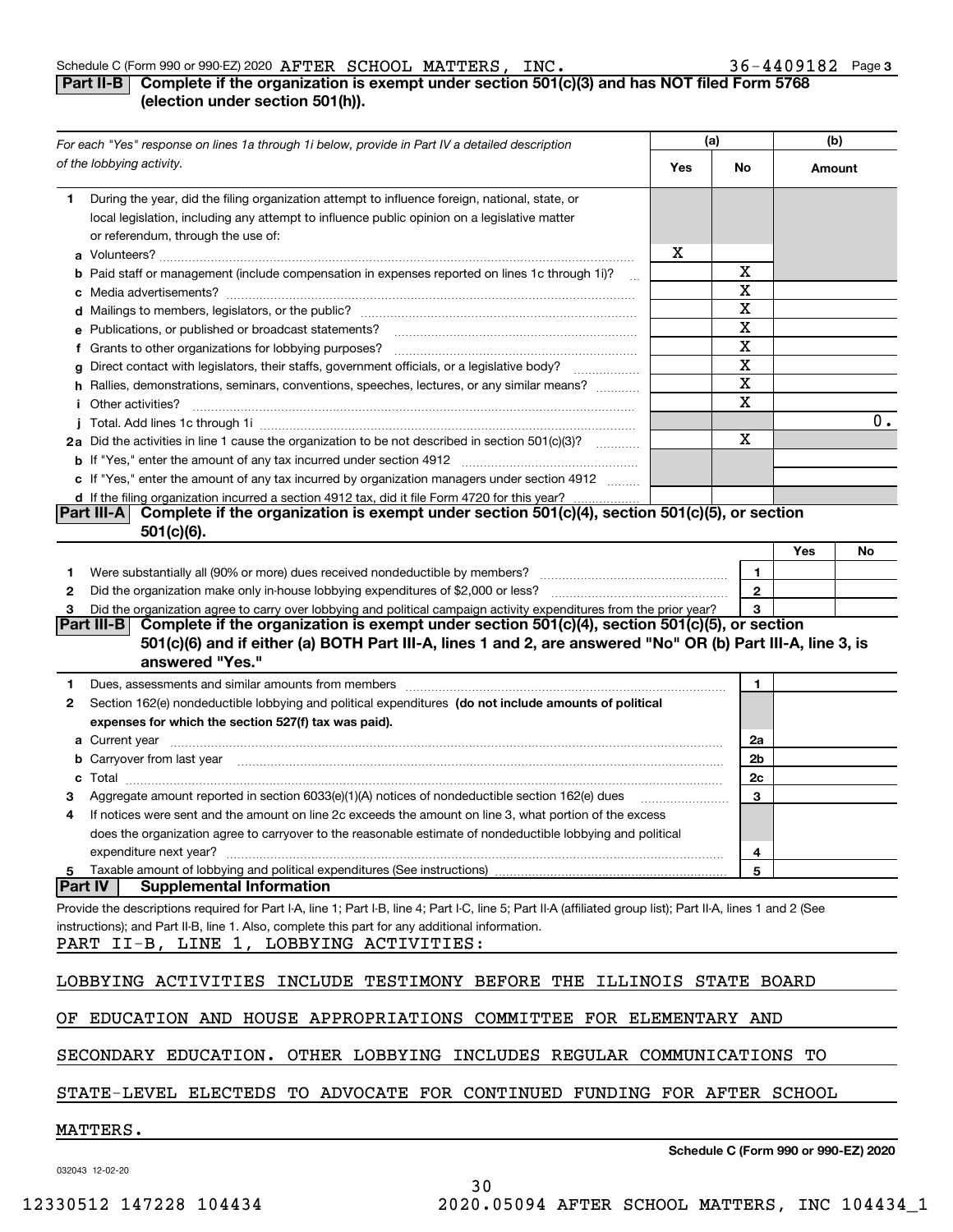Schedule C (Form 990 or 990-EZ) 2020 AFTER SCHOOL MATTERS, INC. 36-4409182 Page 3

## Part II-B Complete if the organization is exempt under section 501(c)(3) and has NOT filed Form 5768 (election under section 501(h)).

| *For each "Yes" response on lines 1a through 1i below, provide in Part IV a detailed description of the lobbying activity.* | (a) Yes | (a) No | (b) Amount |
|---|---|---|---|
| **1** During the year, did the filing organization attempt to influence foreign, national, state, or local legislation, including any attempt to influence public opinion on a legislative matter or referendum, through the use of: | | | |
| **a** Volunteers? | X | | |
| **b** Paid staff or management (include compensation in expenses reported on lines 1c through 1i)? | | X | |
| **c** Media advertisements? | | X | |
| **d** Mailings to members, legislators, or the public? | | X | |
| **e** Publications, or published or broadcast statements? | | X | |
| **f** Grants to other organizations for lobbying purposes? | | X | |
| **g** Direct contact with legislators, their staffs, government officials, or a legislative body? | | X | |
| **h** Rallies, demonstrations, seminars, conventions, speeches, lectures, or any similar means? | | X | |
| **i** Other activities? | | X | |
| **j** Total. Add lines 1c through 1i | | | 0. |
| **2a** Did the activities in line 1 cause the organization to be not described in section 501(c)(3)? | | X | |
| **b** If "Yes," enter the amount of any tax incurred under section 4912 | | | |
| **c** If "Yes," enter the amount of any tax incurred by organization managers under section 4912 | | | |
| **d** If the filing organization incurred a section 4912 tax, did it file Form 4720 for this year? | | | |

## Part III-A Complete if the organization is exempt under section 501(c)(4), section 501(c)(5), or section 501(c)(6).

| | | | Yes | No |
|---|---|---|---|---|
| **1** | Were substantially all (90% or more) dues received nondeductible by members? | 1 | | |
| **2** | Did the organization make only in-house lobbying expenditures of $2,000 or less? | 2 | | |
| **3** | Did the organization agree to carry over lobbying and political campaign activity expenditures from the prior year? | 3 | | |

## Part III-B Complete if the organization is exempt under section 501(c)(4), section 501(c)(5), or section 501(c)(6) and if either (a) BOTH Part III-A, lines 1 and 2, are answered "No" OR (b) Part III-A, line 3, is answered "Yes."

| | | | |
|---|---|---|---|
| **1** | Dues, assessments and similar amounts from members | 1 | |
| **2** | Section 162(e) nondeductible lobbying and political expenditures **(do not include amounts of political expenses for which the section 527(f) tax was paid).** | | |
| **a** | Current year | 2a | |
| **b** | Carryover from last year | 2b | |
| **c** | Total | 2c | |
| **3** | Aggregate amount reported in section 6033(e)(1)(A) notices of nondeductible section 162(e) dues | 3 | |
| **4** | If notices were sent and the amount on line 2c exceeds the amount on line 3, what portion of the excess does the organization agree to carryover to the reasonable estimate of nondeductible lobbying and political expenditure next year? | 4 | |
| **5** | Taxable amount of lobbying and political expenditures (See instructions) | 5 | |

## Part IV Supplemental Information

Provide the descriptions required for Part I-A, line 1; Part I-B, line 4; Part I-C, line 5; Part II-A (affiliated group list); Part II-A, lines 1 and 2 (See instructions); and Part II-B, line 1. Also, complete this part for any additional information.

PART II-B, LINE 1, LOBBYING ACTIVITIES:

LOBBYING ACTIVITIES INCLUDE TESTIMONY BEFORE THE ILLINOIS STATE BOARD OF EDUCATION AND HOUSE APPROPRIATIONS COMMITTEE FOR ELEMENTARY AND SECONDARY EDUCATION. OTHER LOBBYING INCLUDES REGULAR COMMUNICATIONS TO STATE-LEVEL ELECTEDS TO ADVOCATE FOR CONTINUED FUNDING FOR AFTER SCHOOL MATTERS.

**Schedule C (Form 990 or 990-EZ) 2020**

032043 12-02-20

12330512 147228 104434 2020.05094 AFTER SCHOOL MATTERS, INC 104434_1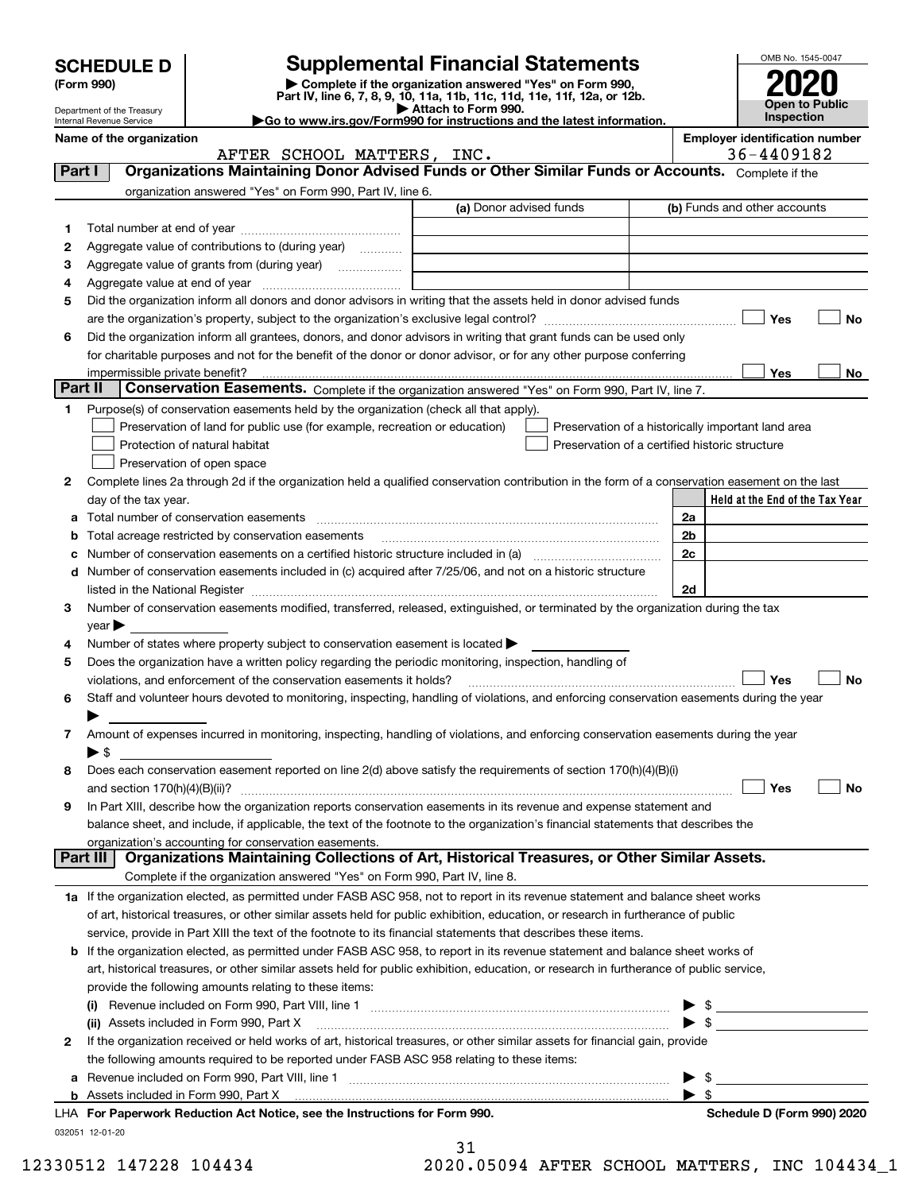# SCHEDULE D (Form 990)

Department of the Treasury
Internal Revenue Service

## Supplemental Financial Statements

▶ Complete if the organization answered "Yes" on Form 990, Part IV, line 6, 7, 8, 9, 10, 11a, 11b, 11c, 11d, 11e, 11f, 12a, or 12b.
▶ Attach to Form 990.
▶Go to www.irs.gov/Form990 for instructions and the latest information.

OMB No. 1545-0047

**2020**

**Open to Public Inspection**

**Name of the organization:** AFTER SCHOOL MATTERS, INC.

**Employer identification number:** 36-4409182

### Part I — Organizations Maintaining Donor Advised Funds or Other Similar Funds or Accounts.
Complete if the organization answered "Yes" on Form 990, Part IV, line 6.

| | | (a) Donor advised funds | (b) Funds and other accounts |
|---|---|---|---|
| 1 | Total number at end of year | | |
| 2 | Aggregate value of contributions to (during year) | | |
| 3 | Aggregate value of grants from (during year) | | |
| 4 | Aggregate value at end of year | | |

5 Did the organization inform all donors and donor advisors in writing that the assets held in donor advised funds are the organization's property, subject to the organization's exclusive legal control? ☐ Yes ☐ No

6 Did the organization inform all grantees, donors, and donor advisors in writing that grant funds can be used only for charitable purposes and not for the benefit of the donor or donor advisor, or for any other purpose conferring impermissible private benefit? ☐ Yes ☐ No

### Part II — Conservation Easements.
Complete if the organization answered "Yes" on Form 990, Part IV, line 7.

1 Purpose(s) of conservation easements held by the organization (check all that apply).

- ☐ Preservation of land for public use (for example, recreation or education)
- ☐ Protection of natural habitat
- ☐ Preservation of open space
- ☐ Preservation of a historically important land area
- ☐ Preservation of a certified historic structure

2 Complete lines 2a through 2d if the organization held a qualified conservation contribution in the form of a conservation easement on the last day of the tax year.

| | | | Held at the End of the Tax Year |
|---|---|---|---|
| a | Total number of conservation easements | 2a | |
| b | Total acreage restricted by conservation easements | 2b | |
| c | Number of conservation easements on a certified historic structure included in (a) | 2c | |
| d | Number of conservation easements included in (c) acquired after 7/25/06, and not on a historic structure listed in the National Register | 2d | |

3 Number of conservation easements modified, transferred, released, extinguished, or terminated by the organization during the tax year ▶

4 Number of states where property subject to conservation easement is located ▶

5 Does the organization have a written policy regarding the periodic monitoring, inspection, handling of violations, and enforcement of the conservation easements it holds? ☐ Yes ☐ No

6 Staff and volunteer hours devoted to monitoring, inspecting, handling of violations, and enforcing conservation easements during the year ▶

7 Amount of expenses incurred in monitoring, inspecting, handling of violations, and enforcing conservation easements during the year ▶ $

8 Does each conservation easement reported on line 2(d) above satisfy the requirements of section 170(h)(4)(B)(i) and section 170(h)(4)(B)(ii)? ☐ Yes ☐ No

9 In Part XIII, describe how the organization reports conservation easements in its revenue and expense statement and balance sheet, and include, if applicable, the text of the footnote to the organization's financial statements that describes the organization's accounting for conservation easements.

### Part III — Organizations Maintaining Collections of Art, Historical Treasures, or Other Similar Assets.
Complete if the organization answered "Yes" on Form 990, Part IV, line 8.

1a If the organization elected, as permitted under FASB ASC 958, not to report in its revenue statement and balance sheet works of art, historical treasures, or other similar assets held for public exhibition, education, or research in furtherance of public service, provide in Part XIII the text of the footnote to its financial statements that describes these items.

b If the organization elected, as permitted under FASB ASC 958, to report in its revenue statement and balance sheet works of art, historical treasures, or other similar assets held for public exhibition, education, or research in furtherance of public service, provide the following amounts relating to these items:

(i) Revenue included on Form 990, Part VIII, line 1 ▶ $

(ii) Assets included in Form 990, Part X ▶ $

2 If the organization received or held works of art, historical treasures, or other similar assets for financial gain, provide the following amounts required to be reported under FASB ASC 958 relating to these items:

a Revenue included on Form 990, Part VIII, line 1 ▶ $

b Assets included in Form 990, Part X ▶ $

LHA For Paperwork Reduction Act Notice, see the Instructions for Form 990. **Schedule D (Form 990) 2020**

032051 12-01-20

12330512 147228 104434 2020.05094 AFTER SCHOOL MATTERS, INC 104434_1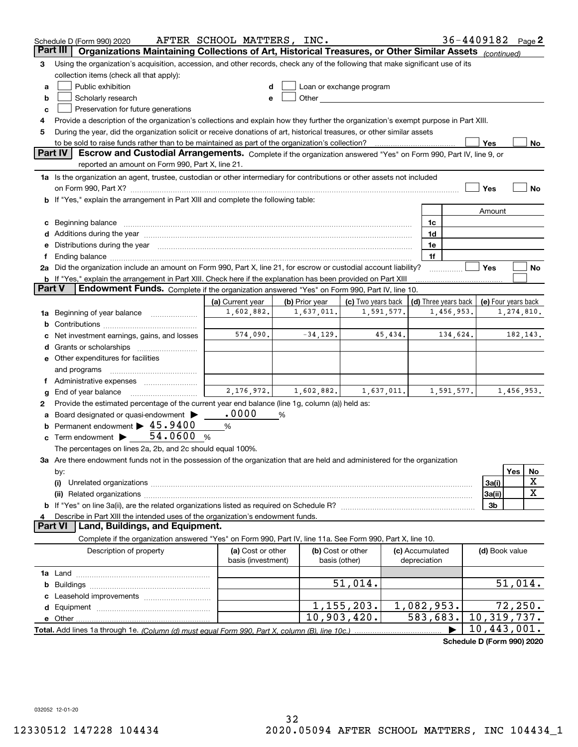Schedule D (Form 990) 2020 AFTER SCHOOL MATTERS, INC. 36-4409182 Page 2

## Part III Organizations Maintaining Collections of Art, Historical Treasures, or Other Similar Assets *(continued)*

**3** Using the organization's acquisition, accession, and other records, check any of the following that make significant use of its collection items (check all that apply):

- **a** ☐ Public exhibition
- **b** ☐ Scholarly research
- **c** ☐ Preservation for future generations
- **d** ☐ Loan or exchange program
- **e** ☐ Other

**4** Provide a description of the organization's collections and explain how they further the organization's exempt purpose in Part XIII.

**5** During the year, did the organization solicit or receive donations of art, historical treasures, or other similar assets to be sold to raise funds rather than to be maintained as part of the organization's collection? ☐ Yes ☐ No

## Part IV Escrow and Custodial Arrangements.

Complete if the organization answered "Yes" on Form 990, Part IV, line 9, or reported an amount on Form 990, Part X, line 21.

**1a** Is the organization an agent, trustee, custodian or other intermediary for contributions or other assets not included on Form 990, Part X? ☐ Yes ☐ No

**b** If "Yes," explain the arrangement in Part XIII and complete the following table:

| | | Amount |
|---|---|---|
| **c** Beginning balance | 1c | |
| **d** Additions during the year | 1d | |
| **e** Distributions during the year | 1e | |
| **f** Ending balance | 1f | |

**2a** Did the organization include an amount on Form 990, Part X, line 21, for escrow or custodial account liability? ☐ Yes ☐ No

**b** If "Yes," explain the arrangement in Part XIII. Check here if the explanation has been provided on Part XIII ☐

## Part V Endowment Funds.

Complete if the organization answered "Yes" on Form 990, Part IV, line 10.

| | (a) Current year | (b) Prior year | (c) Two years back | (d) Three years back | (e) Four years back |
|---|---|---|---|---|---|
| **1a** Beginning of year balance | 1,602,882. | 1,637,011. | 1,591,577. | 1,456,953. | 1,274,810. |
| **b** Contributions | | | | | |
| **c** Net investment earnings, gains, and losses | 574,090. | -34,129. | 45,434. | 134,624. | 182,143. |
| **d** Grants or scholarships | | | | | |
| **e** Other expenditures for facilities and programs | | | | | |
| **f** Administrative expenses | | | | | |
| **g** End of year balance | 2,176,972. | 1,602,882. | 1,637,011. | 1,591,577. | 1,456,953. |

**2** Provide the estimated percentage of the current year end balance (line 1g, column (a)) held as:

- **a** Board designated or quasi-endowment ▶ .0000 %
- **b** Permanent endowment ▶ 45.9400 %
- **c** Term endowment ▶ 54.0600 %

The percentages on lines 2a, 2b, and 2c should equal 100%.

**3a** Are there endowment funds not in the possession of the organization that are held and administered for the organization by:

| | | Yes | No |
|---|---|---|---|
| **(i)** Unrelated organizations | 3a(i) | | X |
| **(ii)** Related organizations | 3a(ii) | | X |
| **b** If "Yes" on line 3a(ii), are the related organizations listed as required on Schedule R? | 3b | | |

**4** Describe in Part XIII the intended uses of the organization's endowment funds.

## Part VI Land, Buildings, and Equipment.

Complete if the organization answered "Yes" on Form 990, Part IV, line 11a. See Form 990, Part X, line 10.

| Description of property | (a) Cost or other basis (investment) | (b) Cost or other basis (other) | (c) Accumulated depreciation | (d) Book value |
|---|---|---|---|---|
| **1a** Land | | | | |
| **b** Buildings | | 51,014. | | 51,014. |
| **c** Leasehold improvements | | | | |
| **d** Equipment | | 1,155,203. | 1,082,953. | 72,250. |
| **e** Other | | 10,903,420. | 583,683. | 10,319,737. |
| **Total.** Add lines 1a through 1e. *(Column (d) must equal Form 990, Part X, column (B), line 10c.)* | | | ▶ | 10,443,001. |

**Schedule D (Form 990) 2020**

032052 12-01-20

12330512 147228 104434 2020.05094 AFTER SCHOOL MATTERS, INC 104434_1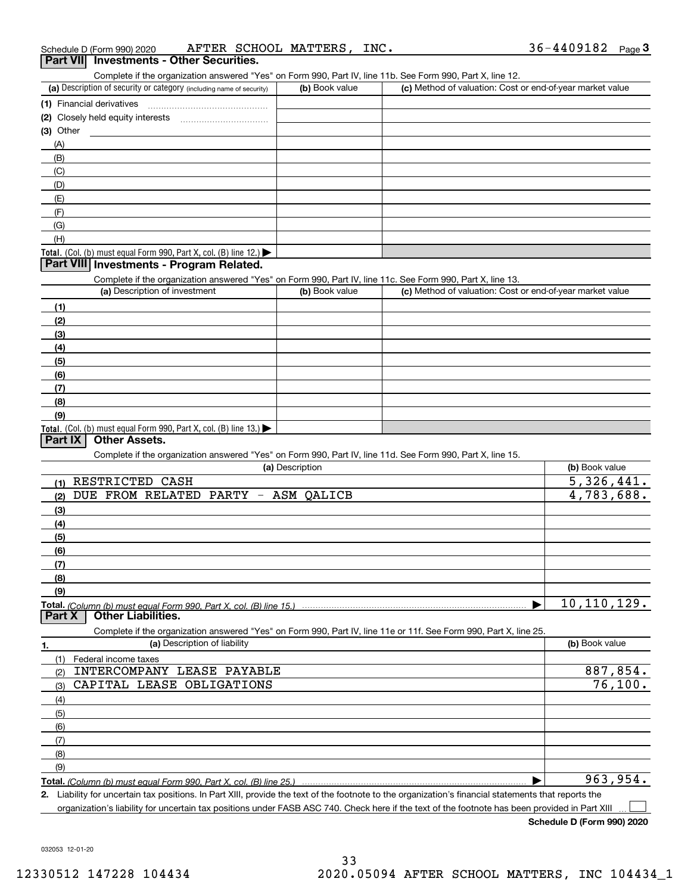Schedule D (Form 990) 2020 AFTER SCHOOL MATTERS, INC. 36-4409182 Page 3

## Part VII Investments - Other Securities.

Complete if the organization answered "Yes" on Form 990, Part IV, line 11b. See Form 990, Part X, line 12.

| (a) Description of security or category (including name of security) | (b) Book value | (c) Method of valuation: Cost or end-of-year market value |
|---|---|---|
| (1) Financial derivatives | | |
| (2) Closely held equity interests | | |
| (3) Other | | |
| (A) | | |
| (B) | | |
| (C) | | |
| (D) | | |
| (E) | | |
| (F) | | |
| (G) | | |
| (H) | | |
| Total. (Col. (b) must equal Form 990, Part X, col. (B) line 12.) | | |

## Part VIII Investments - Program Related.

Complete if the organization answered "Yes" on Form 990, Part IV, line 11c. See Form 990, Part X, line 13.

| (a) Description of investment | (b) Book value | (c) Method of valuation: Cost or end-of-year market value |
|---|---|---|
| (1) | | |
| (2) | | |
| (3) | | |
| (4) | | |
| (5) | | |
| (6) | | |
| (7) | | |
| (8) | | |
| (9) | | |
| Total. (Col. (b) must equal Form 990, Part X, col. (B) line 13.) | | |

## Part IX Other Assets.

Complete if the organization answered "Yes" on Form 990, Part IV, line 11d. See Form 990, Part X, line 15.

| (a) Description | (b) Book value |
|---|---|
| (1) RESTRICTED CASH | 5,326,441. |
| (2) DUE FROM RELATED PARTY - ASM QALICB | 4,783,688. |
| (3) | |
| (4) | |
| (5) | |
| (6) | |
| (7) | |
| (8) | |
| (9) | |
| Total. (Column (b) must equal Form 990, Part X, col. (B) line 15.) | 10,110,129. |

## Part X Other Liabilities.

Complete if the organization answered "Yes" on Form 990, Part IV, line 11e or 11f. See Form 990, Part X, line 25.

| 1. (a) Description of liability | (b) Book value |
|---|---|
| (1) Federal income taxes | |
| (2) INTERCOMPANY LEASE PAYABLE | 887,854. |
| (3) CAPITAL LEASE OBLIGATIONS | 76,100. |
| (4) | |
| (5) | |
| (6) | |
| (7) | |
| (8) | |
| (9) | |
| Total. (Column (b) must equal Form 990, Part X, col. (B) line 25.) | 963,954. |

2. Liability for uncertain tax positions. In Part XIII, provide the text of the footnote to the organization's financial statements that reports the organization's liability for uncertain tax positions under FASB ASC 740. Check here if the text of the footnote has been provided in Part XIII ☐

Schedule D (Form 990) 2020

032053 12-01-20

12330512 147228 104434 2020.05094 AFTER SCHOOL MATTERS, INC 104434_1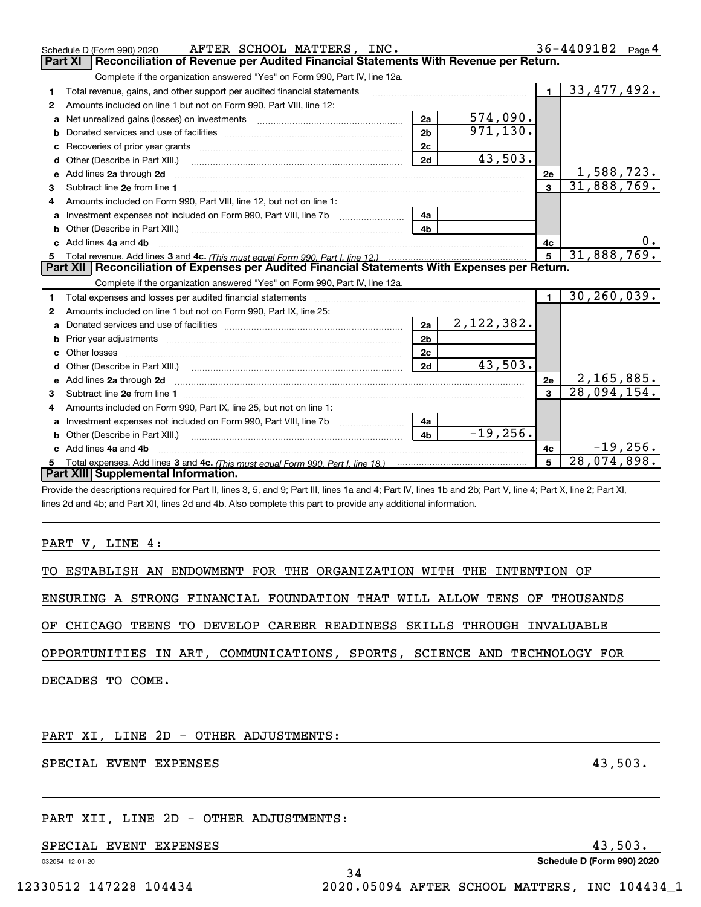Schedule D (Form 990) 2020 AFTER SCHOOL MATTERS, INC. 36-4409182 Page 4

**Part XI Reconciliation of Revenue per Audited Financial Statements With Revenue per Return.**

Complete if the organization answered "Yes" on Form 990, Part IV, line 12a.

| | | | | | |
|---|---|---|---|---|---|
| 1 | Total revenue, gains, and other support per audited financial statements | | | 1 | 33,477,492. |
| 2 | Amounts included on line 1 but not on Form 990, Part VIII, line 12: | | | | |
| a | Net unrealized gains (losses) on investments | 2a | 574,090. | | |
| b | Donated services and use of facilities | 2b | 971,130. | | |
| c | Recoveries of prior year grants | 2c | | | |
| d | Other (Describe in Part XIII.) | 2d | 43,503. | | |
| e | Add lines 2a through 2d | | | 2e | 1,588,723. |
| 3 | Subtract line 2e from line 1 | | | 3 | 31,888,769. |
| 4 | Amounts included on Form 990, Part VIII, line 12, but not on line 1: | | | | |
| a | Investment expenses not included on Form 990, Part VIII, line 7b | 4a | | | |
| b | Other (Describe in Part XIII.) | 4b | | | |
| c | Add lines 4a and 4b | | | 4c | 0. |
| 5 | Total revenue. Add lines 3 and 4c. *(This must equal Form 990, Part I, line 12.)* | | | 5 | 31,888,769. |

**Part XII Reconciliation of Expenses per Audited Financial Statements With Expenses per Return.**

Complete if the organization answered "Yes" on Form 990, Part IV, line 12a.

| | | | | | |
|---|---|---|---|---|---|
| 1 | Total expenses and losses per audited financial statements | | | 1 | 30,260,039. |
| 2 | Amounts included on line 1 but not on Form 990, Part IX, line 25: | | | | |
| a | Donated services and use of facilities | 2a | 2,122,382. | | |
| b | Prior year adjustments | 2b | | | |
| c | Other losses | 2c | | | |
| d | Other (Describe in Part XIII.) | 2d | 43,503. | | |
| e | Add lines 2a through 2d | | | 2e | 2,165,885. |
| 3 | Subtract line 2e from line 1 | | | 3 | 28,094,154. |
| 4 | Amounts included on Form 990, Part IX, line 25, but not on line 1: | | | | |
| a | Investment expenses not included on Form 990, Part VIII, line 7b | 4a | | | |
| b | Other (Describe in Part XIII.) | 4b | -19,256. | | |
| c | Add lines 4a and 4b | | | 4c | -19,256. |
| 5 | Total expenses. Add lines 3 and 4c. *(This must equal Form 990, Part I, line 18.)* | | | 5 | 28,074,898. |

**Part XIII Supplemental Information.**

Provide the descriptions required for Part II, lines 3, 5, and 9; Part III, lines 1a and 4; Part IV, lines 1b and 2b; Part V, line 4; Part X, line 2; Part XI, lines 2d and 4b; and Part XII, lines 2d and 4b. Also complete this part to provide any additional information.

PART V, LINE 4:

TO ESTABLISH AN ENDOWMENT FOR THE ORGANIZATION WITH THE INTENTION OF ENSURING A STRONG FINANCIAL FOUNDATION THAT WILL ALLOW TENS OF THOUSANDS OF CHICAGO TEENS TO DEVELOP CAREER READINESS SKILLS THROUGH INVALUABLE OPPORTUNITIES IN ART, COMMUNICATIONS, SPORTS, SCIENCE AND TECHNOLOGY FOR DECADES TO COME.

PART XI, LINE 2D - OTHER ADJUSTMENTS:

SPECIAL EVENT EXPENSES 43,503.

PART XII, LINE 2D - OTHER ADJUSTMENTS:

SPECIAL EVENT EXPENSES 43,503.

032054 12-01-20 Schedule D (Form 990) 2020

12330512 147228 104434 2020.05094 AFTER SCHOOL MATTERS, INC 104434_1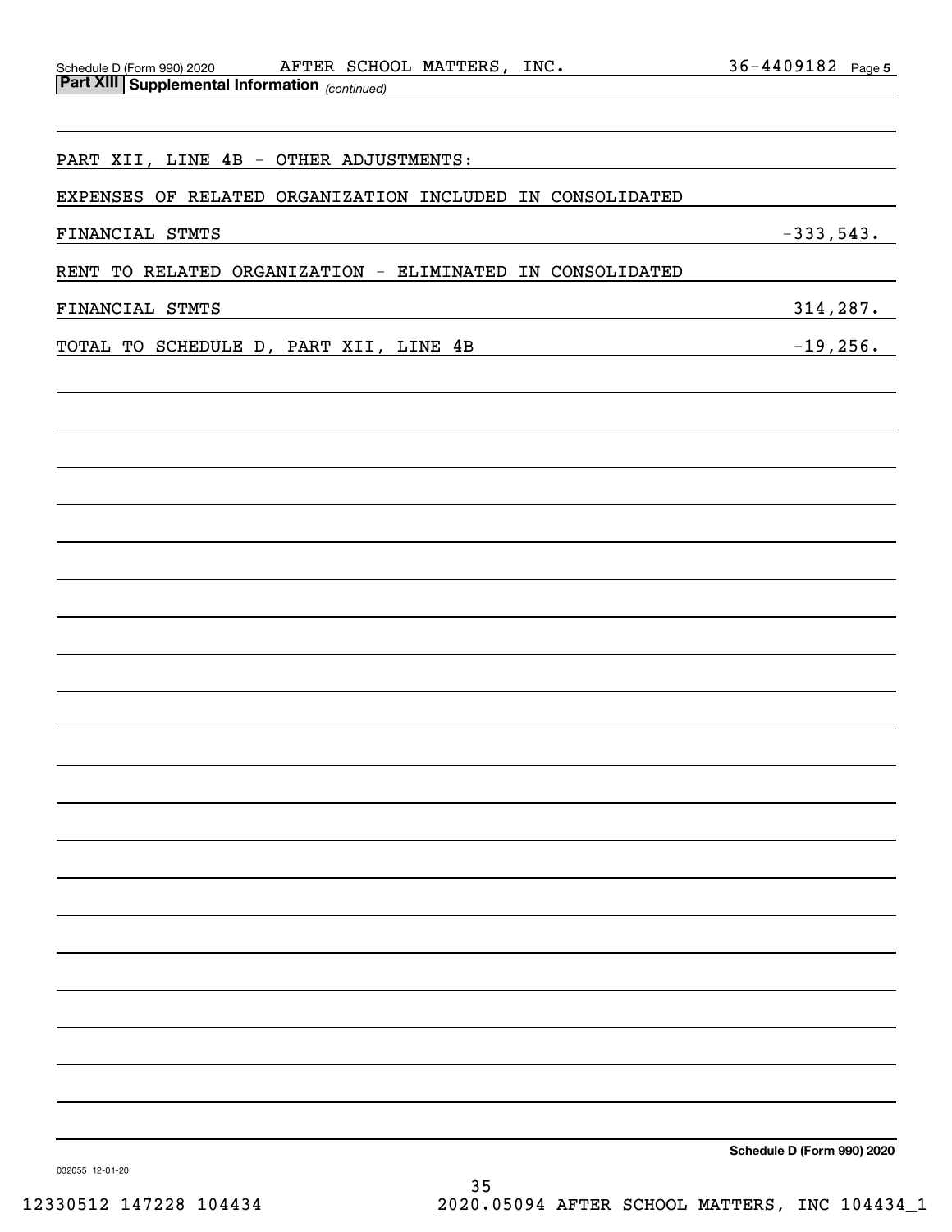Schedule D (Form 990) 2020 AFTER SCHOOL MATTERS, INC. 36-4409182 Page 5

**Part XIII | Supplemental Information** *(continued)*

PART XII, LINE 4B - OTHER ADJUSTMENTS:

| | |
|---|---|
| EXPENSES OF RELATED ORGANIZATION INCLUDED IN CONSOLIDATED FINANCIAL STMTS | -333,543. |
| RENT TO RELATED ORGANIZATION - ELIMINATED IN CONSOLIDATED FINANCIAL STMTS | 314,287. |
| TOTAL TO SCHEDULE D, PART XII, LINE 4B | -19,256. |

Schedule D (Form 990) 2020

032055 12-01-20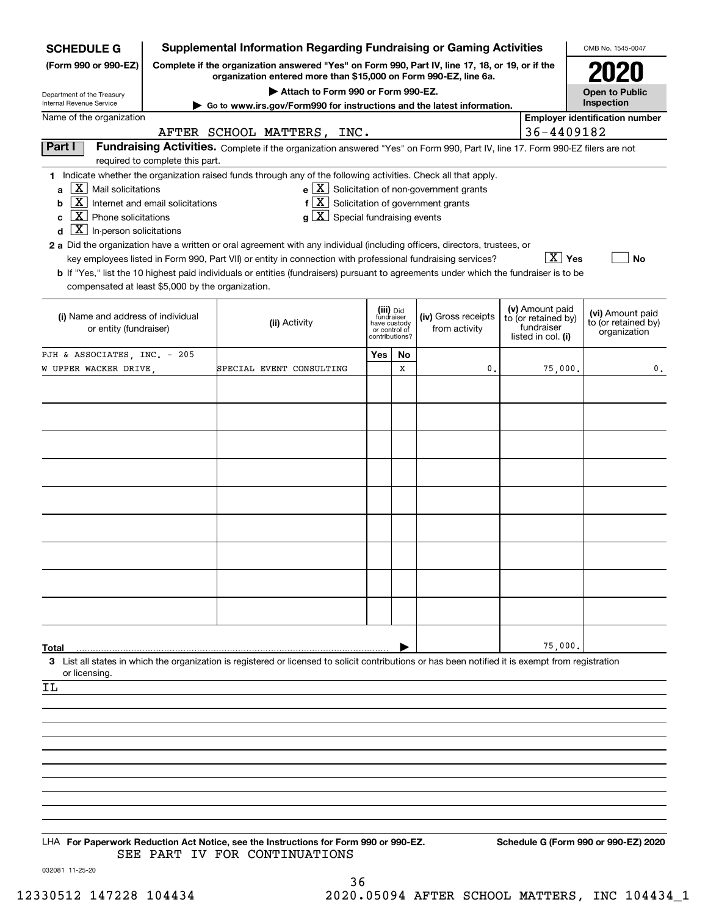**SCHEDULE G** (Form 990 or 990-EZ)

Department of the Treasury
Internal Revenue Service

# Supplemental Information Regarding Fundraising or Gaming Activities

**Complete if the organization answered "Yes" on Form 990, Part IV, line 17, 18, or 19, or if the organization entered more than $15,000 on Form 990-EZ, line 6a.**

▶ Attach to Form 990 or Form 990-EZ.

▶ Go to www.irs.gov/Form990 for instructions and the latest information.

OMB No. 1545-0047

**2020**

**Open to Public Inspection**

Name of the organization: AFTER SCHOOL MATTERS, INC.

Employer identification number: 36-4409182

## Part I Fundraising Activities.

Complete if the organization answered "Yes" on Form 990, Part IV, line 17. Form 990-EZ filers are not required to complete this part.

**1** Indicate whether the organization raised funds through any of the following activities. Check all that apply.

- **a** [X] Mail solicitations
- **b** [X] Internet and email solicitations
- **c** [X] Phone solicitations
- **d** [X] In-person solicitations
- **e** [X] Solicitation of non-government grants
- **f** [X] Solicitation of government grants
- **g** [X] Special fundraising events

**2 a** Did the organization have a written or oral agreement with any individual (including officers, directors, trustees, or key employees listed in Form 990, Part VII) or entity in connection with professional fundraising services? [X] Yes [ ] No

**b** If "Yes," list the 10 highest paid individuals or entities (fundraisers) pursuant to agreements under which the fundraiser is to be compensated at least $5,000 by the organization.

| (i) Name and address of individual or entity (fundraiser) | (ii) Activity | (iii) Did fundraiser have custody or control of contributions? Yes | No | (iv) Gross receipts from activity | (v) Amount paid to (or retained by) fundraiser listed in col. (i) | (vi) Amount paid to (or retained by) organization |
|---|---|---|---|---|---|---|
| PJH & ASSOCIATES, INC. - 205 W UPPER WACKER DRIVE, | SPECIAL EVENT CONSULTING | | X | 0. | 75,000. | 0. |
| | | | | | | |
| | | | | | | |
| | | | | | | |
| | | | | | | |
| | | | | | | |
| | | | | | | |
| | | | | | | |
| | | | | | | |
| | | | | | | |
| **Total** | | | | | 75,000. | |

**3** List all states in which the organization is registered or licensed to solicit contributions or has been notified it is exempt from registration or licensing.

IL

LHA **For Paperwork Reduction Act Notice, see the Instructions for Form 990 or 990-EZ.** **Schedule G (Form 990 or 990-EZ) 2020**

SEE PART IV FOR CONTINUATIONS

032081 11-25-20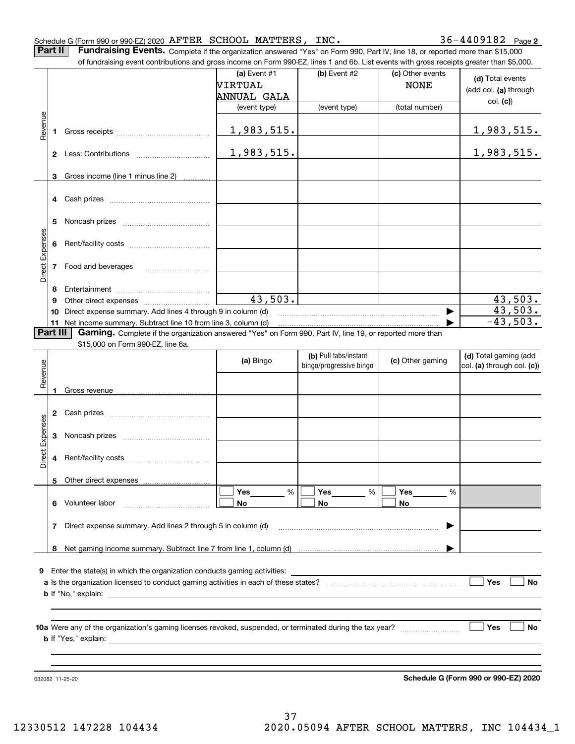Schedule G (Form 990 or 990-EZ) 2020 AFTER SCHOOL MATTERS, INC. 36-4409182 Page 2

**Part II** **Fundraising Events.** Complete if the organization answered "Yes" on Form 990, Part IV, line 18, or reported more than $15,000 of fundraising event contributions and gross income on Form 990-EZ, lines 1 and 6b. List events with gross receipts greater than $5,000.

| | | (a) Event #1 VIRTUAL ANNUAL GALA (event type) | (b) Event #2 (event type) | (c) Other events NONE (total number) | (d) Total events (add col. (a) through col. (c)) |
|---|---|---|---|---|---|
| Revenue | 1 Gross receipts | 1,983,515. | | | 1,983,515. |
| | 2 Less: Contributions | 1,983,515. | | | 1,983,515. |
| | 3 Gross income (line 1 minus line 2) | | | | |
| Direct Expenses | 4 Cash prizes | | | | |
| | 5 Noncash prizes | | | | |
| | 6 Rent/facility costs | | | | |
| | 7 Food and beverages | | | | |
| | 8 Entertainment | | | | |
| | 9 Other direct expenses | 43,503. | | | 43,503. |
| | 10 Direct expense summary. Add lines 4 through 9 in column (d) | | | | 43,503. |
| | 11 Net income summary. Subtract line 10 from line 3, column (d) | | | | -43,503. |

**Part III** **Gaming.** Complete if the organization answered "Yes" on Form 990, Part IV, line 19, or reported more than $15,000 on Form 990-EZ, line 6a.

| | | (a) Bingo | (b) Pull tabs/instant bingo/progressive bingo | (c) Other gaming | (d) Total gaming (add col. (a) through col. (c)) |
|---|---|---|---|---|---|
| Revenue | 1 Gross revenue | | | | |
| Direct Expenses | 2 Cash prizes | | | | |
| | 3 Noncash prizes | | | | |
| | 4 Rent/facility costs | | | | |
| | 5 Other direct expenses | | | | |
| | 6 Volunteer labor | ☐ Yes ___ % ☐ No | ☐ Yes ___ % ☐ No | ☐ Yes ___ % ☐ No | |
| | 7 Direct expense summary. Add lines 2 through 5 in column (d) | | | | |
| | 8 Net gaming income summary. Subtract line 7 from line 1, column (d) | | | | |

9 Enter the state(s) in which the organization conducts gaming activities: ____________

a Is the organization licensed to conduct gaming activities in each of these states? ☐ Yes ☐ No

b If "No," explain: ____________

10a Were any of the organization's gaming licenses revoked, suspended, or terminated during the tax year? ☐ Yes ☐ No

b If "Yes," explain: ____________

032082 11-25-20

**Schedule G (Form 990 or 990-EZ) 2020**

12330512 147228 104434 2020.05094 AFTER SCHOOL MATTERS, INC 104434_1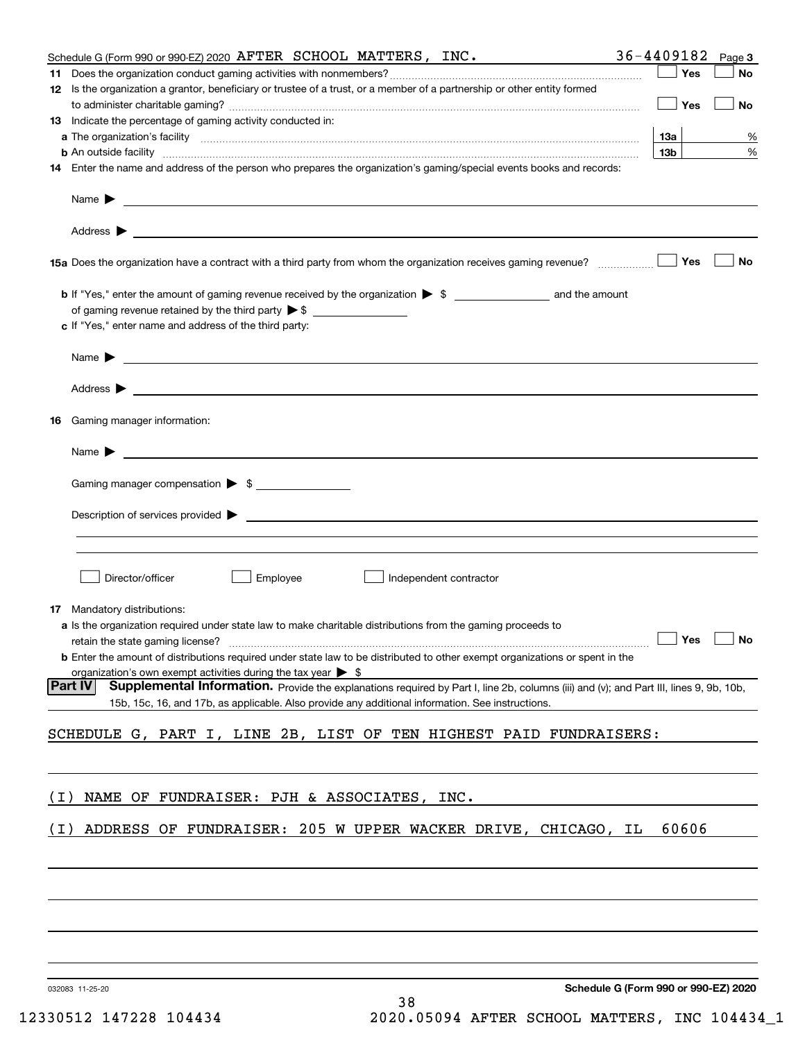Schedule G (Form 990 or 990-EZ) 2020 AFTER SCHOOL MATTERS, INC. 36-4409182 Page **3**

**11** Does the organization conduct gaming activities with nonmembers? ☐ Yes ☐ No

**12** Is the organization a grantor, beneficiary or trustee of a trust, or a member of a partnership or other entity formed to administer charitable gaming? ☐ Yes ☐ No

**13** Indicate the percentage of gaming activity conducted in:

**a** The organization's facility **13a** %

**b** An outside facility **13b** %

**14** Enter the name and address of the person who prepares the organization's gaming/special events books and records:

Name ▶

Address ▶

**15a** Does the organization have a contract with a third party from whom the organization receives gaming revenue? ☐ Yes ☐ No

**b** If "Yes," enter the amount of gaming revenue received by the organization ▶ $ ________ and the amount of gaming revenue retained by the third party ▶ $ ________

**c** If "Yes," enter name and address of the third party:

Name ▶

Address ▶

**16** Gaming manager information:

Name ▶

Gaming manager compensation ▶ $

Description of services provided ▶

☐ Director/officer ☐ Employee ☐ Independent contractor

**17** Mandatory distributions:

**a** Is the organization required under state law to make charitable distributions from the gaming proceeds to retain the state gaming license? ☐ Yes ☐ No

**b** Enter the amount of distributions required under state law to be distributed to other exempt organizations or spent in the organization's own exempt activities during the tax year ▶ $

**Part IV** **Supplemental Information.** Provide the explanations required by Part I, line 2b, columns (iii) and (v); and Part III, lines 9, 9b, 10b, 15b, 15c, 16, and 17b, as applicable. Also provide any additional information. See instructions.

SCHEDULE G, PART I, LINE 2B, LIST OF TEN HIGHEST PAID FUNDRAISERS:

(I) NAME OF FUNDRAISER: PJH & ASSOCIATES, INC.

(I) ADDRESS OF FUNDRAISER: 205 W UPPER WACKER DRIVE, CHICAGO, IL 60606

032083 11-25-20 **Schedule G (Form 990 or 990-EZ) 2020**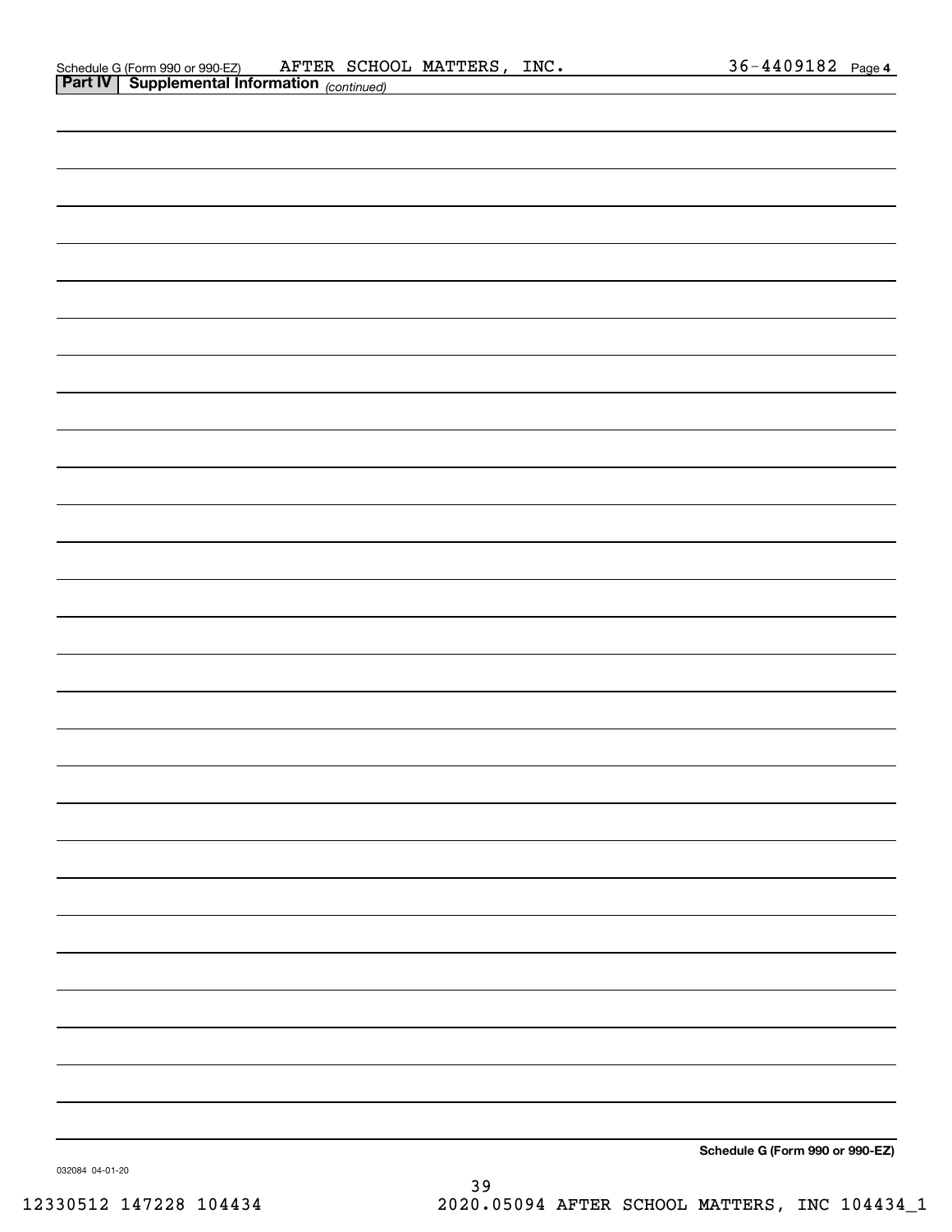Schedule G (Form 990 or 990-EZ) AFTER SCHOOL MATTERS, INC. 36-4409182 Page 4

**Part IV | Supplemental Information** *(continued)*

**Schedule G (Form 990 or 990-EZ)**

032084 04-01-20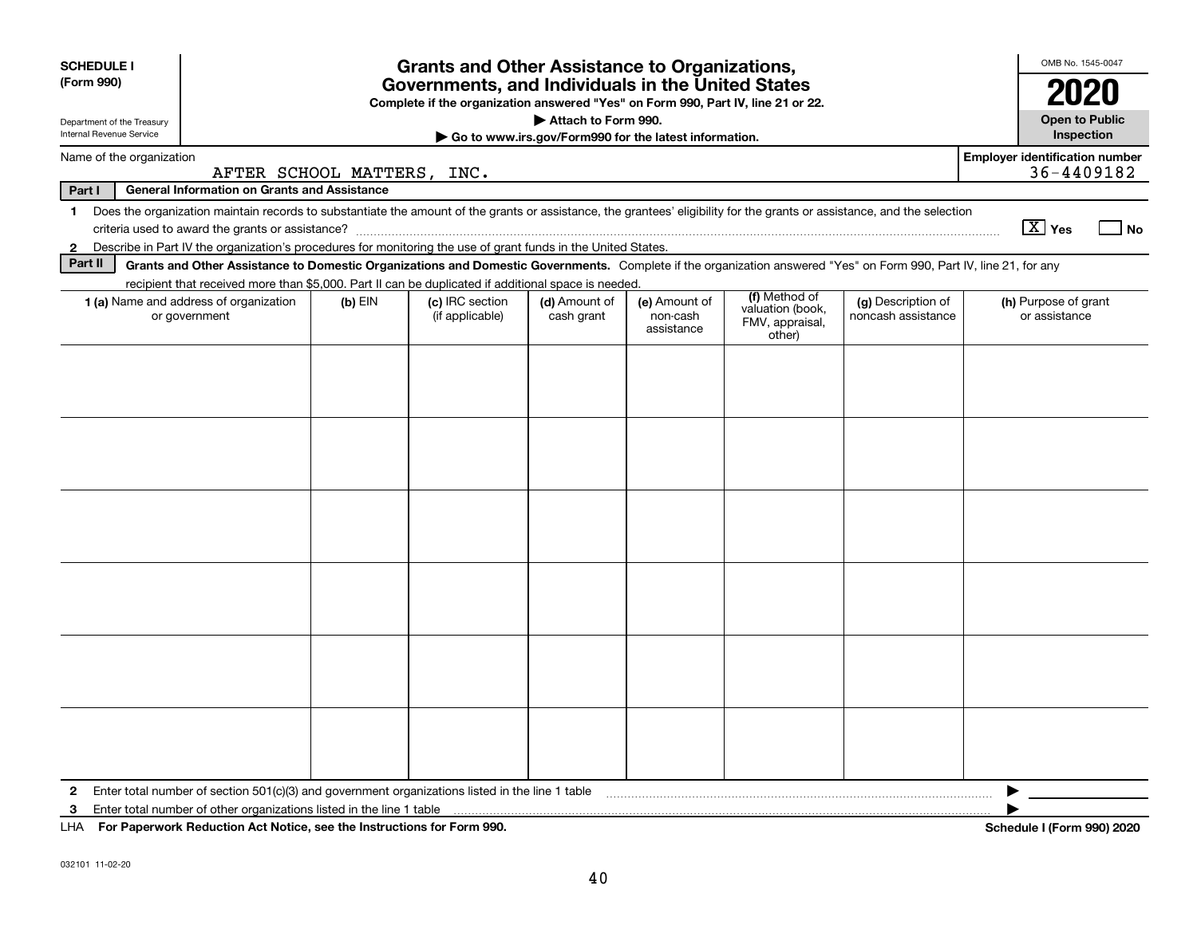**SCHEDULE I**
**(Form 990)**

Department of the Treasury
Internal Revenue Service

# Grants and Other Assistance to Organizations, Governments, and Individuals in the United States

**Complete if the organization answered "Yes" on Form 990, Part IV, line 21 or 22.**
**▶ Attach to Form 990.**
**▶ Go to www.irs.gov/Form990 for the latest information.**

OMB No. 1545-0047

**2020**

**Open to Public Inspection**

Name of the organization: AFTER SCHOOL MATTERS, INC.

**Employer identification number** 36-4409182

**Part I** **General Information on Grants and Assistance**

1 Does the organization maintain records to substantiate the amount of the grants or assistance, the grantees' eligibility for the grants or assistance, and the selection criteria used to award the grants or assistance? [X] Yes [ ] No

2 Describe in Part IV the organization's procedures for monitoring the use of grant funds in the United States.

**Part II** **Grants and Other Assistance to Domestic Organizations and Domestic Governments.** Complete if the organization answered "Yes" on Form 990, Part IV, line 21, for any recipient that received more than $5,000. Part II can be duplicated if additional space is needed.

| 1 (a) Name and address of organization or government | (b) EIN | (c) IRC section (if applicable) | (d) Amount of cash grant | (e) Amount of non-cash assistance | (f) Method of valuation (book, FMV, appraisal, other) | (g) Description of noncash assistance | (h) Purpose of grant or assistance |
|---|---|---|---|---|---|---|---|
| | | | | | | | |
| | | | | | | | |
| | | | | | | | |
| | | | | | | | |
| | | | | | | | |
| | | | | | | | |

2 Enter total number of section 501(c)(3) and government organizations listed in the line 1 table ▶

3 Enter total number of other organizations listed in the line 1 table ▶

LHA **For Paperwork Reduction Act Notice, see the Instructions for Form 990.** **Schedule I (Form 990) 2020**

032101 11-02-20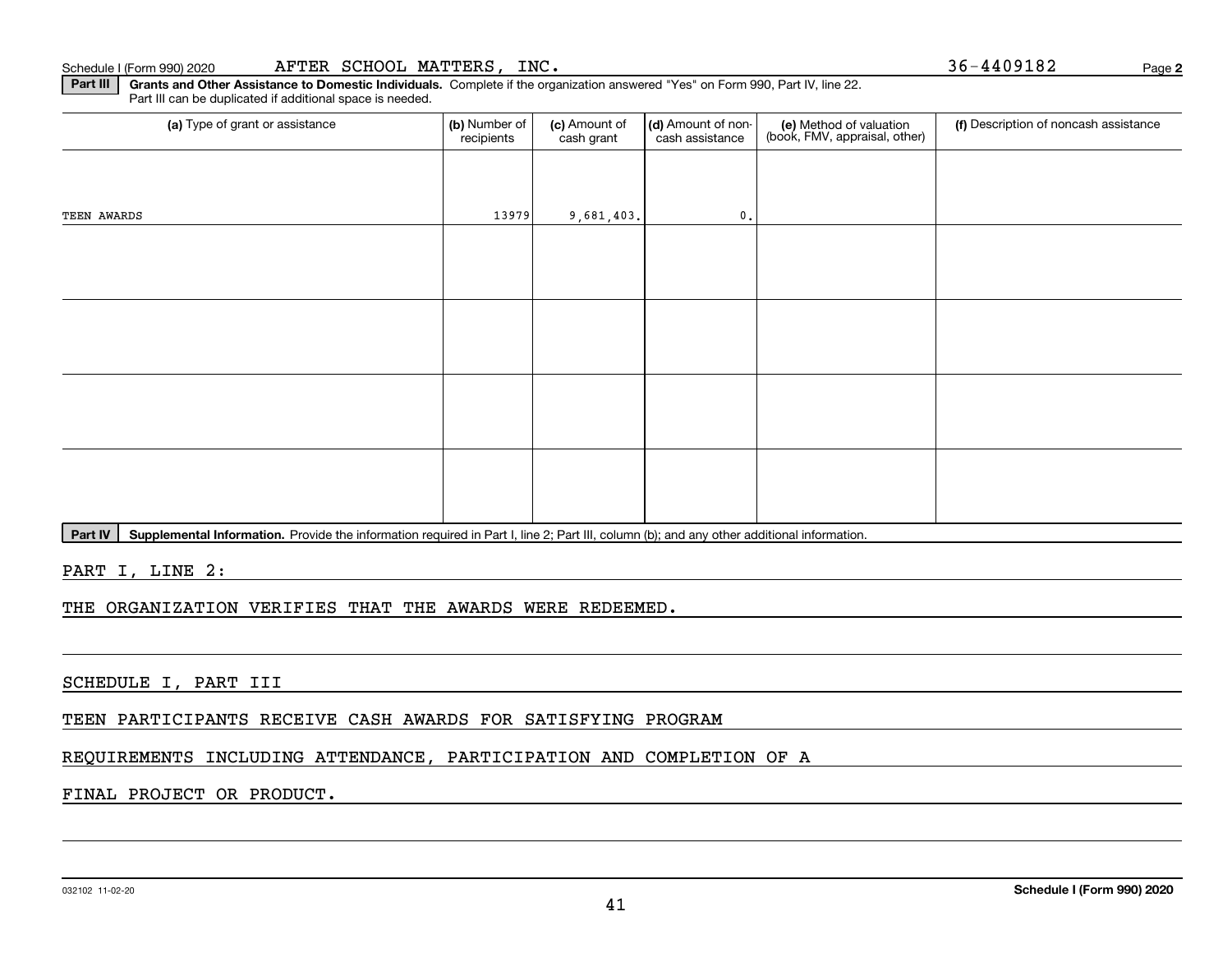Schedule I (Form 990) 2020 AFTER SCHOOL MATTERS, INC. 36-4409182 Page **2**

**Part III** **Grants and Other Assistance to Domestic Individuals.** Complete if the organization answered "Yes" on Form 990, Part IV, line 22. Part III can be duplicated if additional space is needed.

| (a) Type of grant or assistance | (b) Number of recipients | (c) Amount of cash grant | (d) Amount of non-cash assistance | (e) Method of valuation (book, FMV, appraisal, other) | (f) Description of noncash assistance |
|---|---|---|---|---|---|
| TEEN AWARDS | 13979 | 9,681,403. | 0. | | |
| | | | | | |
| | | | | | |
| | | | | | |
| | | | | | |

**Part IV** **Supplemental Information.** Provide the information required in Part I, line 2; Part III, column (b); and any other additional information.

PART I, LINE 2:

THE ORGANIZATION VERIFIES THAT THE AWARDS WERE REDEEMED.

SCHEDULE I, PART III

TEEN PARTICIPANTS RECEIVE CASH AWARDS FOR SATISFYING PROGRAM

REQUIREMENTS INCLUDING ATTENDANCE, PARTICIPATION AND COMPLETION OF A

FINAL PROJECT OR PRODUCT.

032102 11-02-20 **Schedule I (Form 990) 2020**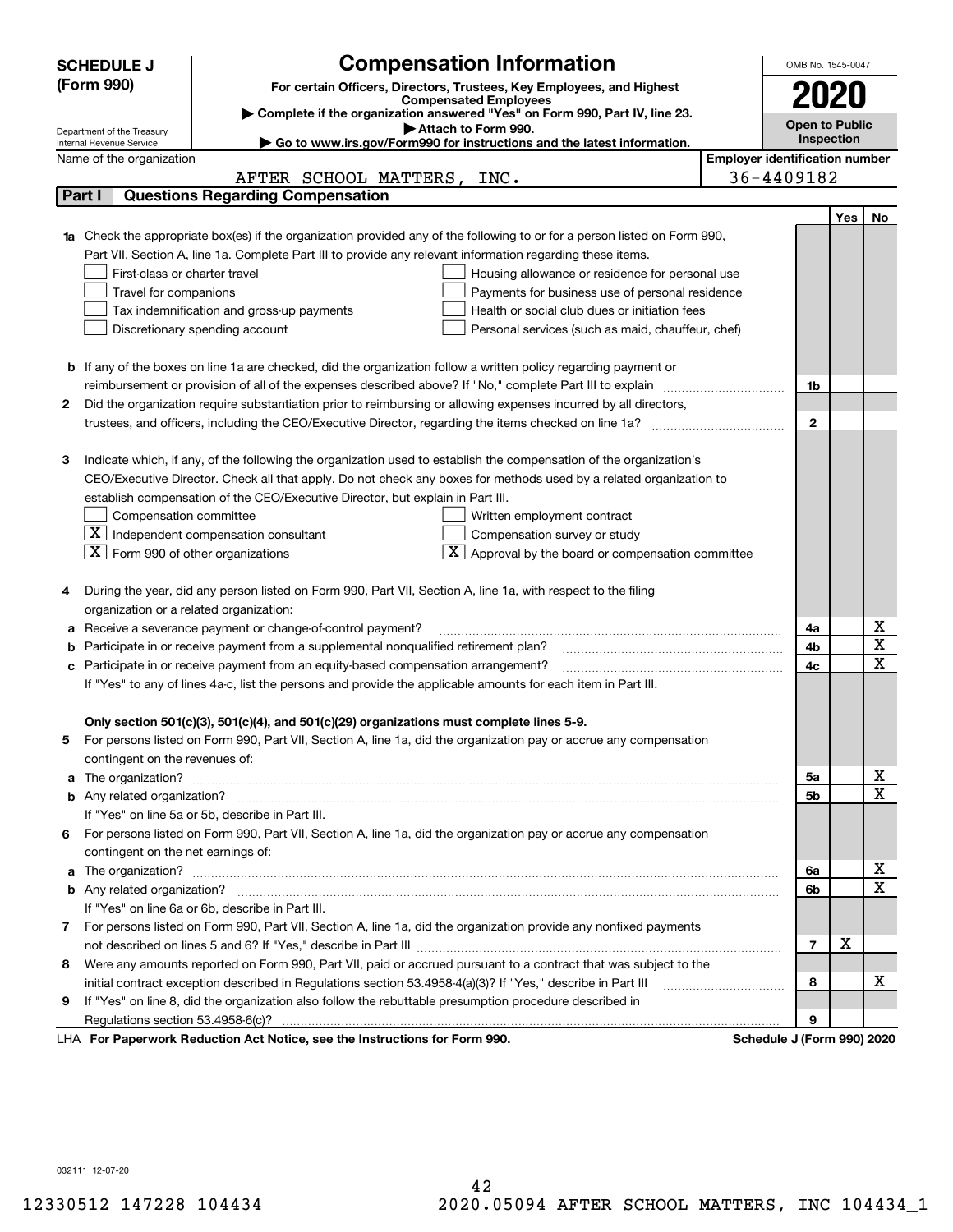**SCHEDULE J (Form 990)**

Department of the Treasury
Internal Revenue Service

# Compensation Information

**For certain Officers, Directors, Trustees, Key Employees, and Highest Compensated Employees**

▶ Complete if the organization answered "Yes" on Form 990, Part IV, line 23.
▶ Attach to Form 990.
▶ Go to www.irs.gov/Form990 for instructions and the latest information.

OMB No. 1545-0047

**2020**

**Open to Public Inspection**

Name of the organization: AFTER SCHOOL MATTERS, INC.

Employer identification number: 36-4409182

## Part I Questions Regarding Compensation

| | | Line | Yes | No |
|---|---|---|---|---|
| **1a** | Check the appropriate box(es) if the organization provided any of the following to or for a person listed on Form 990, Part VII, Section A, line 1a. Complete Part III to provide any relevant information regarding these items.<br>☐ First-class or charter travel ☐ Housing allowance or residence for personal use<br>☐ Travel for companions ☐ Payments for business use of personal residence<br>☐ Tax indemnification and gross-up payments ☐ Health or social club dues or initiation fees<br>☐ Discretionary spending account ☐ Personal services (such as maid, chauffeur, chef) | | | |
| **b** | If any of the boxes on line 1a are checked, did the organization follow a written policy regarding payment or reimbursement or provision of all of the expenses described above? If "No," complete Part III to explain | 1b | | |
| **2** | Did the organization require substantiation prior to reimbursing or allowing expenses incurred by all directors, trustees, and officers, including the CEO/Executive Director, regarding the items checked on line 1a? | 2 | | |
| **3** | Indicate which, if any, of the following the organization used to establish the compensation of the organization's CEO/Executive Director. Check all that apply. Do not check any boxes for methods used by a related organization to establish compensation of the CEO/Executive Director, but explain in Part III.<br>☐ Compensation committee ☐ Written employment contract<br>☒ Independent compensation consultant ☐ Compensation survey or study<br>☒ Form 990 of other organizations ☒ Approval by the board or compensation committee | | | |
| **4** | During the year, did any person listed on Form 990, Part VII, Section A, line 1a, with respect to the filing organization or a related organization: | | | |
| **a** | Receive a severance payment or change-of-control payment? | 4a | | X |
| **b** | Participate in or receive payment from a supplemental nonqualified retirement plan? | 4b | | X |
| **c** | Participate in or receive payment from an equity-based compensation arrangement? | 4c | | X |
| | If "Yes" to any of lines 4a-c, list the persons and provide the applicable amounts for each item in Part III. | | | |
| | **Only section 501(c)(3), 501(c)(4), and 501(c)(29) organizations must complete lines 5-9.** | | | |
| **5** | For persons listed on Form 990, Part VII, Section A, line 1a, did the organization pay or accrue any compensation contingent on the revenues of: | | | |
| **a** | The organization? | 5a | | X |
| **b** | Any related organization? | 5b | | X |
| | If "Yes" on line 5a or 5b, describe in Part III. | | | |
| **6** | For persons listed on Form 990, Part VII, Section A, line 1a, did the organization pay or accrue any compensation contingent on the net earnings of: | | | |
| **a** | The organization? | 6a | | X |
| **b** | Any related organization? | 6b | | X |
| | If "Yes" on line 6a or 6b, describe in Part III. | | | |
| **7** | For persons listed on Form 990, Part VII, Section A, line 1a, did the organization provide any nonfixed payments not described on lines 5 and 6? If "Yes," describe in Part III | 7 | X | |
| **8** | Were any amounts reported on Form 990, Part VII, paid or accrued pursuant to a contract that was subject to the initial contract exception described in Regulations section 53.4958-4(a)(3)? If "Yes," describe in Part III | 8 | | X |
| **9** | If "Yes" on line 8, did the organization also follow the rebuttable presumption procedure described in Regulations section 53.4958-6(c)? | 9 | | |

LHA **For Paperwork Reduction Act Notice, see the Instructions for Form 990.** **Schedule J (Form 990) 2020**

032111 12-07-20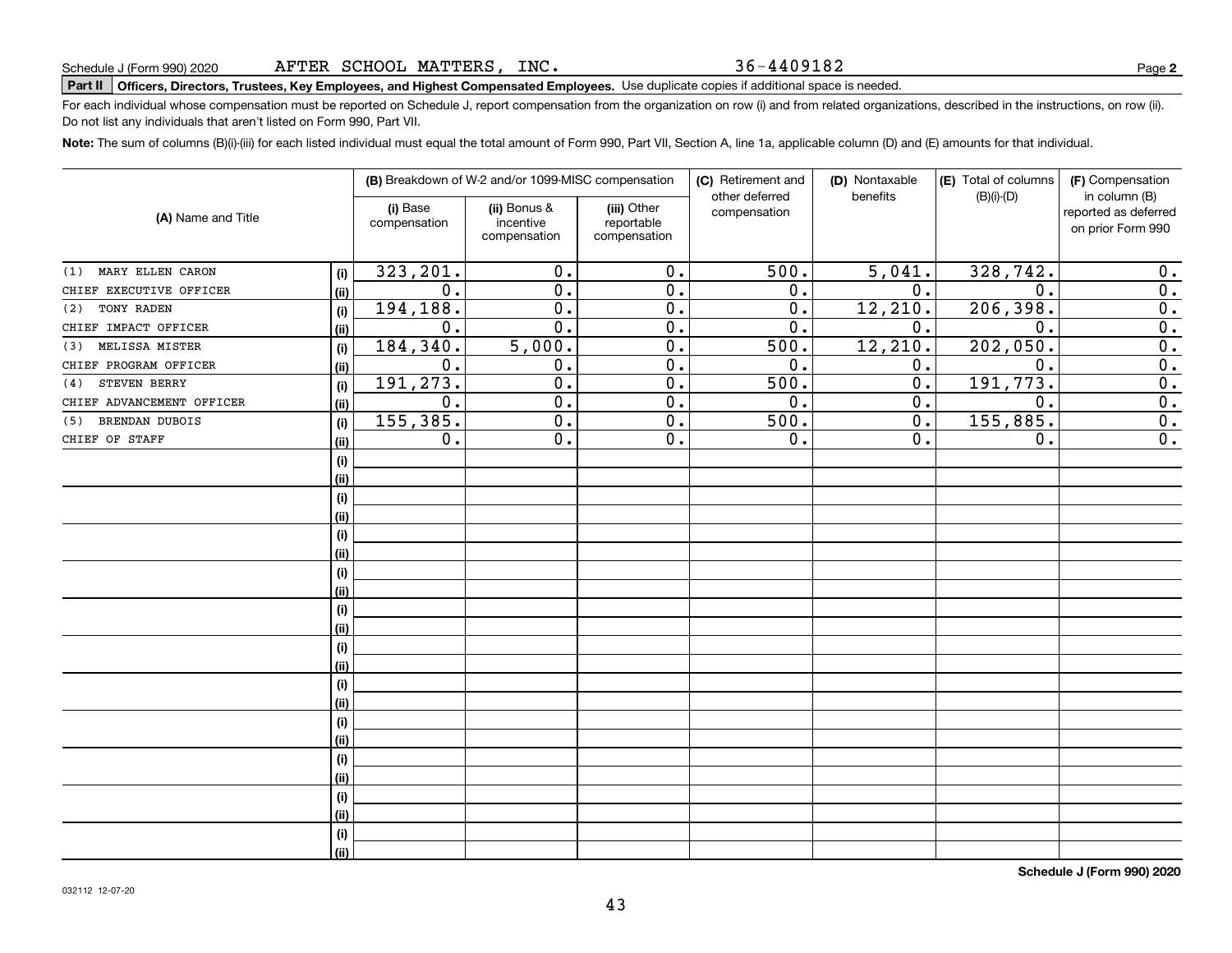Schedule J (Form 990) 2020 AFTER SCHOOL MATTERS, INC. 36-4409182

**Part II** **Officers, Directors, Trustees, Key Employees, and Highest Compensated Employees.** Use duplicate copies if additional space is needed.

For each individual whose compensation must be reported on Schedule J, report compensation from the organization on row (i) and from related organizations, described in the instructions, on row (ii). Do not list any individuals that aren't listed on Form 990, Part VII.

**Note:** The sum of columns (B)(i)-(iii) for each listed individual must equal the total amount of Form 990, Part VII, Section A, line 1a, applicable column (D) and (E) amounts for that individual.

| (A) Name and Title | | (B) Breakdown of W-2 and/or 1099-MISC compensation | | | (C) Retirement and other deferred compensation | (D) Nontaxable benefits | (E) Total of columns (B)(i)-(D) | (F) Compensation in column (B) reported as deferred on prior Form 990 |
|---|---|---|---|---|---|---|---|---|
| | | (i) Base compensation | (ii) Bonus & incentive compensation | (iii) Other reportable compensation | | | | |
| (1) MARY ELLEN CARON | (i) | 323,201. | 0. | 0. | 500. | 5,041. | 328,742. | 0. |
| CHIEF EXECUTIVE OFFICER | (ii) | 0. | 0. | 0. | 0. | 0. | 0. | 0. |
| (2) TONY RADEN | (i) | 194,188. | 0. | 0. | 0. | 12,210. | 206,398. | 0. |
| CHIEF IMPACT OFFICER | (ii) | 0. | 0. | 0. | 0. | 0. | 0. | 0. |
| (3) MELISSA MISTER | (i) | 184,340. | 5,000. | 0. | 500. | 12,210. | 202,050. | 0. |
| CHIEF PROGRAM OFFICER | (ii) | 0. | 0. | 0. | 0. | 0. | 0. | 0. |
| (4) STEVEN BERRY | (i) | 191,273. | 0. | 0. | 500. | 0. | 191,773. | 0. |
| CHIEF ADVANCEMENT OFFICER | (ii) | 0. | 0. | 0. | 0. | 0. | 0. | 0. |
| (5) BRENDAN DUBOIS | (i) | 155,385. | 0. | 0. | 500. | 0. | 155,885. | 0. |
| CHIEF OF STAFF | (ii) | 0. | 0. | 0. | 0. | 0. | 0. | 0. |
| | (i) | | | | | | | |
| | (ii) | | | | | | | |
| | (i) | | | | | | | |
| | (ii) | | | | | | | |
| | (i) | | | | | | | |
| | (ii) | | | | | | | |
| | (i) | | | | | | | |
| | (ii) | | | | | | | |
| | (i) | | | | | | | |
| | (ii) | | | | | | | |
| | (i) | | | | | | | |
| | (ii) | | | | | | | |
| | (i) | | | | | | | |
| | (ii) | | | | | | | |
| | (i) | | | | | | | |
| | (ii) | | | | | | | |
| | (i) | | | | | | | |
| | (ii) | | | | | | | |
| | (i) | | | | | | | |
| | (ii) | | | | | | | |
| | (i) | | | | | | | |
| | (ii) | | | | | | | |

**Schedule J (Form 990) 2020**

032112 12-07-20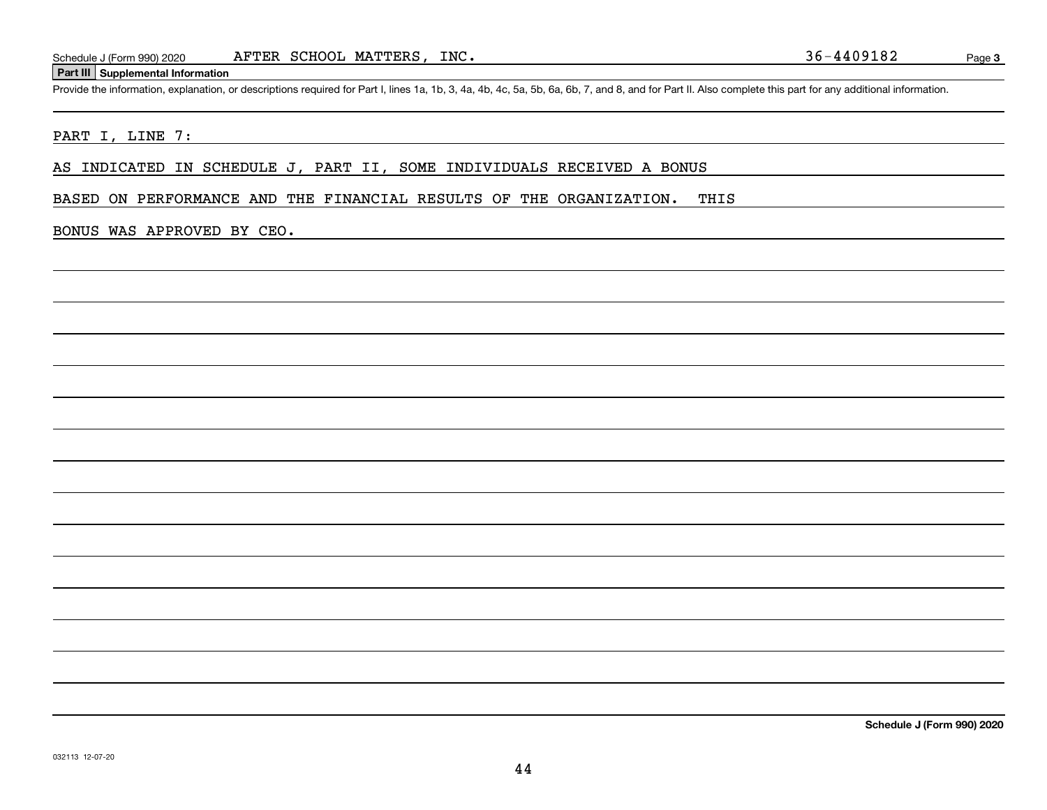Schedule J (Form 990) 2020 AFTER SCHOOL MATTERS, INC. 36-4409182

## Part III Supplemental Information

Provide the information, explanation, or descriptions required for Part I, lines 1a, 1b, 3, 4a, 4b, 4c, 5a, 5b, 6a, 6b, 7, and 8, and for Part II. Also complete this part for any additional information.

PART I, LINE 7:

AS INDICATED IN SCHEDULE J, PART II, SOME INDIVIDUALS RECEIVED A BONUS BASED ON PERFORMANCE AND THE FINANCIAL RESULTS OF THE ORGANIZATION. THIS BONUS WAS APPROVED BY CEO.

**Schedule J (Form 990) 2020**

032113 12-07-20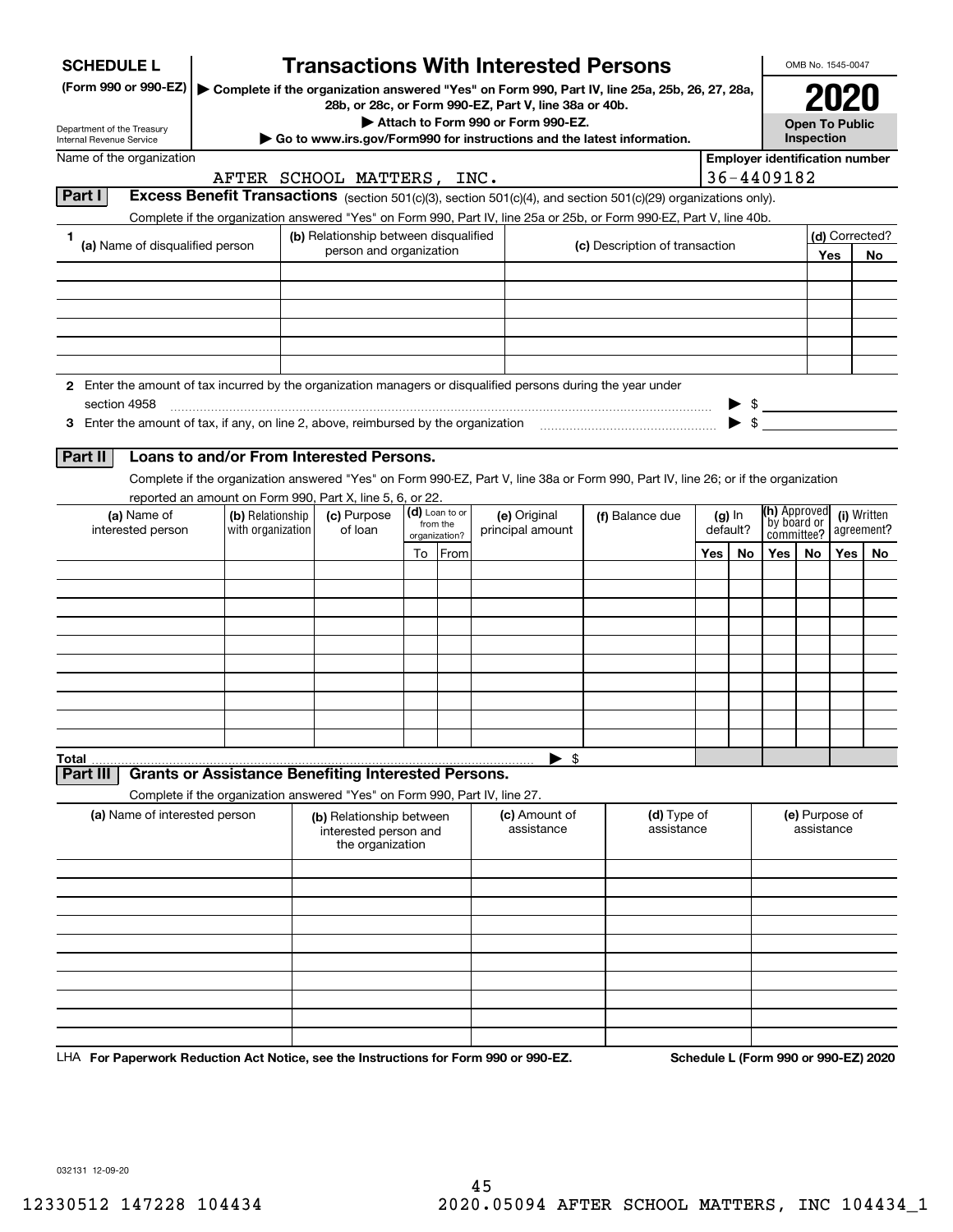# SCHEDULE L (Form 990 or 990-EZ)

Department of the Treasury
Internal Revenue Service

## Transactions With Interested Persons

▶ Complete if the organization answered "Yes" on Form 990, Part IV, line 25a, 25b, 26, 27, 28a, 28b, or 28c, or Form 990-EZ, Part V, line 38a or 40b.

▶ Attach to Form 990 or Form 990-EZ.

▶ Go to www.irs.gov/Form990 for instructions and the latest information.

OMB No. 1545-0047

**2020**

**Open To Public Inspection**

Name of the organization: AFTER SCHOOL MATTERS, INC.

Employer identification number: 36-4409182

### Part I Excess Benefit Transactions (section 501(c)(3), section 501(c)(4), and section 501(c)(29) organizations only).

Complete if the organization answered "Yes" on Form 990, Part IV, line 25a or 25b, or Form 990-EZ, Part V, line 40b.

| 1 (a) Name of disqualified person | (b) Relationship between disqualified person and organization | (c) Description of transaction | (d) Corrected? Yes | No |
|---|---|---|---|---|
| | | | | |
| | | | | |
| | | | | |
| | | | | |
| | | | | |
| | | | | |

2 Enter the amount of tax incurred by the organization managers or disqualified persons during the year under section 4958 ▶ $

3 Enter the amount of tax, if any, on line 2, above, reimbursed by the organization ▶ $

### Part II Loans to and/or From Interested Persons.

Complete if the organization answered "Yes" on Form 990-EZ, Part V, line 38a or Form 990, Part IV, line 26; or if the organization reported an amount on Form 990, Part X, line 5, 6, or 22.

| (a) Name of interested person | (b) Relationship with organization | (c) Purpose of loan | (d) Loan to or from the organization? To | From | (e) Original principal amount | (f) Balance due | (g) In default? Yes | No | (h) Approved by board or committee? Yes | No | (i) Written agreement? Yes | No |
|---|---|---|---|---|---|---|---|---|---|---|---|---|
| | | | | | | | | | | | | |
| | | | | | | | | | | | | |
| | | | | | | | | | | | | |
| | | | | | | | | | | | | |
| | | | | | | | | | | | | |
| | | | | | | | | | | | | |
| | | | | | | | | | | | | |
| | | | | | | | | | | | | |
| | | | | | | | | | | | | |
| | | | | | | | | | | | | |
| **Total** | | | | | ▶ $ | | | | | | | |

### Part III Grants or Assistance Benefiting Interested Persons.

Complete if the organization answered "Yes" on Form 990, Part IV, line 27.

| (a) Name of interested person | (b) Relationship between interested person and the organization | (c) Amount of assistance | (d) Type of assistance | (e) Purpose of assistance |
|---|---|---|---|---|
| | | | | |
| | | | | |
| | | | | |
| | | | | |
| | | | | |
| | | | | |
| | | | | |
| | | | | |
| | | | | |
| | | | | |

LHA For Paperwork Reduction Act Notice, see the Instructions for Form 990 or 990-EZ. Schedule L (Form 990 or 990-EZ) 2020

032131 12-09-20

12330512 147228 104434 2020.05094 AFTER SCHOOL MATTERS, INC 104434_1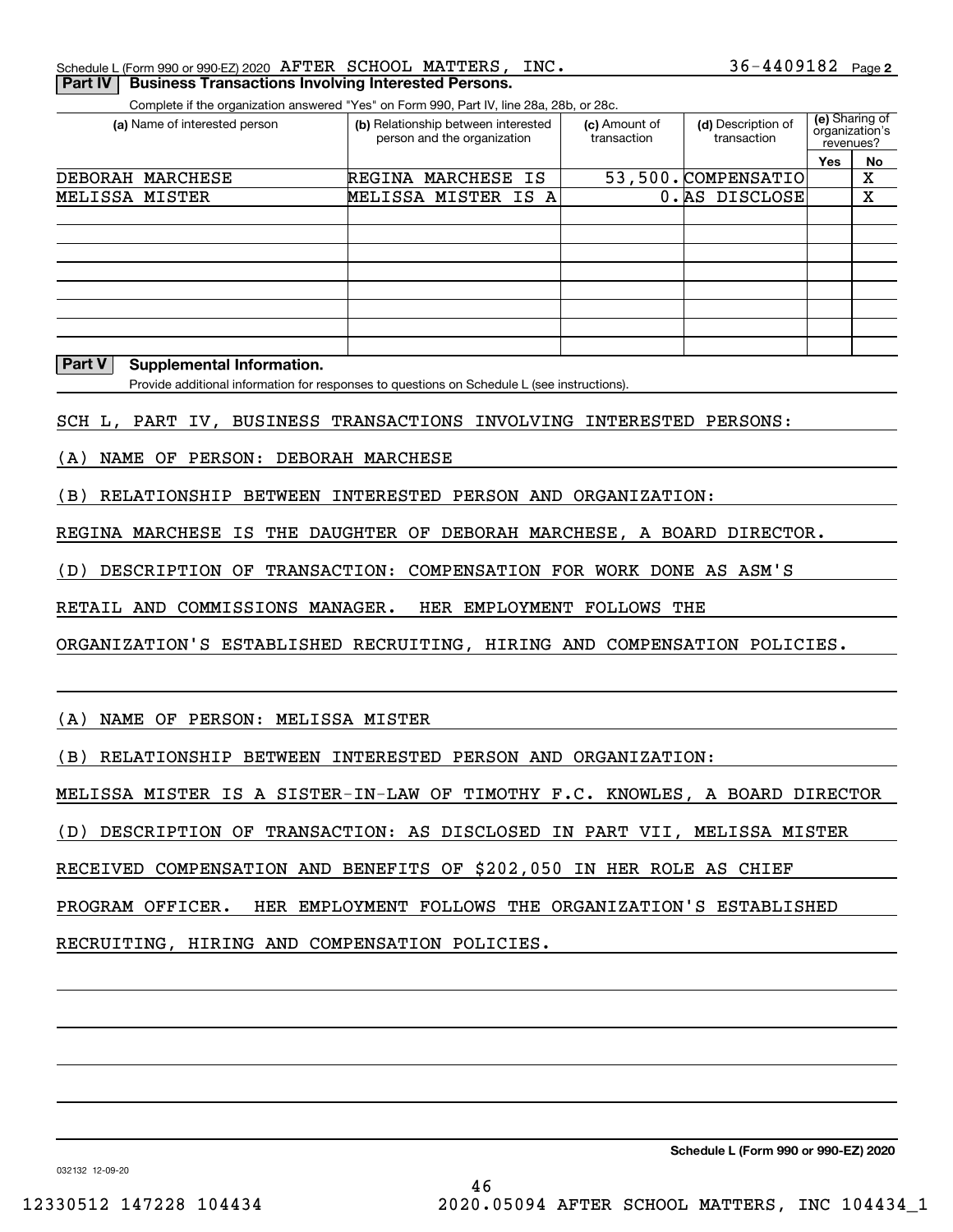Schedule L (Form 990 or 990-EZ) 2020 AFTER SCHOOL MATTERS, INC. 36-4409182 Page 2

**Part IV | Business Transactions Involving Interested Persons.**

Complete if the organization answered "Yes" on Form 990, Part IV, line 28a, 28b, or 28c.

| (a) Name of interested person | (b) Relationship between interested person and the organization | (c) Amount of transaction | (d) Description of transaction | (e) Sharing of organization's revenues? | |
|---|---|---|---|---|---|
| | | | | Yes | No |
| DEBORAH MARCHESE | REGINA MARCHESE IS | 53,500. | COMPENSATIO | | X |
| MELISSA MISTER | MELISSA MISTER IS A | 0. | AS DISCLOSE | | X |
| | | | | | |
| | | | | | |
| | | | | | |
| | | | | | |
| | | | | | |
| | | | | | |
| | | | | | |

**Part V | Supplemental Information.**

Provide additional information for responses to questions on Schedule L (see instructions).

SCH L, PART IV, BUSINESS TRANSACTIONS INVOLVING INTERESTED PERSONS:

(A) NAME OF PERSON: DEBORAH MARCHESE

(B) RELATIONSHIP BETWEEN INTERESTED PERSON AND ORGANIZATION:

REGINA MARCHESE IS THE DAUGHTER OF DEBORAH MARCHESE, A BOARD DIRECTOR.

(D) DESCRIPTION OF TRANSACTION: COMPENSATION FOR WORK DONE AS ASM'S RETAIL AND COMMISSIONS MANAGER. HER EMPLOYMENT FOLLOWS THE ORGANIZATION'S ESTABLISHED RECRUITING, HIRING AND COMPENSATION POLICIES.

(A) NAME OF PERSON: MELISSA MISTER

(B) RELATIONSHIP BETWEEN INTERESTED PERSON AND ORGANIZATION:

MELISSA MISTER IS A SISTER-IN-LAW OF TIMOTHY F.C. KNOWLES, A BOARD DIRECTOR

(D) DESCRIPTION OF TRANSACTION: AS DISCLOSED IN PART VII, MELISSA MISTER RECEIVED COMPENSATION AND BENEFITS OF $202,050 IN HER ROLE AS CHIEF PROGRAM OFFICER. HER EMPLOYMENT FOLLOWS THE ORGANIZATION'S ESTABLISHED RECRUITING, HIRING AND COMPENSATION POLICIES.

**Schedule L (Form 990 or 990-EZ) 2020**

032132 12-09-20

12330512 147228 104434 2020.05094 AFTER SCHOOL MATTERS, INC 104434_1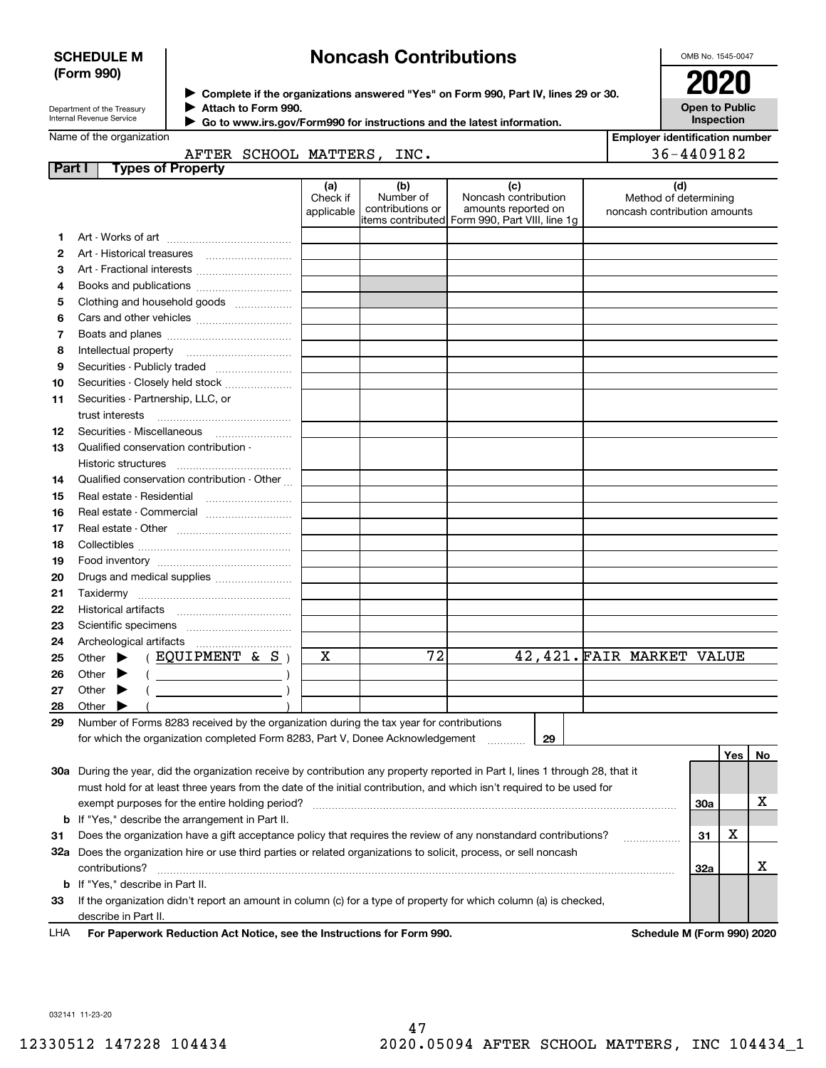**SCHEDULE M (Form 990)**

Department of the Treasury
Internal Revenue Service

# Noncash Contributions

▶ Complete if the organizations answered "Yes" on Form 990, Part IV, lines 29 or 30.
▶ Attach to Form 990.
▶ Go to www.irs.gov/Form990 for instructions and the latest information.

OMB No. 1545-0047

**2020**

**Open to Public Inspection**

Name of the organization: AFTER SCHOOL MATTERS, INC.

Employer identification number: 36-4409182

**Part I Types of Property**

| | | (a) Check if applicable | (b) Number of contributions or items contributed | (c) Noncash contribution amounts reported on Form 990, Part VIII, line 1g | (d) Method of determining noncash contribution amounts |
|---|---|---|---|---|---|
| 1 | Art - Works of art | | | | |
| 2 | Art - Historical treasures | | | | |
| 3 | Art - Fractional interests | | | | |
| 4 | Books and publications | | | | |
| 5 | Clothing and household goods | | | | |
| 6 | Cars and other vehicles | | | | |
| 7 | Boats and planes | | | | |
| 8 | Intellectual property | | | | |
| 9 | Securities - Publicly traded | | | | |
| 10 | Securities - Closely held stock | | | | |
| 11 | Securities - Partnership, LLC, or trust interests | | | | |
| 12 | Securities - Miscellaneous | | | | |
| 13 | Qualified conservation contribution - Historic structures | | | | |
| 14 | Qualified conservation contribution - Other | | | | |
| 15 | Real estate - Residential | | | | |
| 16 | Real estate - Commercial | | | | |
| 17 | Real estate - Other | | | | |
| 18 | Collectibles | | | | |
| 19 | Food inventory | | | | |
| 20 | Drugs and medical supplies | | | | |
| 21 | Taxidermy | | | | |
| 22 | Historical artifacts | | | | |
| 23 | Scientific specimens | | | | |
| 24 | Archeological artifacts | | | | |
| 25 | Other ▶ ( EQUIPMENT & S ) | X | 72 | 42,421. | FAIR MARKET VALUE |
| 26 | Other ▶ ( ) | | | | |
| 27 | Other ▶ ( ) | | | | |
| 28 | Other ▶ ( ) | | | | |

29 Number of Forms 8283 received by the organization during the tax year for contributions for which the organization completed Form 8283, Part V, Donee Acknowledgement ..... 29

| | | | Yes | No |
|---|---|---|---|---|
| 30a | During the year, did the organization receive by contribution any property reported in Part I, lines 1 through 28, that it must hold for at least three years from the date of the initial contribution, and which isn't required to be used for exempt purposes for the entire holding period? | 30a | | X |
| b | If "Yes," describe the arrangement in Part II. | | | |
| 31 | Does the organization have a gift acceptance policy that requires the review of any nonstandard contributions? | 31 | X | |
| 32a | Does the organization hire or use third parties or related organizations to solicit, process, or sell noncash contributions? | 32a | | X |
| b | If "Yes," describe in Part II. | | | |
| 33 | If the organization didn't report an amount in column (c) for a type of property for which column (a) is checked, describe in Part II. | | | |

LHA **For Paperwork Reduction Act Notice, see the Instructions for Form 990.** **Schedule M (Form 990) 2020**

032141 11-23-20

12330512 147228 104434 2020.05094 AFTER SCHOOL MATTERS, INC 104434_1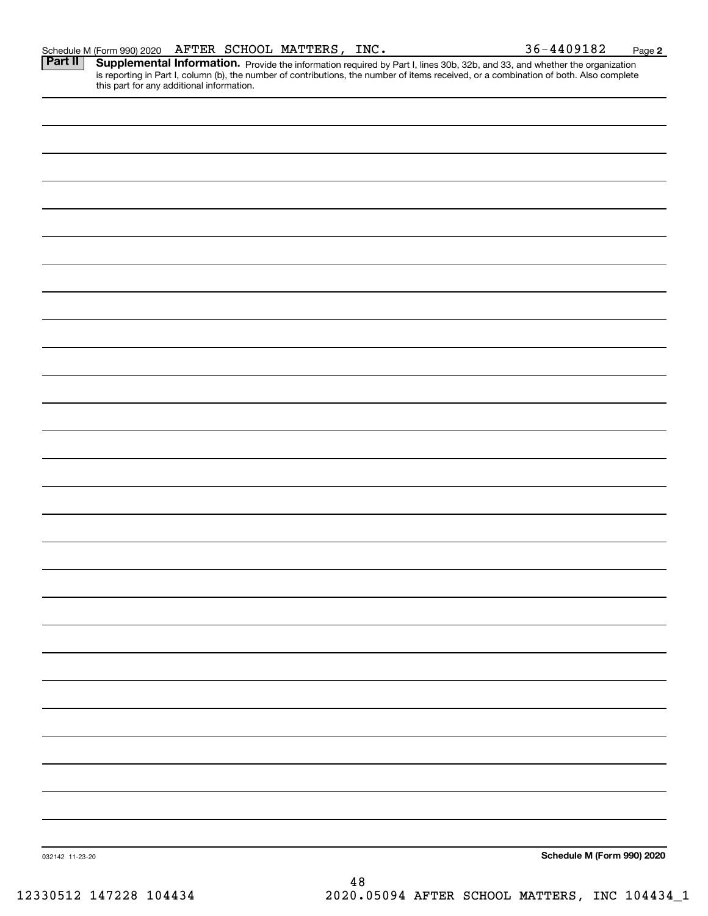Schedule M (Form 990) 2020 AFTER SCHOOL MATTERS, INC. 36-4409182

**Part II** **Supplemental Information.** Provide the information required by Part I, lines 30b, 32b, and 33, and whether the organization is reporting in Part I, column (b), the number of contributions, the number of items received, or a combination of both. Also complete this part for any additional information.

032142 11-23-20

**Schedule M (Form 990) 2020**

12330512 147228 104434 2020.05094 AFTER SCHOOL MATTERS, INC 104434_1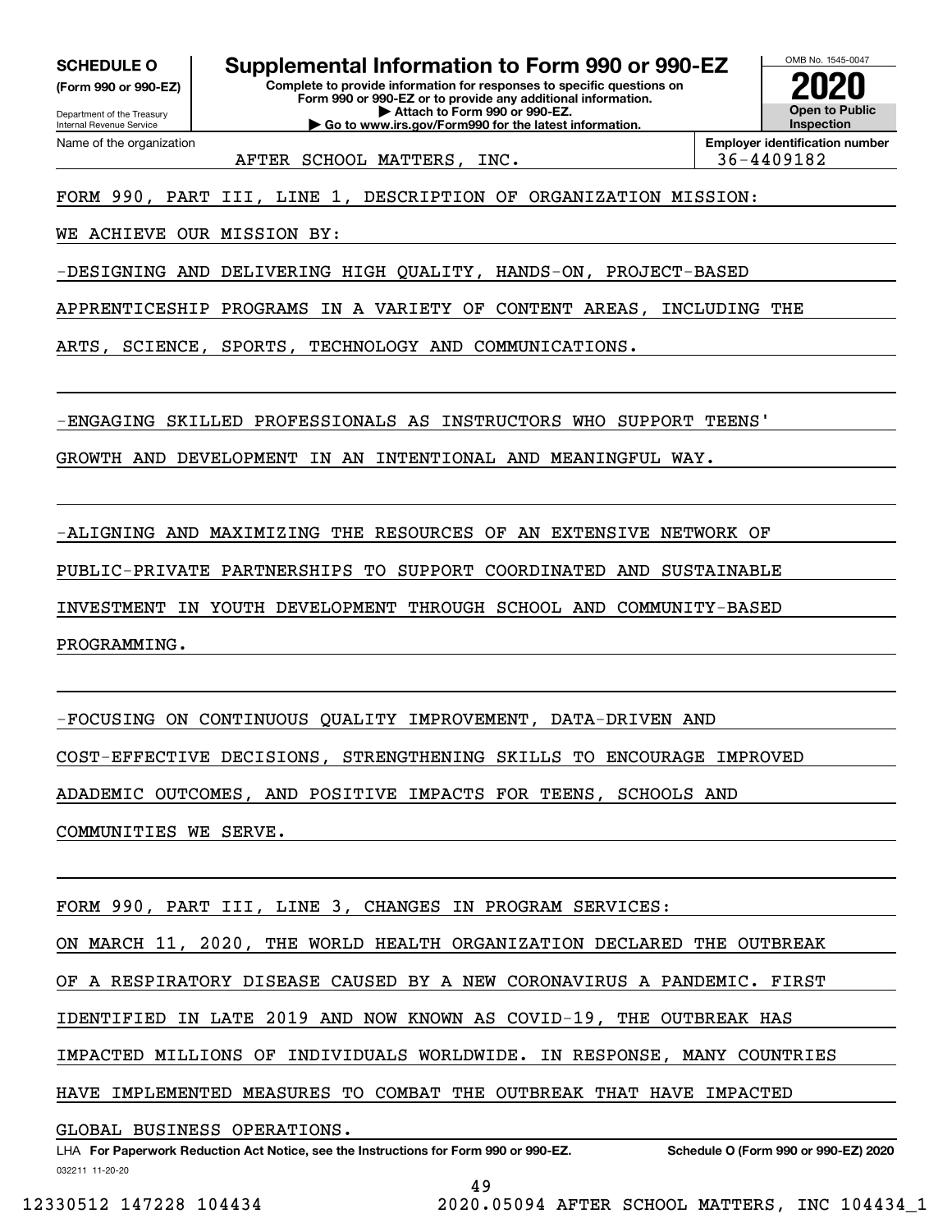**SCHEDULE O**
**(Form 990 or 990-EZ)**

Department of the Treasury
Internal Revenue Service

# Supplemental Information to Form 990 or 990-EZ

**Complete to provide information for responses to specific questions on Form 990 or 990-EZ or to provide any additional information.**
**▶ Attach to Form 990 or 990-EZ.**
**▶ Go to www.irs.gov/Form990 for the latest information.**

OMB No. 1545-0047
**2020**
**Open to Public Inspection**

Name of the organization: AFTER SCHOOL MATTERS, INC.
**Employer identification number:** 36-4409182

FORM 990, PART III, LINE 1, DESCRIPTION OF ORGANIZATION MISSION:

WE ACHIEVE OUR MISSION BY:

-DESIGNING AND DELIVERING HIGH QUALITY, HANDS-ON, PROJECT-BASED APPRENTICESHIP PROGRAMS IN A VARIETY OF CONTENT AREAS, INCLUDING THE ARTS, SCIENCE, SPORTS, TECHNOLOGY AND COMMUNICATIONS.

-ENGAGING SKILLED PROFESSIONALS AS INSTRUCTORS WHO SUPPORT TEENS' GROWTH AND DEVELOPMENT IN AN INTENTIONAL AND MEANINGFUL WAY.

-ALIGNING AND MAXIMIZING THE RESOURCES OF AN EXTENSIVE NETWORK OF PUBLIC-PRIVATE PARTNERSHIPS TO SUPPORT COORDINATED AND SUSTAINABLE INVESTMENT IN YOUTH DEVELOPMENT THROUGH SCHOOL AND COMMUNITY-BASED PROGRAMMING.

-FOCUSING ON CONTINUOUS QUALITY IMPROVEMENT, DATA-DRIVEN AND COST-EFFECTIVE DECISIONS, STRENGTHENING SKILLS TO ENCOURAGE IMPROVED ADADEMIC OUTCOMES, AND POSITIVE IMPACTS FOR TEENS, SCHOOLS AND COMMUNITIES WE SERVE.

FORM 990, PART III, LINE 3, CHANGES IN PROGRAM SERVICES:

ON MARCH 11, 2020, THE WORLD HEALTH ORGANIZATION DECLARED THE OUTBREAK OF A RESPIRATORY DISEASE CAUSED BY A NEW CORONAVIRUS A PANDEMIC. FIRST IDENTIFIED IN LATE 2019 AND NOW KNOWN AS COVID-19, THE OUTBREAK HAS IMPACTED MILLIONS OF INDIVIDUALS WORLDWIDE. IN RESPONSE, MANY COUNTRIES HAVE IMPLEMENTED MEASURES TO COMBAT THE OUTBREAK THAT HAVE IMPACTED GLOBAL BUSINESS OPERATIONS.

LHA **For Paperwork Reduction Act Notice, see the Instructions for Form 990 or 990-EZ.** **Schedule O (Form 990 or 990-EZ) 2020**

032211 11-20-20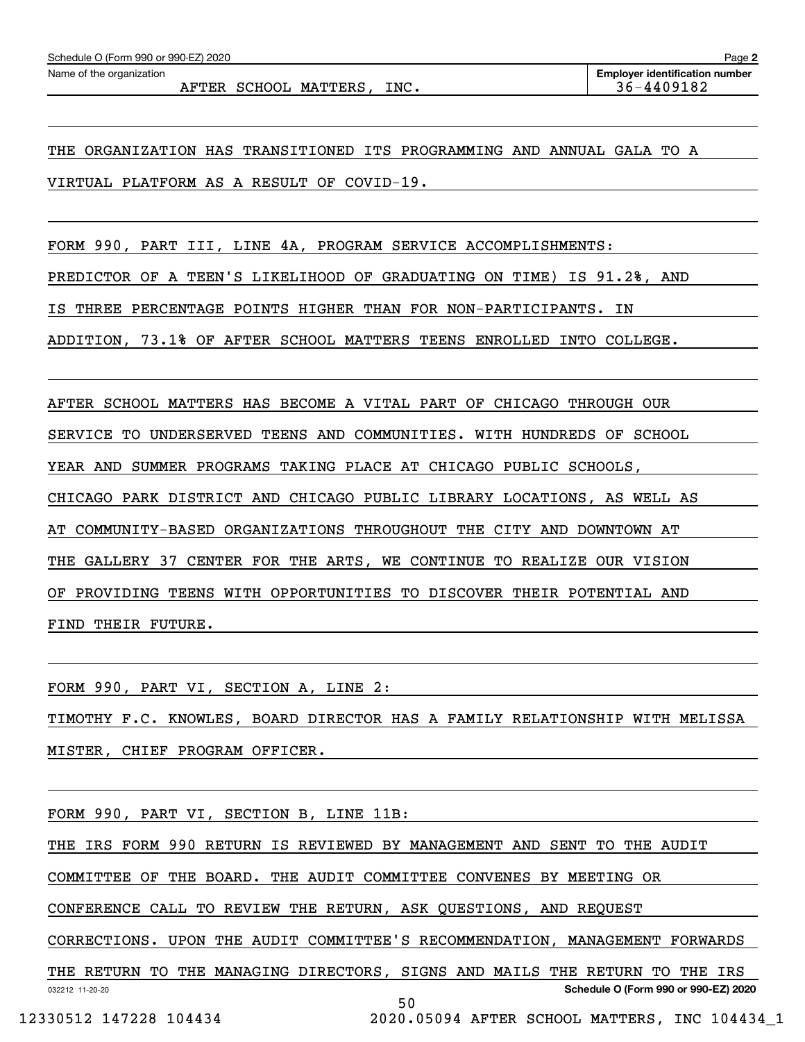Schedule O (Form 990 or 990-EZ) 2020

Name of the organization: AFTER SCHOOL MATTERS, INC.

Employer identification number: 36-4409182

THE ORGANIZATION HAS TRANSITIONED ITS PROGRAMMING AND ANNUAL GALA TO A VIRTUAL PLATFORM AS A RESULT OF COVID-19.

FORM 990, PART III, LINE 4A, PROGRAM SERVICE ACCOMPLISHMENTS:

PREDICTOR OF A TEEN'S LIKELIHOOD OF GRADUATING ON TIME) IS 91.2%, AND IS THREE PERCENTAGE POINTS HIGHER THAN FOR NON-PARTICIPANTS. IN ADDITION, 73.1% OF AFTER SCHOOL MATTERS TEENS ENROLLED INTO COLLEGE.

AFTER SCHOOL MATTERS HAS BECOME A VITAL PART OF CHICAGO THROUGH OUR SERVICE TO UNDERSERVED TEENS AND COMMUNITIES. WITH HUNDREDS OF SCHOOL YEAR AND SUMMER PROGRAMS TAKING PLACE AT CHICAGO PUBLIC SCHOOLS, CHICAGO PARK DISTRICT AND CHICAGO PUBLIC LIBRARY LOCATIONS, AS WELL AS AT COMMUNITY-BASED ORGANIZATIONS THROUGHOUT THE CITY AND DOWNTOWN AT THE GALLERY 37 CENTER FOR THE ARTS, WE CONTINUE TO REALIZE OUR VISION OF PROVIDING TEENS WITH OPPORTUNITIES TO DISCOVER THEIR POTENTIAL AND FIND THEIR FUTURE.

FORM 990, PART VI, SECTION A, LINE 2:

TIMOTHY F.C. KNOWLES, BOARD DIRECTOR HAS A FAMILY RELATIONSHIP WITH MELISSA MISTER, CHIEF PROGRAM OFFICER.

FORM 990, PART VI, SECTION B, LINE 11B:

THE IRS FORM 990 RETURN IS REVIEWED BY MANAGEMENT AND SENT TO THE AUDIT COMMITTEE OF THE BOARD. THE AUDIT COMMITTEE CONVENES BY MEETING OR CONFERENCE CALL TO REVIEW THE RETURN, ASK QUESTIONS, AND REQUEST CORRECTIONS. UPON THE AUDIT COMMITTEE'S RECOMMENDATION, MANAGEMENT FORWARDS THE RETURN TO THE MANAGING DIRECTORS, SIGNS AND MAILS THE RETURN TO THE IRS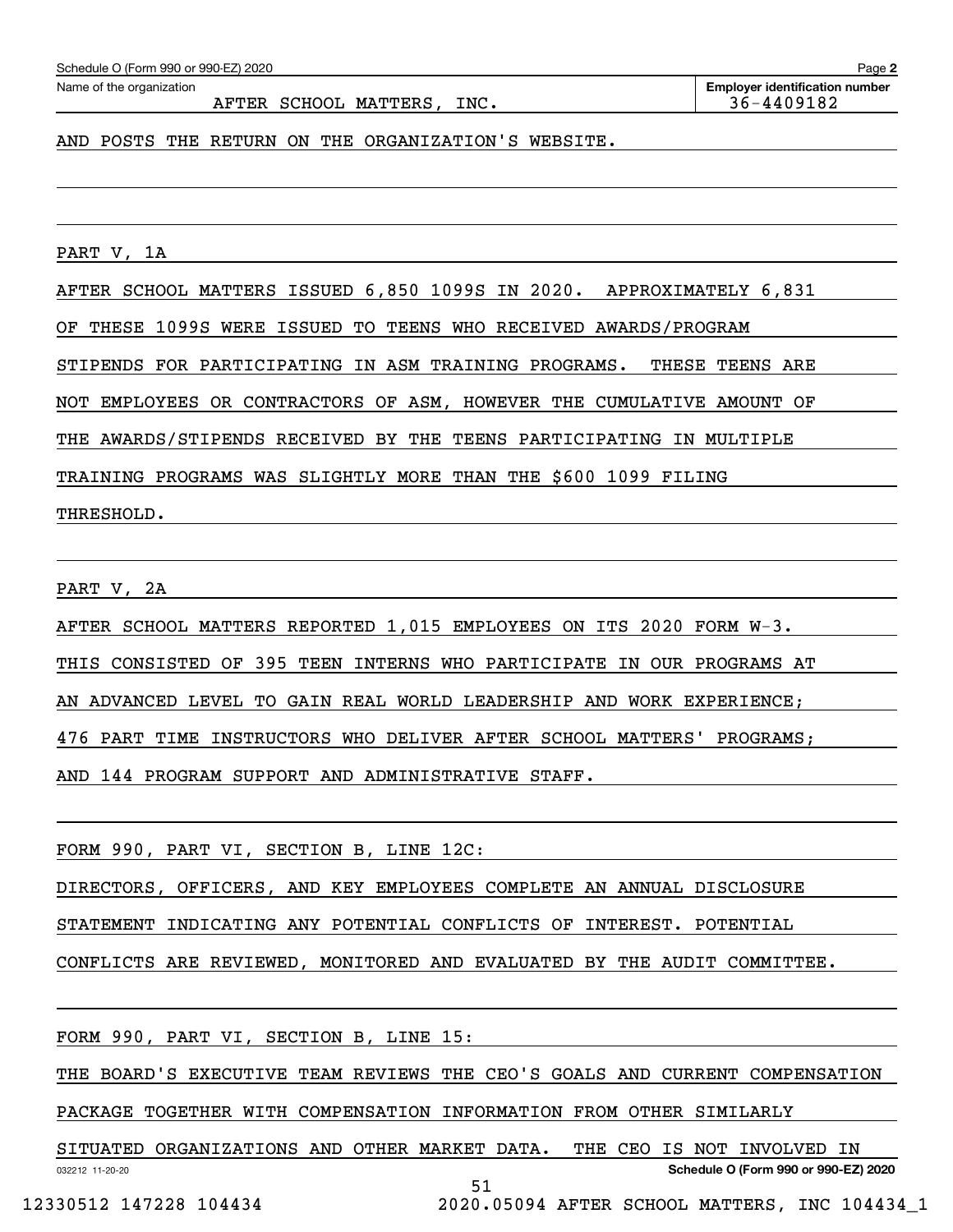Schedule O (Form 990 or 990-EZ) 2020

Name of the organization: AFTER SCHOOL MATTERS, INC.

Employer identification number: 36-4409182

AND POSTS THE RETURN ON THE ORGANIZATION'S WEBSITE.

PART V, 1A

AFTER SCHOOL MATTERS ISSUED 6,850 1099S IN 2020. APPROXIMATELY 6,831 OF THESE 1099S WERE ISSUED TO TEENS WHO RECEIVED AWARDS/PROGRAM STIPENDS FOR PARTICIPATING IN ASM TRAINING PROGRAMS. THESE TEENS ARE NOT EMPLOYEES OR CONTRACTORS OF ASM, HOWEVER THE CUMULATIVE AMOUNT OF THE AWARDS/STIPENDS RECEIVED BY THE TEENS PARTICIPATING IN MULTIPLE TRAINING PROGRAMS WAS SLIGHTLY MORE THAN THE $600 1099 FILING THRESHOLD.

PART V, 2A

AFTER SCHOOL MATTERS REPORTED 1,015 EMPLOYEES ON ITS 2020 FORM W-3. THIS CONSISTED OF 395 TEEN INTERNS WHO PARTICIPATE IN OUR PROGRAMS AT AN ADVANCED LEVEL TO GAIN REAL WORLD LEADERSHIP AND WORK EXPERIENCE; 476 PART TIME INSTRUCTORS WHO DELIVER AFTER SCHOOL MATTERS' PROGRAMS; AND 144 PROGRAM SUPPORT AND ADMINISTRATIVE STAFF.

FORM 990, PART VI, SECTION B, LINE 12C:

DIRECTORS, OFFICERS, AND KEY EMPLOYEES COMPLETE AN ANNUAL DISCLOSURE STATEMENT INDICATING ANY POTENTIAL CONFLICTS OF INTEREST. POTENTIAL CONFLICTS ARE REVIEWED, MONITORED AND EVALUATED BY THE AUDIT COMMITTEE.

FORM 990, PART VI, SECTION B, LINE 15:

THE BOARD'S EXECUTIVE TEAM REVIEWS THE CEO'S GOALS AND CURRENT COMPENSATION PACKAGE TOGETHER WITH COMPENSATION INFORMATION FROM OTHER SIMILARLY SITUATED ORGANIZATIONS AND OTHER MARKET DATA. THE CEO IS NOT INVOLVED IN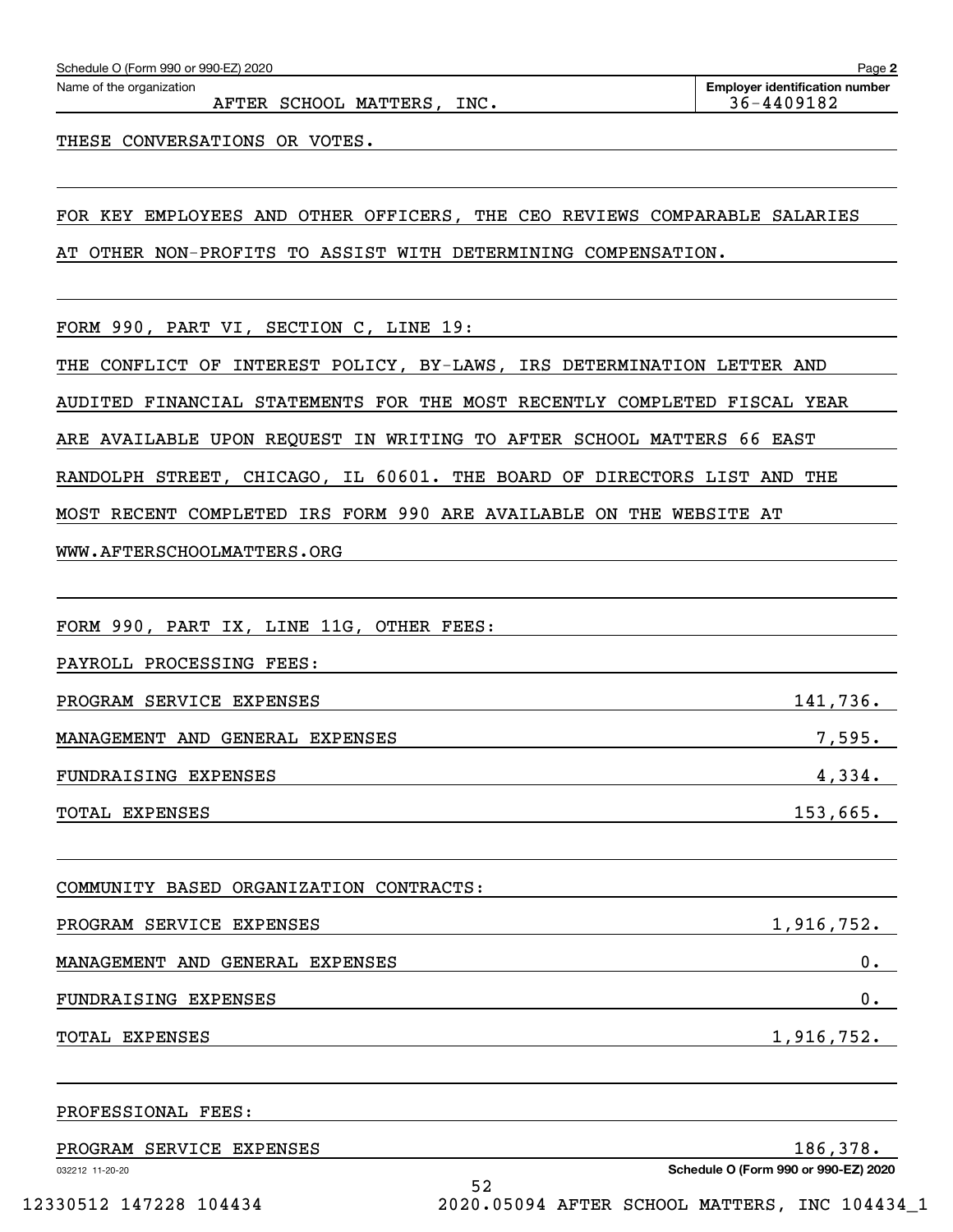Schedule O (Form 990 or 990-EZ) 2020

Name of the organization: AFTER SCHOOL MATTERS, INC.

Employer identification number: 36-4409182

THESE CONVERSATIONS OR VOTES.

FOR KEY EMPLOYEES AND OTHER OFFICERS, THE CEO REVIEWS COMPARABLE SALARIES AT OTHER NON-PROFITS TO ASSIST WITH DETERMINING COMPENSATION.

FORM 990, PART VI, SECTION C, LINE 19:

THE CONFLICT OF INTEREST POLICY, BY-LAWS, IRS DETERMINATION LETTER AND AUDITED FINANCIAL STATEMENTS FOR THE MOST RECENTLY COMPLETED FISCAL YEAR ARE AVAILABLE UPON REQUEST IN WRITING TO AFTER SCHOOL MATTERS 66 EAST RANDOLPH STREET, CHICAGO, IL 60601. THE BOARD OF DIRECTORS LIST AND THE MOST RECENT COMPLETED IRS FORM 990 ARE AVAILABLE ON THE WEBSITE AT WWW.AFTERSCHOOLMATTERS.ORG

FORM 990, PART IX, LINE 11G, OTHER FEES:

PAYROLL PROCESSING FEES:

| | |
|---|---:|
| PROGRAM SERVICE EXPENSES | 141,736. |
| MANAGEMENT AND GENERAL EXPENSES | 7,595. |
| FUNDRAISING EXPENSES | 4,334. |
| TOTAL EXPENSES | 153,665. |

COMMUNITY BASED ORGANIZATION CONTRACTS:

| | |
|---|---:|
| PROGRAM SERVICE EXPENSES | 1,916,752. |
| MANAGEMENT AND GENERAL EXPENSES | 0. |
| FUNDRAISING EXPENSES | 0. |
| TOTAL EXPENSES | 1,916,752. |

PROFESSIONAL FEES:

| | |
|---|---:|
| PROGRAM SERVICE EXPENSES | 186,378. |

032212 11-20-20

Schedule O (Form 990 or 990-EZ) 2020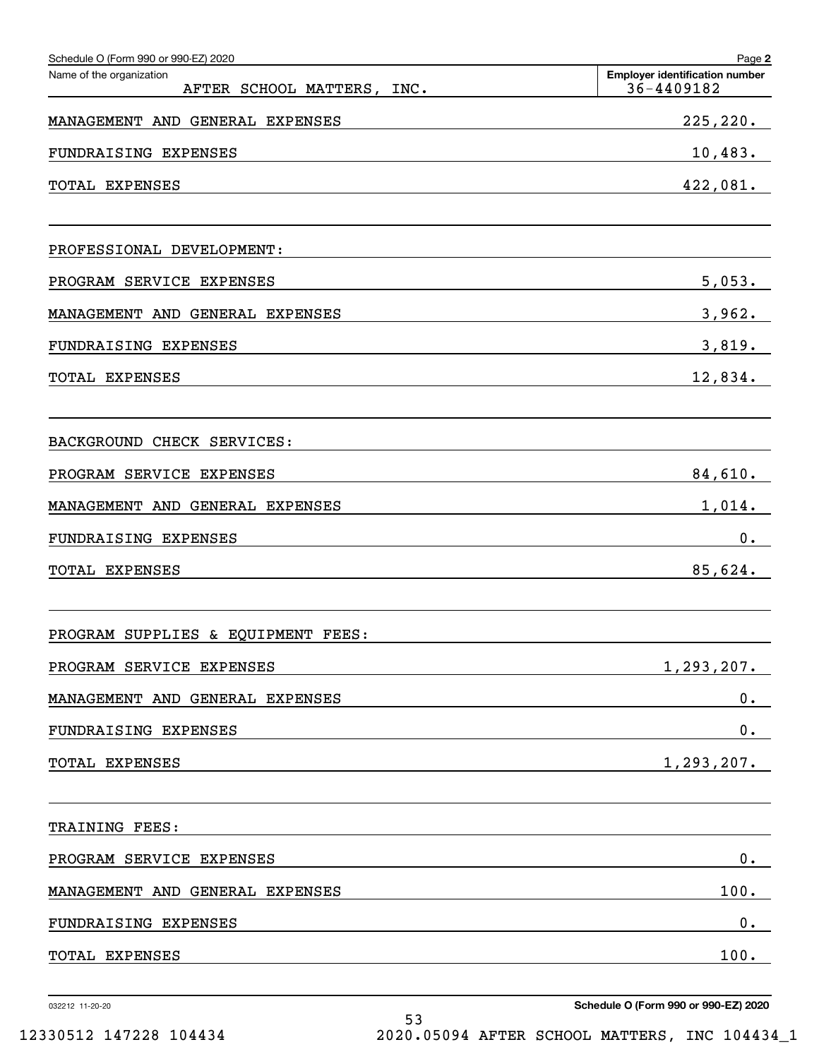Schedule O (Form 990 or 990-EZ) 2020

Name of the organization: AFTER SCHOOL MATTERS, INC.

Employer identification number: 36-4409182

| | |
|---|---|
| MANAGEMENT AND GENERAL EXPENSES | 225,220. |
| FUNDRAISING EXPENSES | 10,483. |
| TOTAL EXPENSES | 422,081. |
| | |
| PROFESSIONAL DEVELOPMENT: | |
| PROGRAM SERVICE EXPENSES | 5,053. |
| MANAGEMENT AND GENERAL EXPENSES | 3,962. |
| FUNDRAISING EXPENSES | 3,819. |
| TOTAL EXPENSES | 12,834. |
| | |
| BACKGROUND CHECK SERVICES: | |
| PROGRAM SERVICE EXPENSES | 84,610. |
| MANAGEMENT AND GENERAL EXPENSES | 1,014. |
| FUNDRAISING EXPENSES | 0. |
| TOTAL EXPENSES | 85,624. |
| | |
| PROGRAM SUPPLIES & EQUIPMENT FEES: | |
| PROGRAM SERVICE EXPENSES | 1,293,207. |
| MANAGEMENT AND GENERAL EXPENSES | 0. |
| FUNDRAISING EXPENSES | 0. |
| TOTAL EXPENSES | 1,293,207. |
| | |
| TRAINING FEES: | |
| PROGRAM SERVICE EXPENSES | 0. |
| MANAGEMENT AND GENERAL EXPENSES | 100. |
| FUNDRAISING EXPENSES | 0. |
| TOTAL EXPENSES | 100. |

032212 11-20-20

Schedule O (Form 990 or 990-EZ) 2020

12330512 147228 104434 2020.05094 AFTER SCHOOL MATTERS, INC 104434_1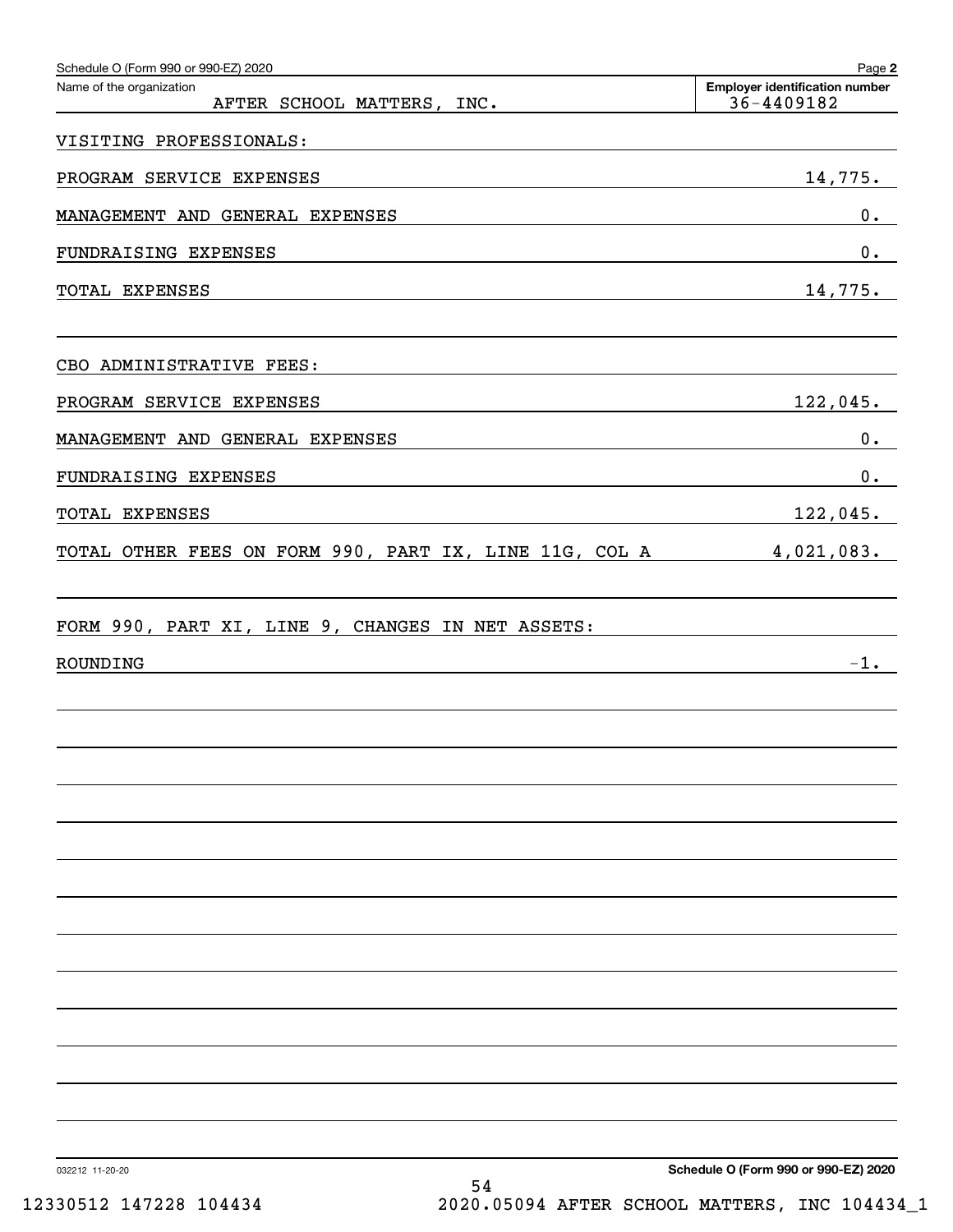Schedule O (Form 990 or 990-EZ) 2020 Page 2

| Name of the organization | Employer identification number |
|---|---|
| AFTER SCHOOL MATTERS, INC. | 36-4409182 |

VISITING PROFESSIONALS:

| | |
|---|---|
| PROGRAM SERVICE EXPENSES | 14,775. |
| MANAGEMENT AND GENERAL EXPENSES | 0. |
| FUNDRAISING EXPENSES | 0. |
| TOTAL EXPENSES | 14,775. |

CBO ADMINISTRATIVE FEES:

| | |
|---|---|
| PROGRAM SERVICE EXPENSES | 122,045. |
| MANAGEMENT AND GENERAL EXPENSES | 0. |
| FUNDRAISING EXPENSES | 0. |
| TOTAL EXPENSES | 122,045. |
| TOTAL OTHER FEES ON FORM 990, PART IX, LINE 11G, COL A | 4,021,083. |

FORM 990, PART XI, LINE 9, CHANGES IN NET ASSETS:

| | |
|---|---|
| ROUNDING | -1. |

032212 11-20-20 Schedule O (Form 990 or 990-EZ) 2020

12330512 147228 104434 2020.05094 AFTER SCHOOL MATTERS, INC 104434_1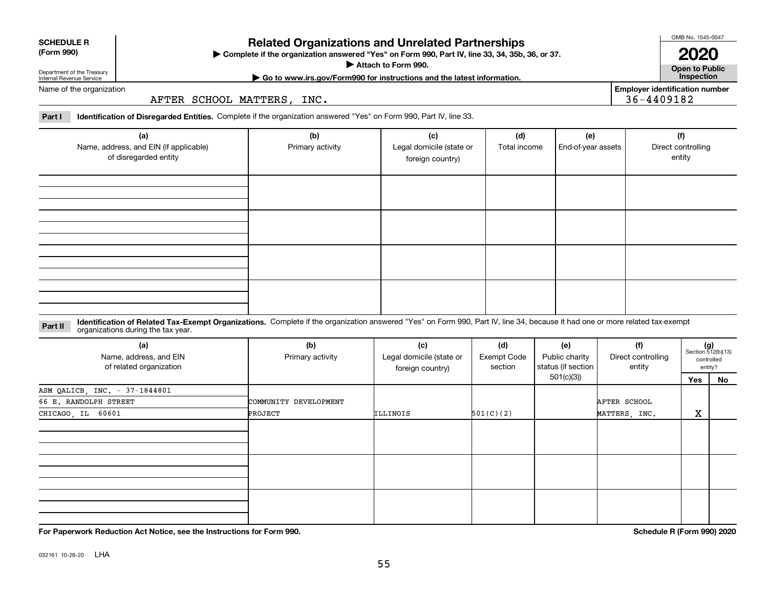**SCHEDULE R (Form 990)**

Department of the Treasury
Internal Revenue Service

# Related Organizations and Unrelated Partnerships

▶ Complete if the organization answered "Yes" on Form 990, Part IV, line 33, 34, 35b, 36, or 37.
▶ Attach to Form 990.
▶ Go to www.irs.gov/Form990 for instructions and the latest information.

OMB No. 1545-0047

**2020**

**Open to Public Inspection**

Name of the organization: AFTER SCHOOL MATTERS, INC.

Employer identification number: 36-4409182

**Part I** **Identification of Disregarded Entities.** Complete if the organization answered "Yes" on Form 990, Part IV, line 33.

| (a) Name, address, and EIN (if applicable) of disregarded entity | (b) Primary activity | (c) Legal domicile (state or foreign country) | (d) Total income | (e) End-of-year assets | (f) Direct controlling entity |
|---|---|---|---|---|---|
| | | | | | |
| | | | | | |
| | | | | | |
| | | | | | |

**Part II** **Identification of Related Tax-Exempt Organizations.** Complete if the organization answered "Yes" on Form 990, Part IV, line 34, because it had one or more related tax-exempt organizations during the tax year.

| (a) Name, address, and EIN of related organization | (b) Primary activity | (c) Legal domicile (state or foreign country) | (d) Exempt Code section | (e) Public charity status (if section 501(c)(3)) | (f) Direct controlling entity | (g) Section 512(b)(13) controlled entity? Yes | No |
|---|---|---|---|---|---|---|---|
| ASM QALICB, INC. - 37-1844801<br>66 E. RANDOLPH STREET<br>CHICAGO, IL 60601 | COMMUNITY DEVELOPMENT PROJECT | ILLINOIS | 501(C)(2) | | AFTER SCHOOL MATTERS, INC. | X | |
| | | | | | | | |
| | | | | | | | |
| | | | | | | | |

**For Paperwork Reduction Act Notice, see the Instructions for Form 990.**

**Schedule R (Form 990) 2020**

032161 10-28-20 LHA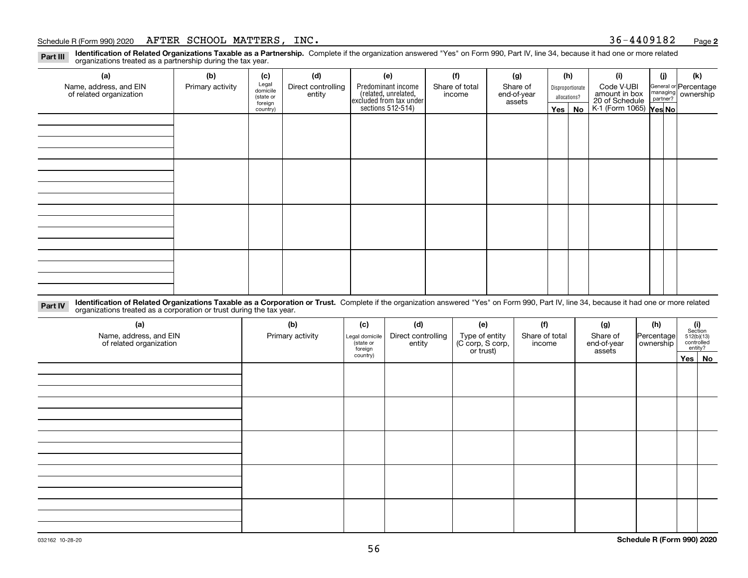Schedule R (Form 990) 2020 AFTER SCHOOL MATTERS, INC. 36-4409182 Page **2**

**Part III** **Identification of Related Organizations Taxable as a Partnership.** Complete if the organization answered "Yes" on Form 990, Part IV, line 34, because it had one or more related organizations treated as a partnership during the tax year.

| (a) Name, address, and EIN of related organization | (b) Primary activity | (c) Legal domicile (state or foreign country) | (d) Direct controlling entity | (e) Predominant income (related, unrelated, excluded from tax under sections 512-514) | (f) Share of total income | (g) Share of end-of-year assets | (h) Disproportionate allocations? Yes | (h) No | (i) Code V-UBI amount in box 20 of Schedule K-1 (Form 1065) | (j) General or managing partner? Yes | (j) No | (k) Percentage ownership |
|---|---|---|---|---|---|---|---|---|---|---|---|---|
| | | | | | | | | | | | | |
| | | | | | | | | | | | | |
| | | | | | | | | | | | | |
| | | | | | | | | | | | | |

**Part IV** **Identification of Related Organizations Taxable as a Corporation or Trust.** Complete if the organization answered "Yes" on Form 990, Part IV, line 34, because it had one or more related organizations treated as a corporation or trust during the tax year.

| (a) Name, address, and EIN of related organization | (b) Primary activity | (c) Legal domicile (state or foreign country) | (d) Direct controlling entity | (e) Type of entity (C corp, S corp, or trust) | (f) Share of total income | (g) Share of end-of-year assets | (h) Percentage ownership | (i) Section 512(b)(13) controlled entity? Yes | (i) No |
|---|---|---|---|---|---|---|---|---|---|
| | | | | | | | | | |
| | | | | | | | | | |
| | | | | | | | | | |
| | | | | | | | | | |
| | | | | | | | | | |

032162 10-28-20

**Schedule R (Form 990) 2020**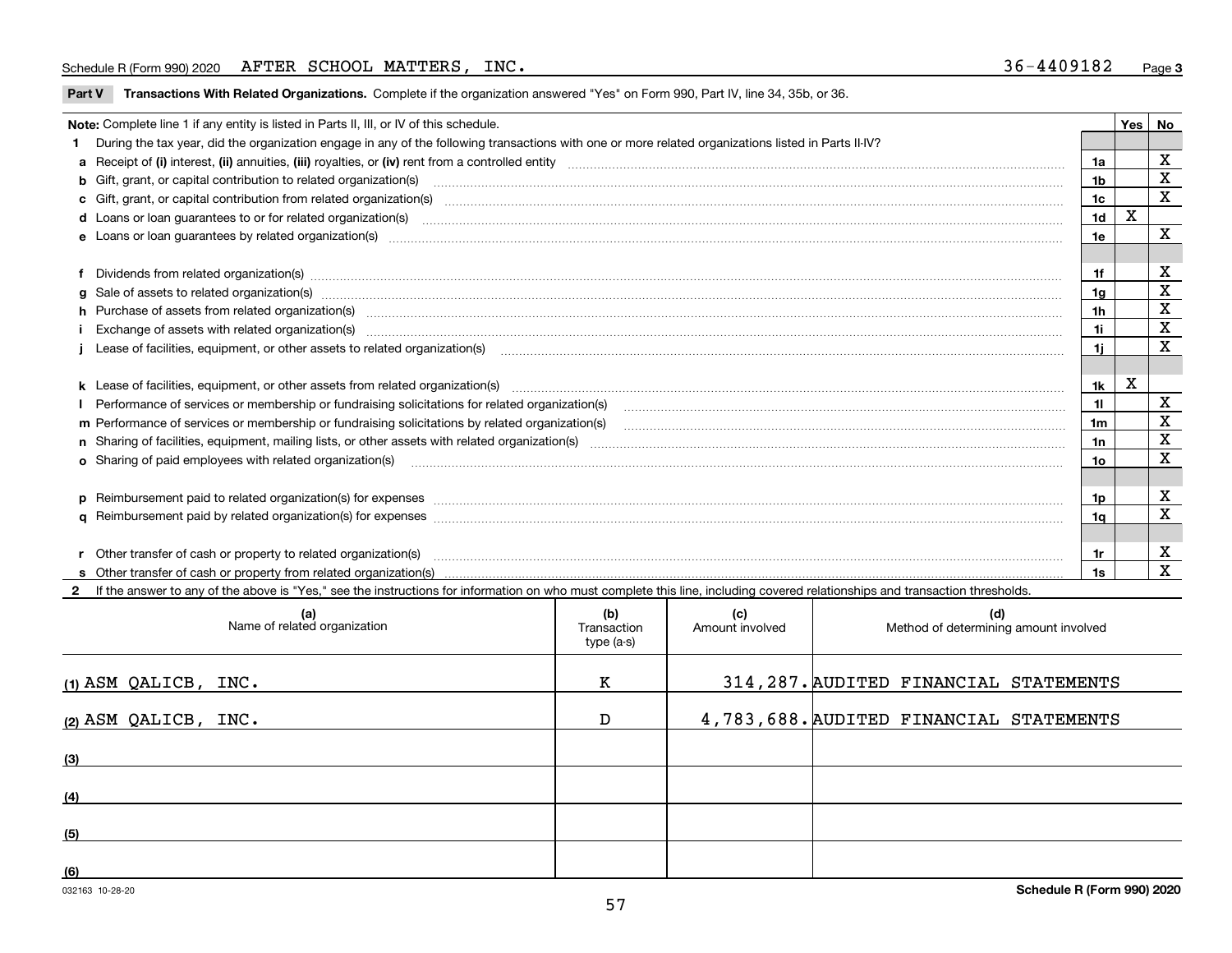Schedule R (Form 990) 2020 AFTER SCHOOL MATTERS, INC. 36-4409182

**Part V Transactions With Related Organizations.** Complete if the organization answered "Yes" on Form 990, Part IV, line 34, 35b, or 36.

| Note: Complete line 1 if any entity is listed in Parts II, III, or IV of this schedule. | | Yes | No |
|---|---|---|---|
| **1** During the tax year, did the organization engage in any of the following transactions with one or more related organizations listed in Parts II-IV? | | | |
| **a** Receipt of **(i)** interest, **(ii)** annuities, **(iii)** royalties, or **(iv)** rent from a controlled entity | 1a | | X |
| **b** Gift, grant, or capital contribution to related organization(s) | 1b | | X |
| **c** Gift, grant, or capital contribution from related organization(s) | 1c | | X |
| **d** Loans or loan guarantees to or for related organization(s) | 1d | X | |
| **e** Loans or loan guarantees by related organization(s) | 1e | | X |
| **f** Dividends from related organization(s) | 1f | | X |
| **g** Sale of assets to related organization(s) | 1g | | X |
| **h** Purchase of assets from related organization(s) | 1h | | X |
| **i** Exchange of assets with related organization(s) | 1i | | X |
| **j** Lease of facilities, equipment, or other assets to related organization(s) | 1j | | X |
| **k** Lease of facilities, equipment, or other assets from related organization(s) | 1k | X | |
| **l** Performance of services or membership or fundraising solicitations for related organization(s) | 1l | | X |
| **m** Performance of services or membership or fundraising solicitations by related organization(s) | 1m | | X |
| **n** Sharing of facilities, equipment, mailing lists, or other assets with related organization(s) | 1n | | X |
| **o** Sharing of paid employees with related organization(s) | 1o | | X |
| **p** Reimbursement paid to related organization(s) for expenses | 1p | | X |
| **q** Reimbursement paid by related organization(s) for expenses | 1q | | X |
| **r** Other transfer of cash or property to related organization(s) | 1r | | X |
| **s** Other transfer of cash or property from related organization(s) | 1s | | X |

**2** If the answer to any of the above is "Yes," see the instructions for information on who must complete this line, including covered relationships and transaction thresholds.

| | (a) Name of related organization | (b) Transaction type (a-s) | (c) Amount involved | (d) Method of determining amount involved |
|---|---|---|---|---|
| (1) | ASM QALICB, INC. | K | 314,287. | AUDITED FINANCIAL STATEMENTS |
| (2) | ASM QALICB, INC. | D | 4,783,688. | AUDITED FINANCIAL STATEMENTS |
| (3) | | | | |
| (4) | | | | |
| (5) | | | | |
| (6) | | | | |

032163 10-28-20

**Schedule R (Form 990) 2020**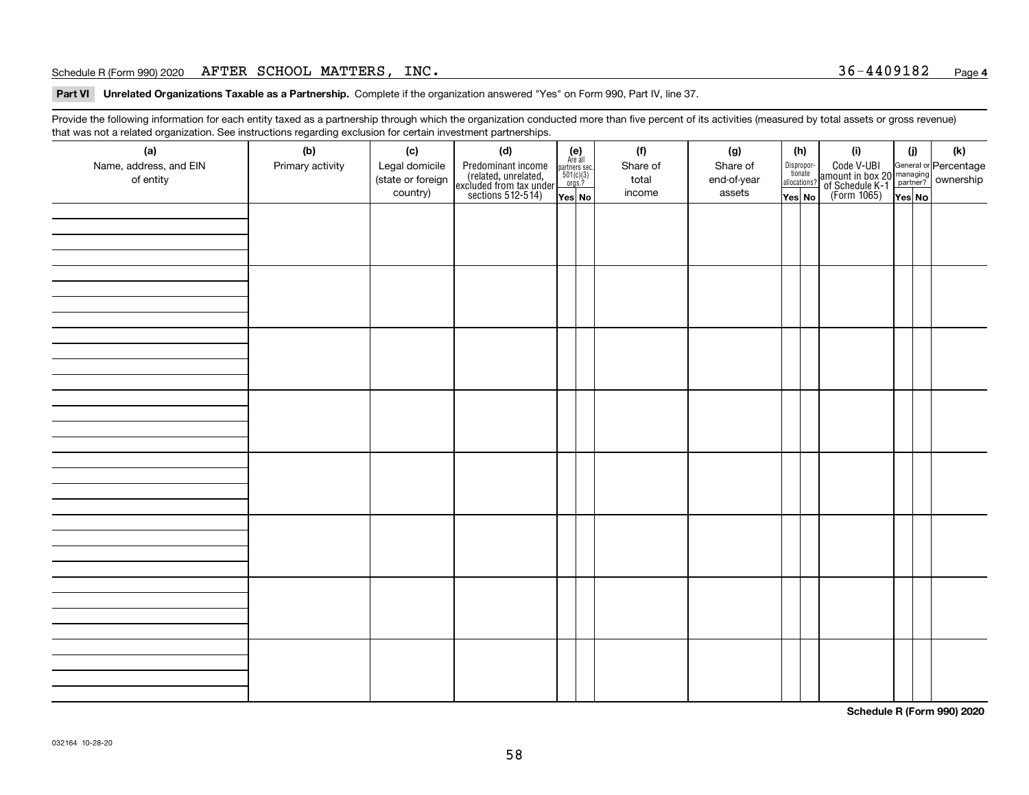Schedule R (Form 990) 2020 AFTER SCHOOL MATTERS, INC. 36-4409182 Page **4**

**Part VI Unrelated Organizations Taxable as a Partnership.** Complete if the organization answered "Yes" on Form 990, Part IV, line 37.

Provide the following information for each entity taxed as a partnership through which the organization conducted more than five percent of its activities (measured by total assets or gross revenue) that was not a related organization. See instructions regarding exclusion for certain investment partnerships.

| (a) Name, address, and EIN of entity | (b) Primary activity | (c) Legal domicile (state or foreign country) | (d) Predominant income (related, unrelated, excluded from tax under sections 512-514) | (e) Are all partners sec. 501(c)(3) orgs.? | | (f) Share of total income | (g) Share of end-of-year assets | (h) Disproportionate allocations? | | (i) Code V-UBI amount in box 20 of Schedule K-1 (Form 1065) | (j) General or managing partner? | | (k) Percentage ownership |
|---|---|---|---|---|---|---|---|---|---|---|---|---|---|
| | | | | Yes | No | | | Yes | No | | Yes | No | |
| | | | | | | | | | | | | | |
| | | | | | | | | | | | | | |
| | | | | | | | | | | | | | |
| | | | | | | | | | | | | | |
| | | | | | | | | | | | | | |
| | | | | | | | | | | | | | |
| | | | | | | | | | | | | | |
| | | | | | | | | | | | | | |

**Schedule R (Form 990) 2020**

032164 10-28-20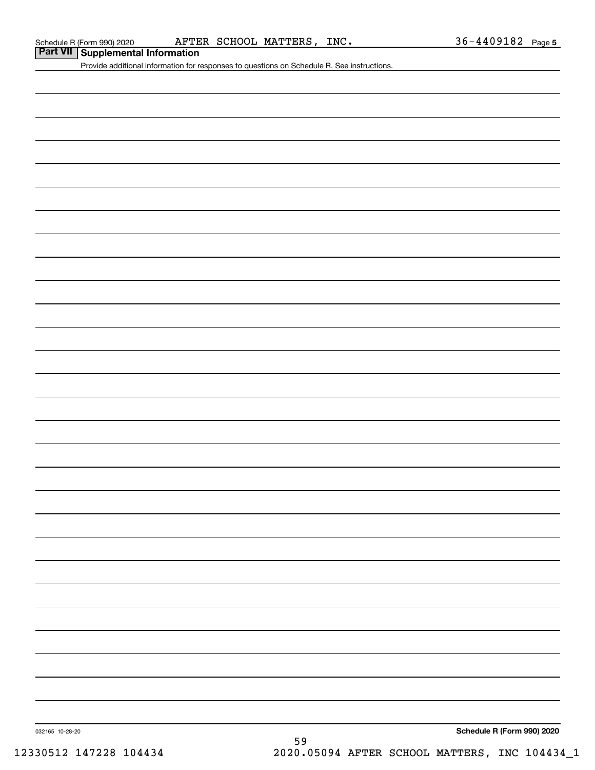Schedule R (Form 990) 2020 AFTER SCHOOL MATTERS, INC. 36-4409182 Page **5**

## Part VII Supplemental Information

Provide additional information for responses to questions on Schedule R. See instructions.

032165 10-28-20

**Schedule R (Form 990) 2020**

12330512 147228 104434 2020.05094 AFTER SCHOOL MATTERS, INC 104434_1